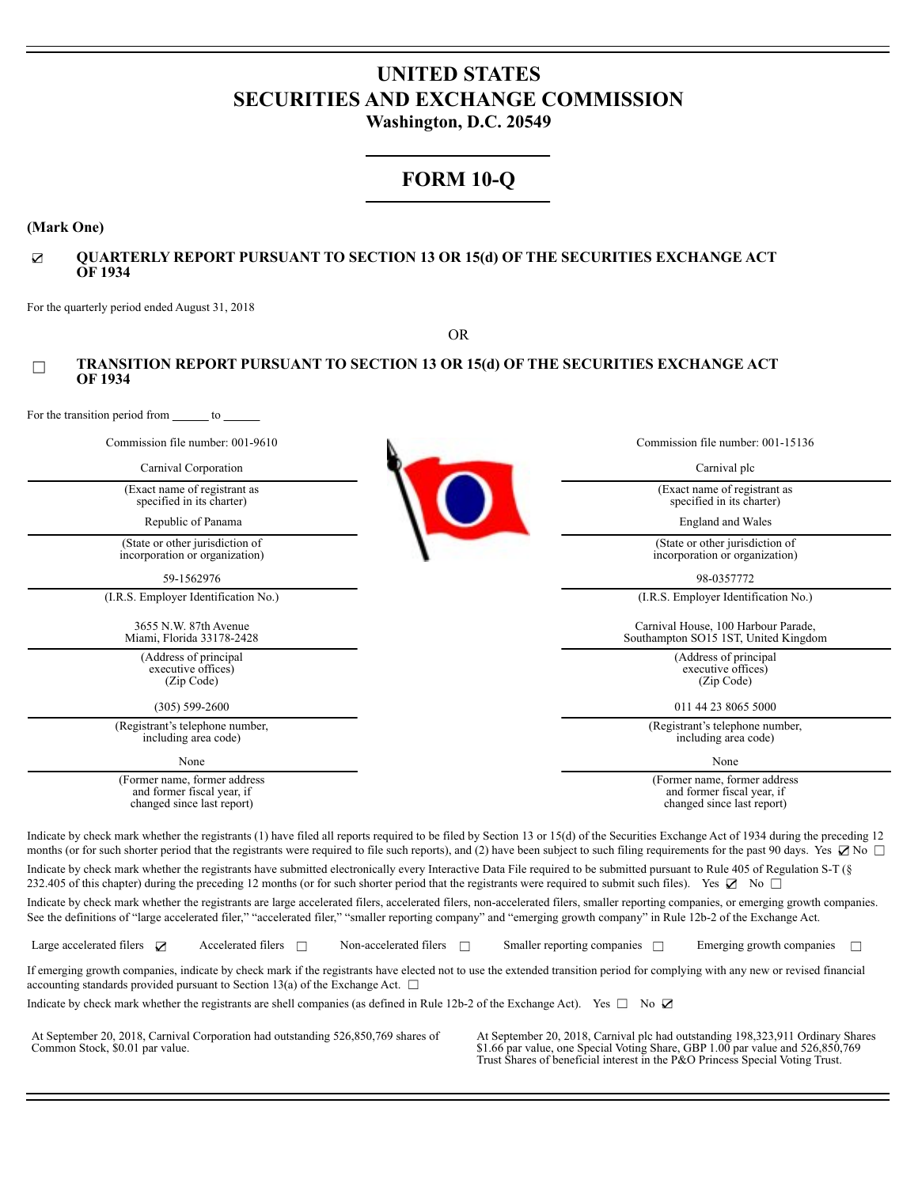# UNITED STATES
# SECURITIES AND EXCHANGE COMMISSION
**Washington, D.C. 20549**

# FORM 10-Q

**(Mark One)**

☑ **QUARTERLY REPORT PURSUANT TO SECTION 13 OR 15(d) OF THE SECURITIES EXCHANGE ACT OF 1934**

For the quarterly period ended August 31, 2018

OR

☐ **TRANSITION REPORT PURSUANT TO SECTION 13 OR 15(d) OF THE SECURITIES EXCHANGE ACT OF 1934**

For the transition period from ______ to ______

| Commission file number: 001-9610 | Commission file number: 001-15136 |
|---|---|
| Carnival Corporation | Carnival plc |
| (Exact name of registrant as specified in its charter) | (Exact name of registrant as specified in its charter) |
| Republic of Panama | England and Wales |
| (State or other jurisdiction of incorporation or organization) | (State or other jurisdiction of incorporation or organization) |
| 59-1562976 | 98-0357772 |
| (I.R.S. Employer Identification No.) | (I.R.S. Employer Identification No.) |
| 3655 N.W. 87th Avenue Miami, Florida 33178-2428 | Carnival House, 100 Harbour Parade, Southampton SO15 1ST, United Kingdom |
| (Address of principal executive offices) (Zip Code) | (Address of principal executive offices) (Zip Code) |
| (305) 599-2600 | 011 44 23 8065 5000 |
| (Registrant's telephone number, including area code) | (Registrant's telephone number, including area code) |
| None | None |
| (Former name, former address and former fiscal year, if changed since last report) | (Former name, former address and former fiscal year, if changed since last report) |

Indicate by check mark whether the registrants (1) have filed all reports required to be filed by Section 13 or 15(d) of the Securities Exchange Act of 1934 during the preceding 12 months (or for such shorter period that the registrants were required to file such reports), and (2) have been subject to such filing requirements for the past 90 days. Yes ☑ No ☐

Indicate by check mark whether the registrants have submitted electronically every Interactive Data File required to be submitted pursuant to Rule 405 of Regulation S-T (§ 232.405 of this chapter) during the preceding 12 months (or for such shorter period that the registrants were required to submit such files). Yes ☑ No ☐

Indicate by check mark whether the registrants are large accelerated filers, accelerated filers, non-accelerated filers, smaller reporting companies, or emerging growth companies. See the definitions of "large accelerated filer," "accelerated filer," "smaller reporting company" and "emerging growth company" in Rule 12b-2 of the Exchange Act.

Large accelerated filers ☑ Accelerated filers ☐ Non-accelerated filers ☐ Smaller reporting companies ☐ Emerging growth companies ☐

If emerging growth companies, indicate by check mark if the registrants have elected not to use the extended transition period for complying with any new or revised financial accounting standards provided pursuant to Section 13(a) of the Exchange Act. ☐

Indicate by check mark whether the registrants are shell companies (as defined in Rule 12b-2 of the Exchange Act). Yes ☐ No ☑

At September 20, 2018, Carnival Corporation had outstanding 526,850,769 shares of Common Stock, $0.01 par value.

At September 20, 2018, Carnival plc had outstanding 198,323,911 Ordinary Shares $1.66 par value, one Special Voting Share, GBP 1.00 par value and 526,850,769 Trust Shares of beneficial interest in the P&O Princess Special Voting Trust.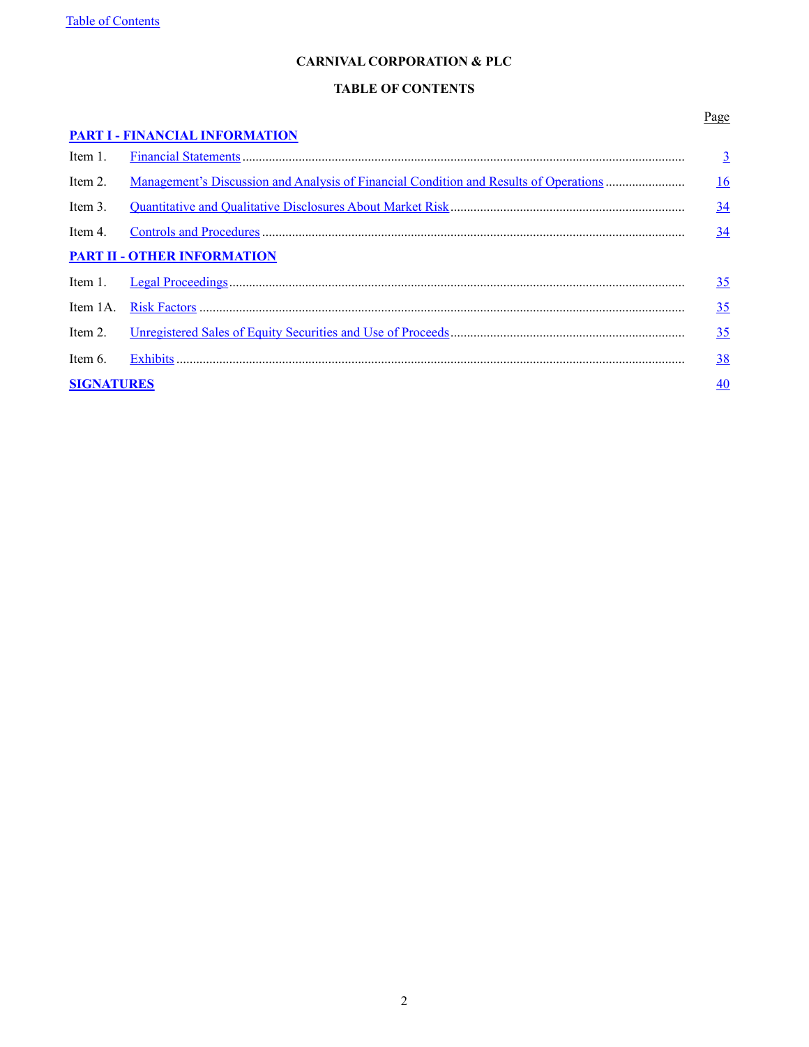# CARNIVAL CORPORATION & PLC

## TABLE OF CONTENTS

| | | Page |
|---|---|---|
| **PART I - FINANCIAL INFORMATION** | | |
| Item 1. | Financial Statements | 3 |
| Item 2. | Management's Discussion and Analysis of Financial Condition and Results of Operations | 16 |
| Item 3. | Quantitative and Qualitative Disclosures About Market Risk | 34 |
| Item 4. | Controls and Procedures | 34 |
| **PART II - OTHER INFORMATION** | | |
| Item 1. | Legal Proceedings | 35 |
| Item 1A. | Risk Factors | 35 |
| Item 2. | Unregistered Sales of Equity Securities and Use of Proceeds | 35 |
| Item 6. | Exhibits | 38 |
| **SIGNATURES** | | 40 |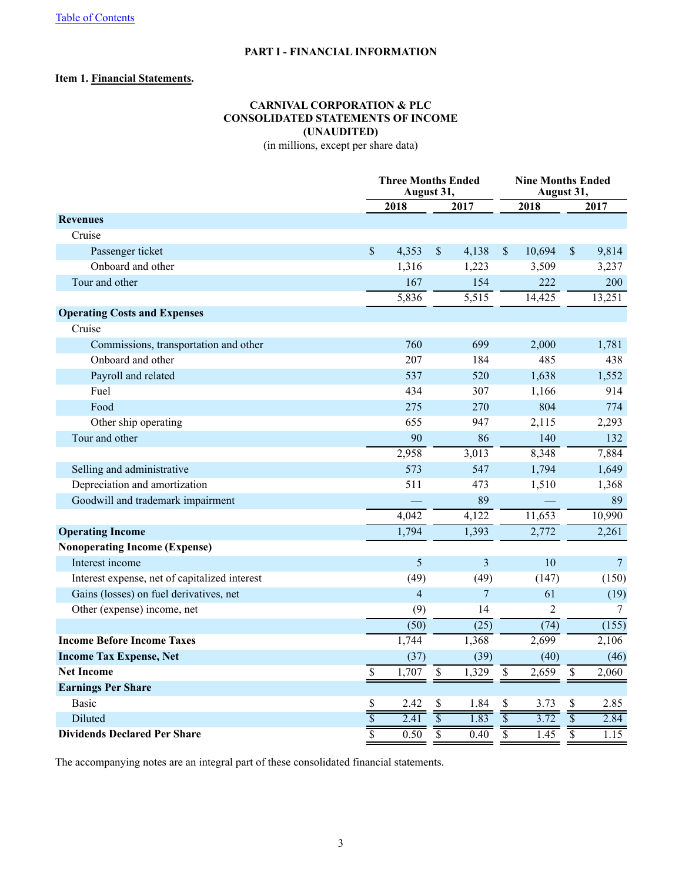[Table of Contents](#)

**PART I - FINANCIAL INFORMATION**

**Item 1. Financial Statements.**

**CARNIVAL CORPORATION & PLC**
**CONSOLIDATED STATEMENTS OF INCOME**
**(UNAUDITED)**
(in millions, except per share data)

| | Three Months Ended August 31, | | Nine Months Ended August 31, | |
|---|---|---|---|---|
| | 2018 | 2017 | 2018 | 2017 |
| **Revenues** | | | | |
| Cruise | | | | |
| Passenger ticket | $ 4,353 | $ 4,138 | $ 10,694 | $ 9,814 |
| Onboard and other | 1,316 | 1,223 | 3,509 | 3,237 |
| Tour and other | 167 | 154 | 222 | 200 |
| | 5,836 | 5,515 | 14,425 | 13,251 |
| **Operating Costs and Expenses** | | | | |
| Cruise | | | | |
| Commissions, transportation and other | 760 | 699 | 2,000 | 1,781 |
| Onboard and other | 207 | 184 | 485 | 438 |
| Payroll and related | 537 | 520 | 1,638 | 1,552 |
| Fuel | 434 | 307 | 1,166 | 914 |
| Food | 275 | 270 | 804 | 774 |
| Other ship operating | 655 | 947 | 2,115 | 2,293 |
| Tour and other | 90 | 86 | 140 | 132 |
| | 2,958 | 3,013 | 8,348 | 7,884 |
| Selling and administrative | 573 | 547 | 1,794 | 1,649 |
| Depreciation and amortization | 511 | 473 | 1,510 | 1,368 |
| Goodwill and trademark impairment | — | 89 | — | 89 |
| | 4,042 | 4,122 | 11,653 | 10,990 |
| **Operating Income** | 1,794 | 1,393 | 2,772 | 2,261 |
| **Nonoperating Income (Expense)** | | | | |
| Interest income | 5 | 3 | 10 | 7 |
| Interest expense, net of capitalized interest | (49) | (49) | (147) | (150) |
| Gains (losses) on fuel derivatives, net | 4 | 7 | 61 | (19) |
| Other (expense) income, net | (9) | 14 | 2 | 7 |
| | (50) | (25) | (74) | (155) |
| **Income Before Income Taxes** | 1,744 | 1,368 | 2,699 | 2,106 |
| **Income Tax Expense, Net** | (37) | (39) | (40) | (46) |
| **Net Income** | $ 1,707 | $ 1,329 | $ 2,659 | $ 2,060 |
| **Earnings Per Share** | | | | |
| Basic | $ 2.42 | $ 1.84 | $ 3.73 | $ 2.85 |
| Diluted | $ 2.41 | $ 1.83 | $ 3.72 | $ 2.84 |
| **Dividends Declared Per Share** | $ 0.50 | $ 0.40 | $ 1.45 | $ 1.15 |

The accompanying notes are an integral part of these consolidated financial statements.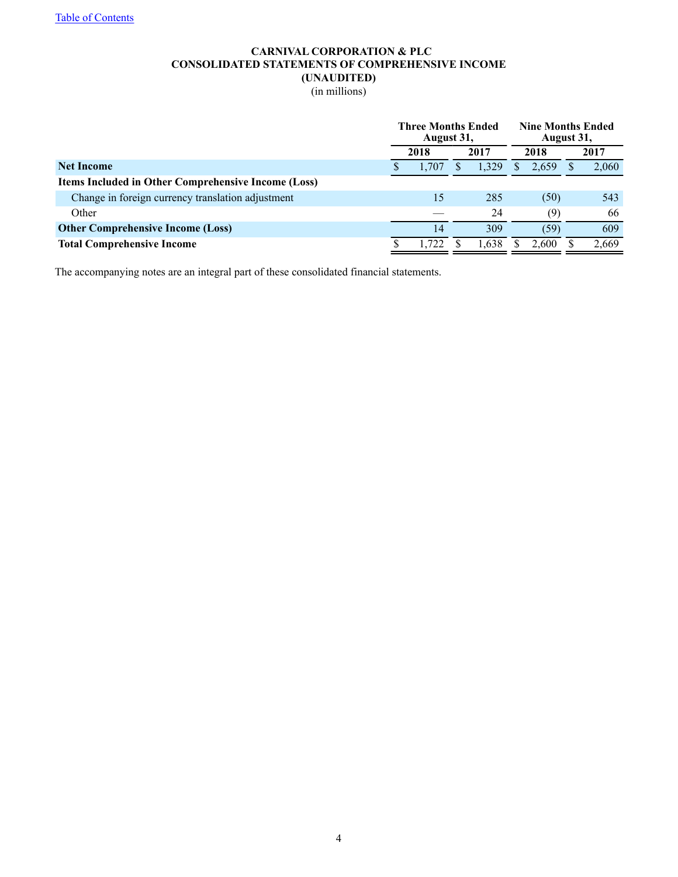**CARNIVAL CORPORATION & PLC**
**CONSOLIDATED STATEMENTS OF COMPREHENSIVE INCOME**
**(UNAUDITED)**
(in millions)

| | Three Months Ended August 31, | | Nine Months Ended August 31, | |
|---|---|---|---|---|
| | 2018 | 2017 | 2018 | 2017 |
| **Net Income** | $ 1,707 | $ 1,329 | $ 2,659 | $ 2,060 |
| **Items Included in Other Comprehensive Income (Loss)** | | | | |
| Change in foreign currency translation adjustment | 15 | 285 | (50) | 543 |
| Other | — | 24 | (9) | 66 |
| **Other Comprehensive Income (Loss)** | 14 | 309 | (59) | 609 |
| **Total Comprehensive Income** | $ 1,722 | $ 1,638 | $ 2,600 | $ 2,669 |

The accompanying notes are an integral part of these consolidated financial statements.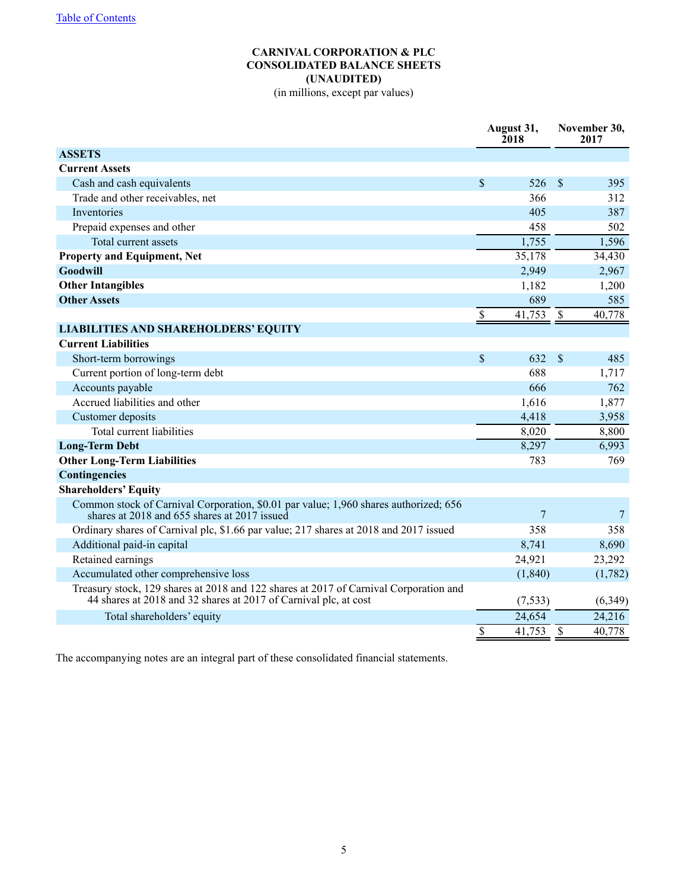# CARNIVAL CORPORATION & PLC
## CONSOLIDATED BALANCE SHEETS
## (UNAUDITED)
(in millions, except par values)

| | August 31, 2018 | November 30, 2017 |
|---|---|---|
| **ASSETS** | | |
| **Current Assets** | | |
| Cash and cash equivalents | $ 526 | $ 395 |
| Trade and other receivables, net | 366 | 312 |
| Inventories | 405 | 387 |
| Prepaid expenses and other | 458 | 502 |
| Total current assets | 1,755 | 1,596 |
| **Property and Equipment, Net** | 35,178 | 34,430 |
| **Goodwill** | 2,949 | 2,967 |
| **Other Intangibles** | 1,182 | 1,200 |
| **Other Assets** | 689 | 585 |
| | $ 41,753 | $ 40,778 |
| **LIABILITIES AND SHAREHOLDERS' EQUITY** | | |
| **Current Liabilities** | | |
| Short-term borrowings | $ 632 | $ 485 |
| Current portion of long-term debt | 688 | 1,717 |
| Accounts payable | 666 | 762 |
| Accrued liabilities and other | 1,616 | 1,877 |
| Customer deposits | 4,418 | 3,958 |
| Total current liabilities | 8,020 | 8,800 |
| **Long-Term Debt** | 8,297 | 6,993 |
| **Other Long-Term Liabilities** | 783 | 769 |
| **Contingencies** | | |
| **Shareholders' Equity** | | |
| Common stock of Carnival Corporation, $0.01 par value; 1,960 shares authorized; 656 shares at 2018 and 655 shares at 2017 issued | 7 | 7 |
| Ordinary shares of Carnival plc, $1.66 par value; 217 shares at 2018 and 2017 issued | 358 | 358 |
| Additional paid-in capital | 8,741 | 8,690 |
| Retained earnings | 24,921 | 23,292 |
| Accumulated other comprehensive loss | (1,840) | (1,782) |
| Treasury stock, 129 shares at 2018 and 122 shares at 2017 of Carnival Corporation and 44 shares at 2018 and 32 shares at 2017 of Carnival plc, at cost | (7,533) | (6,349) |
| Total shareholders' equity | 24,654 | 24,216 |
| | $ 41,753 | $ 40,778 |

The accompanying notes are an integral part of these consolidated financial statements.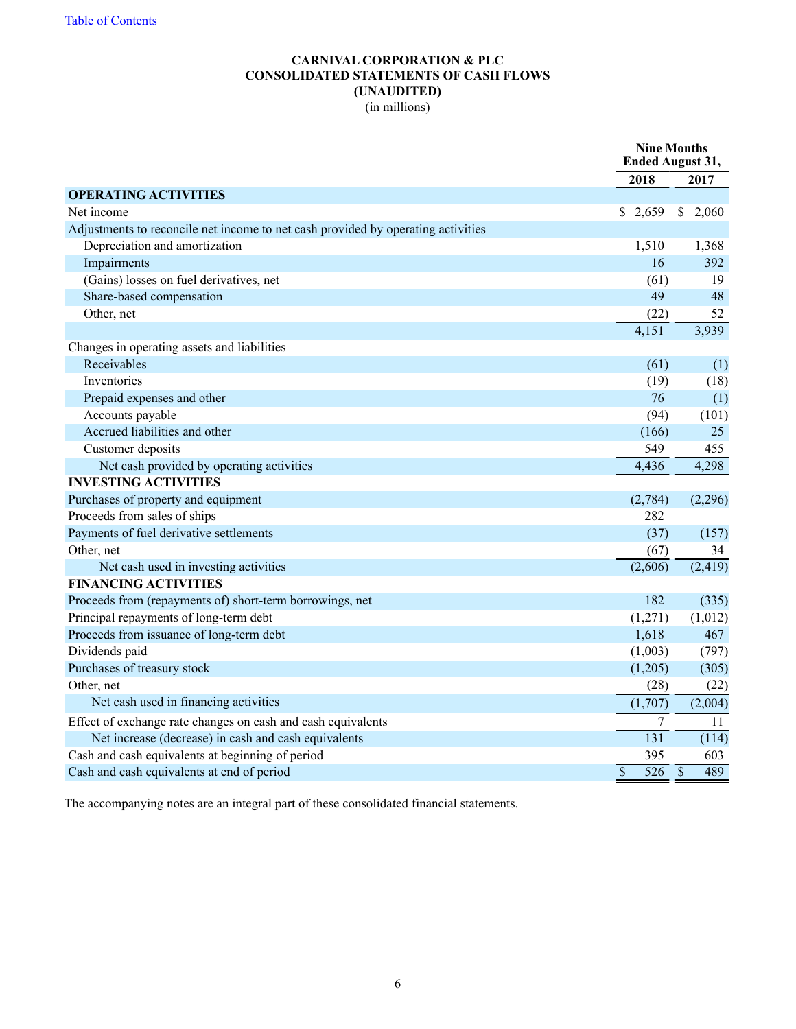[Table of Contents](#)

**CARNIVAL CORPORATION & PLC**
**CONSOLIDATED STATEMENTS OF CASH FLOWS**
**(UNAUDITED)**
(in millions)

| | Nine Months Ended August 31, | |
|---|---|---|
| | **2018** | **2017** |
| **OPERATING ACTIVITIES** | | |
| Net income | $ 2,659 | $ 2,060 |
| Adjustments to reconcile net income to net cash provided by operating activities | | |
| Depreciation and amortization | 1,510 | 1,368 |
| Impairments | 16 | 392 |
| (Gains) losses on fuel derivatives, net | (61) | 19 |
| Share-based compensation | 49 | 48 |
| Other, net | (22) | 52 |
| | 4,151 | 3,939 |
| Changes in operating assets and liabilities | | |
| Receivables | (61) | (1) |
| Inventories | (19) | (18) |
| Prepaid expenses and other | 76 | (1) |
| Accounts payable | (94) | (101) |
| Accrued liabilities and other | (166) | 25 |
| Customer deposits | 549 | 455 |
| Net cash provided by operating activities | 4,436 | 4,298 |
| **INVESTING ACTIVITIES** | | |
| Purchases of property and equipment | (2,784) | (2,296) |
| Proceeds from sales of ships | 282 | — |
| Payments of fuel derivative settlements | (37) | (157) |
| Other, net | (67) | 34 |
| Net cash used in investing activities | (2,606) | (2,419) |
| **FINANCING ACTIVITIES** | | |
| Proceeds from (repayments of) short-term borrowings, net | 182 | (335) |
| Principal repayments of long-term debt | (1,271) | (1,012) |
| Proceeds from issuance of long-term debt | 1,618 | 467 |
| Dividends paid | (1,003) | (797) |
| Purchases of treasury stock | (1,205) | (305) |
| Other, net | (28) | (22) |
| Net cash used in financing activities | (1,707) | (2,004) |
| Effect of exchange rate changes on cash and cash equivalents | 7 | 11 |
| Net increase (decrease) in cash and cash equivalents | 131 | (114) |
| Cash and cash equivalents at beginning of period | 395 | 603 |
| Cash and cash equivalents at end of period | $ 526 | $ 489 |

The accompanying notes are an integral part of these consolidated financial statements.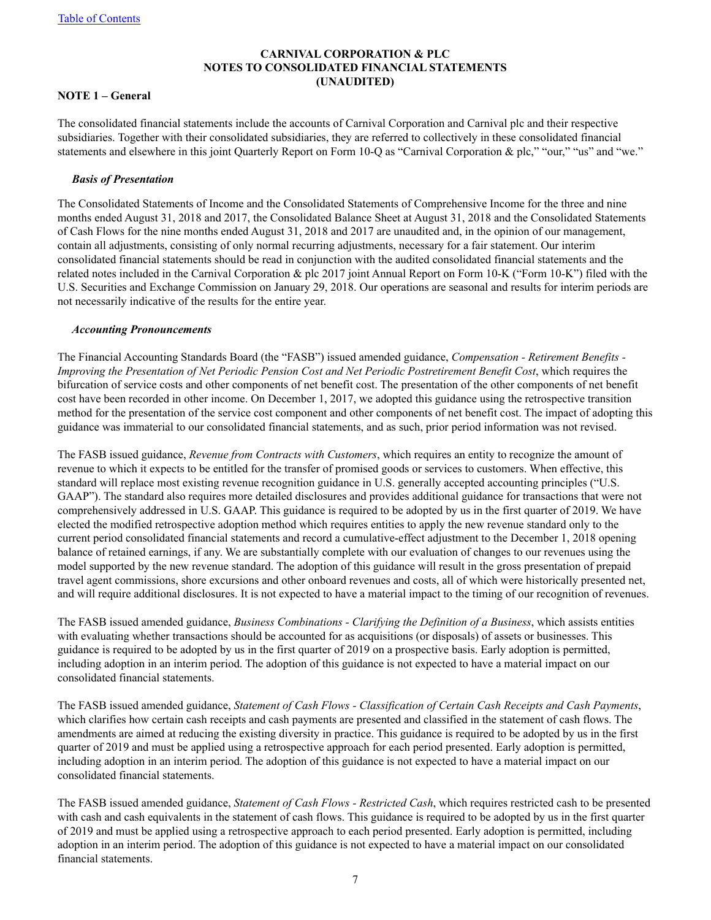[Table of Contents]

**CARNIVAL CORPORATION & PLC**
**NOTES TO CONSOLIDATED FINANCIAL STATEMENTS**
**(UNAUDITED)**

**NOTE 1 – General**

The consolidated financial statements include the accounts of Carnival Corporation and Carnival plc and their respective subsidiaries. Together with their consolidated subsidiaries, they are referred to collectively in these consolidated financial statements and elsewhere in this joint Quarterly Report on Form 10-Q as "Carnival Corporation & plc," "our," "us" and "we."

***Basis of Presentation***

The Consolidated Statements of Income and the Consolidated Statements of Comprehensive Income for the three and nine months ended August 31, 2018 and 2017, the Consolidated Balance Sheet at August 31, 2018 and the Consolidated Statements of Cash Flows for the nine months ended August 31, 2018 and 2017 are unaudited and, in the opinion of our management, contain all adjustments, consisting of only normal recurring adjustments, necessary for a fair statement. Our interim consolidated financial statements should be read in conjunction with the audited consolidated financial statements and the related notes included in the Carnival Corporation & plc 2017 joint Annual Report on Form 10-K ("Form 10-K") filed with the U.S. Securities and Exchange Commission on January 29, 2018. Our operations are seasonal and results for interim periods are not necessarily indicative of the results for the entire year.

***Accounting Pronouncements***

The Financial Accounting Standards Board (the "FASB") issued amended guidance, *Compensation - Retirement Benefits - Improving the Presentation of Net Periodic Pension Cost and Net Periodic Postretirement Benefit Cost*, which requires the bifurcation of service costs and other components of net benefit cost. The presentation of the other components of net benefit cost have been recorded in other income. On December 1, 2017, we adopted this guidance using the retrospective transition method for the presentation of the service cost component and other components of net benefit cost. The impact of adopting this guidance was immaterial to our consolidated financial statements, and as such, prior period information was not revised.

The FASB issued guidance, *Revenue from Contracts with Customers*, which requires an entity to recognize the amount of revenue to which it expects to be entitled for the transfer of promised goods or services to customers. When effective, this standard will replace most existing revenue recognition guidance in U.S. generally accepted accounting principles ("U.S. GAAP"). The standard also requires more detailed disclosures and provides additional guidance for transactions that were not comprehensively addressed in U.S. GAAP. This guidance is required to be adopted by us in the first quarter of 2019. We have elected the modified retrospective adoption method which requires entities to apply the new revenue standard only to the current period consolidated financial statements and record a cumulative-effect adjustment to the December 1, 2018 opening balance of retained earnings, if any. We are substantially complete with our evaluation of changes to our revenues using the model supported by the new revenue standard. The adoption of this guidance will result in the gross presentation of prepaid travel agent commissions, shore excursions and other onboard revenues and costs, all of which were historically presented net, and will require additional disclosures. It is not expected to have a material impact to the timing of our recognition of revenues.

The FASB issued amended guidance, *Business Combinations - Clarifying the Definition of a Business*, which assists entities with evaluating whether transactions should be accounted for as acquisitions (or disposals) of assets or businesses. This guidance is required to be adopted by us in the first quarter of 2019 on a prospective basis. Early adoption is permitted, including adoption in an interim period. The adoption of this guidance is not expected to have a material impact on our consolidated financial statements.

The FASB issued amended guidance, *Statement of Cash Flows - Classification of Certain Cash Receipts and Cash Payments*, which clarifies how certain cash receipts and cash payments are presented and classified in the statement of cash flows. The amendments are aimed at reducing the existing diversity in practice. This guidance is required to be adopted by us in the first quarter of 2019 and must be applied using a retrospective approach for each period presented. Early adoption is permitted, including adoption in an interim period. The adoption of this guidance is not expected to have a material impact on our consolidated financial statements.

The FASB issued amended guidance, *Statement of Cash Flows - Restricted Cash*, which requires restricted cash to be presented with cash and cash equivalents in the statement of cash flows. This guidance is required to be adopted by us in the first quarter of 2019 and must be applied using a retrospective approach to each period presented. Early adoption is permitted, including adoption in an interim period. The adoption of this guidance is not expected to have a material impact on our consolidated financial statements.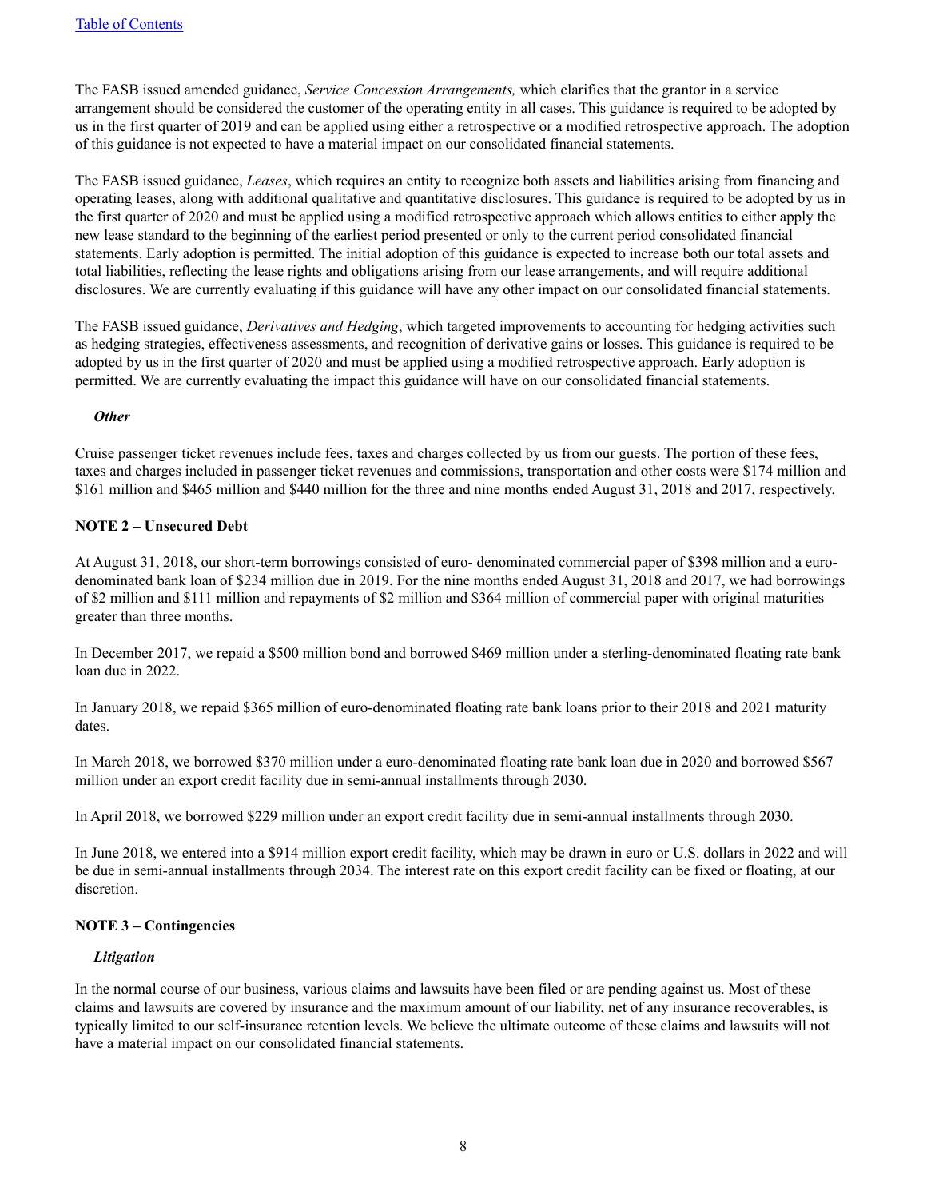The FASB issued amended guidance, *Service Concession Arrangements,* which clarifies that the grantor in a service arrangement should be considered the customer of the operating entity in all cases. This guidance is required to be adopted by us in the first quarter of 2019 and can be applied using either a retrospective or a modified retrospective approach. The adoption of this guidance is not expected to have a material impact on our consolidated financial statements.

The FASB issued guidance, *Leases*, which requires an entity to recognize both assets and liabilities arising from financing and operating leases, along with additional qualitative and quantitative disclosures. This guidance is required to be adopted by us in the first quarter of 2020 and must be applied using a modified retrospective approach which allows entities to either apply the new lease standard to the beginning of the earliest period presented or only to the current period consolidated financial statements. Early adoption is permitted. The initial adoption of this guidance is expected to increase both our total assets and total liabilities, reflecting the lease rights and obligations arising from our lease arrangements, and will require additional disclosures. We are currently evaluating if this guidance will have any other impact on our consolidated financial statements.

The FASB issued guidance, *Derivatives and Hedging*, which targeted improvements to accounting for hedging activities such as hedging strategies, effectiveness assessments, and recognition of derivative gains or losses. This guidance is required to be adopted by us in the first quarter of 2020 and must be applied using a modified retrospective approach. Early adoption is permitted. We are currently evaluating the impact this guidance will have on our consolidated financial statements.

***Other***

Cruise passenger ticket revenues include fees, taxes and charges collected by us from our guests. The portion of these fees, taxes and charges included in passenger ticket revenues and commissions, transportation and other costs were $174 million and $161 million and $465 million and $440 million for the three and nine months ended August 31, 2018 and 2017, respectively.

**NOTE 2 – Unsecured Debt**

At August 31, 2018, our short-term borrowings consisted of euro- denominated commercial paper of $398 million and a euro-denominated bank loan of $234 million due in 2019. For the nine months ended August 31, 2018 and 2017, we had borrowings of $2 million and $111 million and repayments of $2 million and $364 million of commercial paper with original maturities greater than three months.

In December 2017, we repaid a $500 million bond and borrowed $469 million under a sterling-denominated floating rate bank loan due in 2022.

In January 2018, we repaid $365 million of euro-denominated floating rate bank loans prior to their 2018 and 2021 maturity dates.

In March 2018, we borrowed $370 million under a euro-denominated floating rate bank loan due in 2020 and borrowed $567 million under an export credit facility due in semi-annual installments through 2030.

In April 2018, we borrowed $229 million under an export credit facility due in semi-annual installments through 2030.

In June 2018, we entered into a $914 million export credit facility, which may be drawn in euro or U.S. dollars in 2022 and will be due in semi-annual installments through 2034. The interest rate on this export credit facility can be fixed or floating, at our discretion.

**NOTE 3 – Contingencies**

***Litigation***

In the normal course of our business, various claims and lawsuits have been filed or are pending against us. Most of these claims and lawsuits are covered by insurance and the maximum amount of our liability, net of any insurance recoverables, is typically limited to our self-insurance retention levels. We believe the ultimate outcome of these claims and lawsuits will not have a material impact on our consolidated financial statements.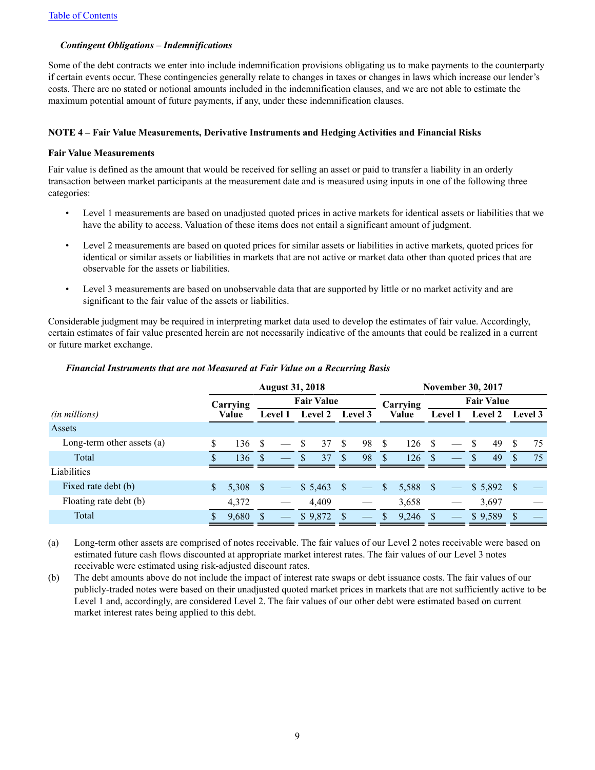[Table of Contents](#)

***Contingent Obligations – Indemnifications***

Some of the debt contracts we enter into include indemnification provisions obligating us to make payments to the counterparty if certain events occur. These contingencies generally relate to changes in taxes or changes in laws which increase our lender's costs. There are no stated or notional amounts included in the indemnification clauses, and we are not able to estimate the maximum potential amount of future payments, if any, under these indemnification clauses.

## NOTE 4 – Fair Value Measurements, Derivative Instruments and Hedging Activities and Financial Risks

### Fair Value Measurements

Fair value is defined as the amount that would be received for selling an asset or paid to transfer a liability in an orderly transaction between market participants at the measurement date and is measured using inputs in one of the following three categories:

- Level 1 measurements are based on unadjusted quoted prices in active markets for identical assets or liabilities that we have the ability to access. Valuation of these items does not entail a significant amount of judgment.
- Level 2 measurements are based on quoted prices for similar assets or liabilities in active markets, quoted prices for identical or similar assets or liabilities in markets that are not active or market data other than quoted prices that are observable for the assets or liabilities.
- Level 3 measurements are based on unobservable data that are supported by little or no market activity and are significant to the fair value of the assets or liabilities.

Considerable judgment may be required in interpreting market data used to develop the estimates of fair value. Accordingly, certain estimates of fair value presented herein are not necessarily indicative of the amounts that could be realized in a current or future market exchange.

***Financial Instruments that are not Measured at Fair Value on a Recurring Basis***

| | August 31, 2018 | | | | November 30, 2017 | | | |
|---|---|---|---|---|---|---|---|---|
| | Carrying | Fair Value | | | Carrying | Fair Value | | |
| *(in millions)* | Value | Level 1 | Level 2 | Level 3 | Value | Level 1 | Level 2 | Level 3 |
| Assets | | | | | | | | |
| Long-term other assets (a) | $ 136 | $ — | $ 37 | $ 98 | $ 126 | $ — | $ 49 | $ 75 |
| Total | $ 136 | $ — | $ 37 | $ 98 | $ 126 | $ — | $ 49 | $ 75 |
| Liabilities | | | | | | | | |
| Fixed rate debt (b) | $ 5,308 | $ — | $ 5,463 | $ — | $ 5,588 | $ — | $ 5,892 | $ — |
| Floating rate debt (b) | 4,372 | — | 4,409 | — | 3,658 | — | 3,697 | — |
| Total | $ 9,680 | $ — | $ 9,872 | $ — | $ 9,246 | $ — | $ 9,589 | $ — |

(a) Long-term other assets are comprised of notes receivable. The fair values of our Level 2 notes receivable were based on estimated future cash flows discounted at appropriate market interest rates. The fair values of our Level 3 notes receivable were estimated using risk-adjusted discount rates.

(b) The debt amounts above do not include the impact of interest rate swaps or debt issuance costs. The fair values of our publicly-traded notes were based on their unadjusted quoted market prices in markets that are not sufficiently active to be Level 1 and, accordingly, are considered Level 2. The fair values of our other debt were estimated based on current market interest rates being applied to this debt.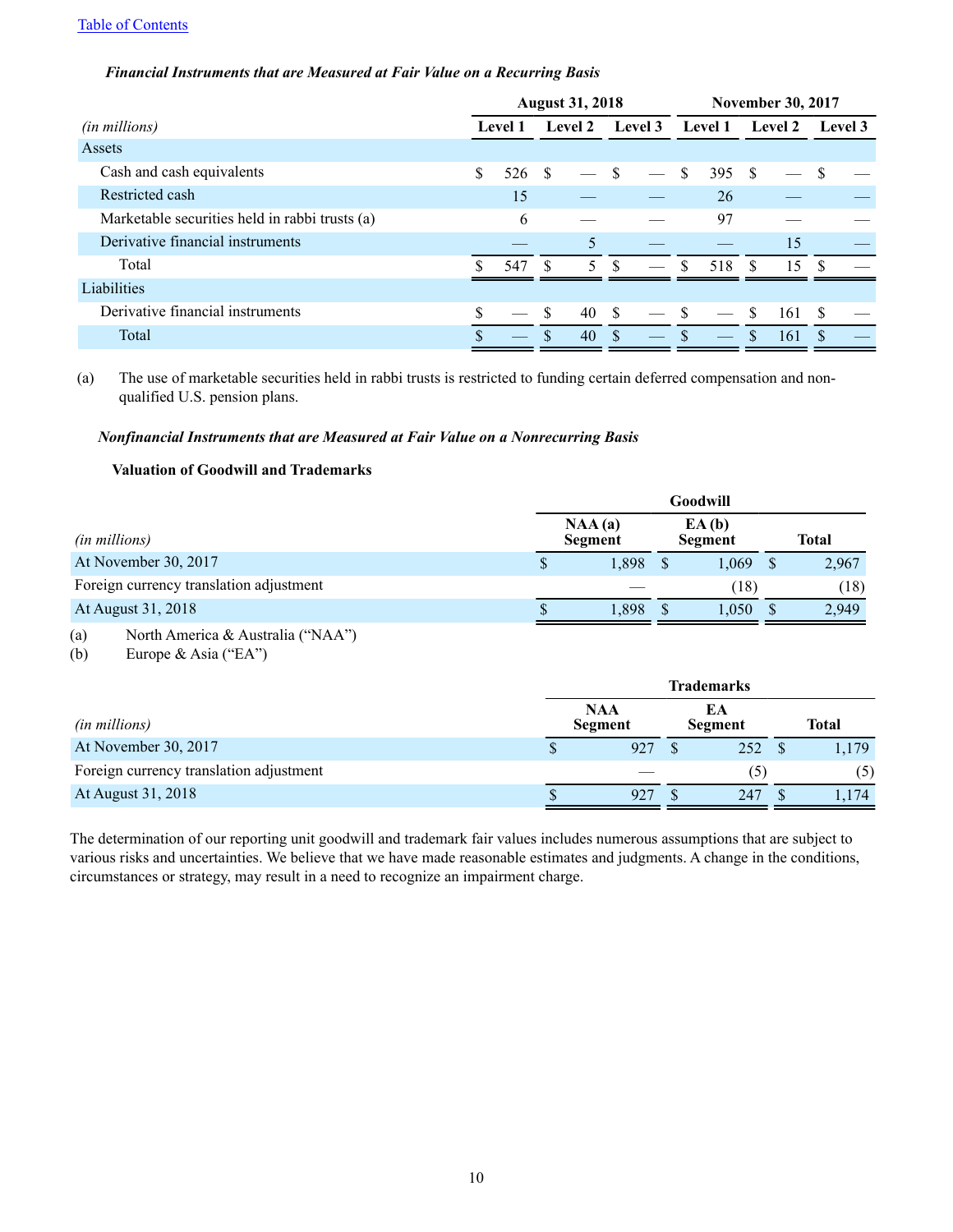*Financial Instruments that are Measured at Fair Value on a Recurring Basis*

| | August 31, 2018 | | | November 30, 2017 | | |
|---|---|---|---|---|---|---|
| *(in millions)* | Level 1 | Level 2 | Level 3 | Level 1 | Level 2 | Level 3 |
| Assets | | | | | | |
| Cash and cash equivalents | $ 526 | $ — | $ — | $ 395 | $ — | $ — |
| Restricted cash | 15 | — | — | 26 | — | — |
| Marketable securities held in rabbi trusts (a) | 6 | — | — | 97 | — | — |
| Derivative financial instruments | — | 5 | — | — | 15 | — |
| Total | $ 547 | $ 5 | $ — | $ 518 | $ 15 | $ — |
| Liabilities | | | | | | |
| Derivative financial instruments | $ — | $ 40 | $ — | $ — | $ 161 | $ — |
| Total | $ — | $ 40 | $ — | $ — | $ 161 | $ — |

(a) The use of marketable securities held in rabbi trusts is restricted to funding certain deferred compensation and non-qualified U.S. pension plans.

*Nonfinancial Instruments that are Measured at Fair Value on a Nonrecurring Basis*

**Valuation of Goodwill and Trademarks**

| | Goodwill | | |
|---|---|---|---|
| *(in millions)* | NAA (a) Segment | EA (b) Segment | Total |
| At November 30, 2017 | $ 1,898 | $ 1,069 | $ 2,967 |
| Foreign currency translation adjustment | — | (18) | (18) |
| At August 31, 2018 | $ 1,898 | $ 1,050 | $ 2,949 |

(a) North America & Australia ("NAA")
(b) Europe & Asia ("EA")

| | Trademarks | | |
|---|---|---|---|
| *(in millions)* | NAA Segment | EA Segment | Total |
| At November 30, 2017 | $ 927 | $ 252 | $ 1,179 |
| Foreign currency translation adjustment | — | (5) | (5) |
| At August 31, 2018 | $ 927 | $ 247 | $ 1,174 |

The determination of our reporting unit goodwill and trademark fair values includes numerous assumptions that are subject to various risks and uncertainties. We believe that we have made reasonable estimates and judgments. A change in the conditions, circumstances or strategy, may result in a need to recognize an impairment charge.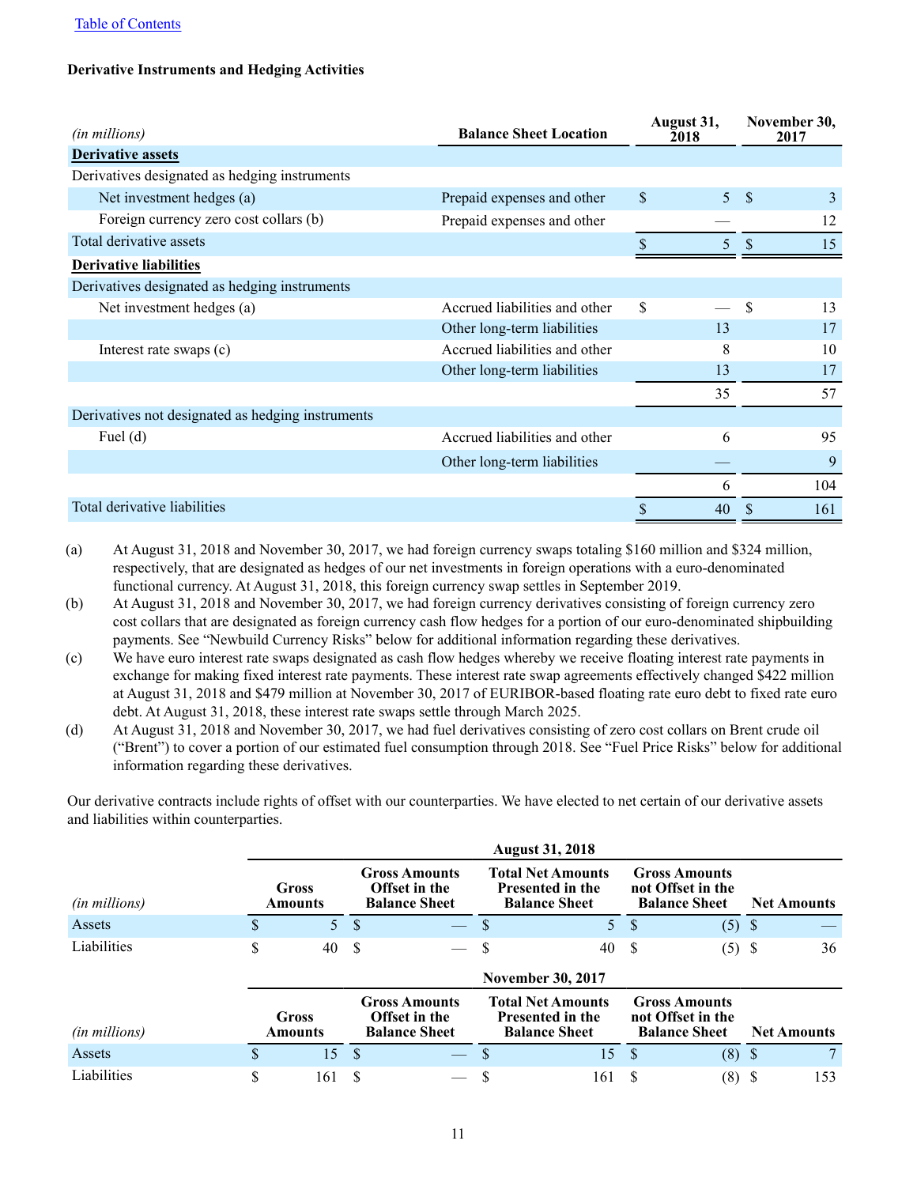Table of Contents

**Derivative Instruments and Hedging Activities**

| *(in millions)* | Balance Sheet Location | August 31, 2018 | November 30, 2017 |
|---|---|---|---|
| **Derivative assets** | | | |
| Derivatives designated as hedging instruments | | | |
| Net investment hedges (a) | Prepaid expenses and other | $ 5 | $ 3 |
| Foreign currency zero cost collars (b) | Prepaid expenses and other | — | 12 |
| Total derivative assets | | $ 5 | $ 15 |
| **Derivative liabilities** | | | |
| Derivatives designated as hedging instruments | | | |
| Net investment hedges (a) | Accrued liabilities and other | $ — | $ 13 |
| | Other long-term liabilities | 13 | 17 |
| Interest rate swaps (c) | Accrued liabilities and other | 8 | 10 |
| | Other long-term liabilities | 13 | 17 |
| | | 35 | 57 |
| Derivatives not designated as hedging instruments | | | |
| Fuel (d) | Accrued liabilities and other | 6 | 95 |
| | Other long-term liabilities | — | 9 |
| | | 6 | 104 |
| Total derivative liabilities | | $ 40 | $ 161 |

(a) At August 31, 2018 and November 30, 2017, we had foreign currency swaps totaling $160 million and $324 million, respectively, that are designated as hedges of our net investments in foreign operations with a euro-denominated functional currency. At August 31, 2018, this foreign currency swap settles in September 2019.

(b) At August 31, 2018 and November 30, 2017, we had foreign currency derivatives consisting of foreign currency zero cost collars that are designated as foreign currency cash flow hedges for a portion of our euro-denominated shipbuilding payments. See "Newbuild Currency Risks" below for additional information regarding these derivatives.

(c) We have euro interest rate swaps designated as cash flow hedges whereby we receive floating interest rate payments in exchange for making fixed interest rate payments. These interest rate swap agreements effectively changed $422 million at August 31, 2018 and $479 million at November 30, 2017 of EURIBOR-based floating rate euro debt to fixed rate euro debt. At August 31, 2018, these interest rate swaps settle through March 2025.

(d) At August 31, 2018 and November 30, 2017, we had fuel derivatives consisting of zero cost collars on Brent crude oil ("Brent") to cover a portion of our estimated fuel consumption through 2018. See "Fuel Price Risks" below for additional information regarding these derivatives.

Our derivative contracts include rights of offset with our counterparties. We have elected to net certain of our derivative assets and liabilities within counterparties.

| | August 31, 2018 | | | | |
|---|---|---|---|---|---|
| *(in millions)* | Gross Amounts | Gross Amounts Offset in the Balance Sheet | Total Net Amounts Presented in the Balance Sheet | Gross Amounts not Offset in the Balance Sheet | Net Amounts |
| Assets | $ 5 | $ — | $ 5 | $ (5) | $ — |
| Liabilities | $ 40 | $ — | $ 40 | $ (5) | $ 36 |

| | November 30, 2017 | | | | |
|---|---|---|---|---|---|
| *(in millions)* | Gross Amounts | Gross Amounts Offset in the Balance Sheet | Total Net Amounts Presented in the Balance Sheet | Gross Amounts not Offset in the Balance Sheet | Net Amounts |
| Assets | $ 15 | $ — | $ 15 | $ (8) | $ 7 |
| Liabilities | $ 161 | $ — | $ 161 | $ (8) | $ 153 |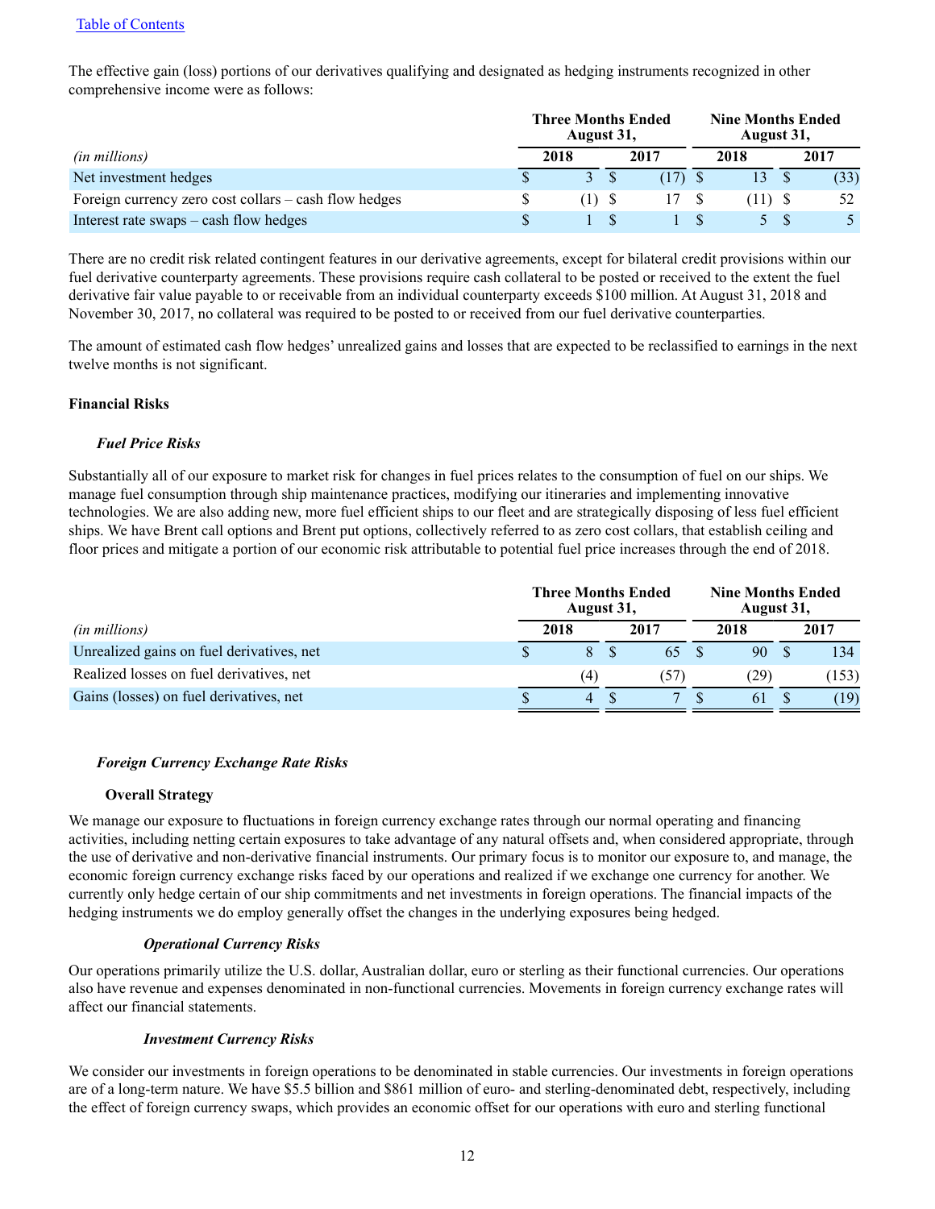The effective gain (loss) portions of our derivatives qualifying and designated as hedging instruments recognized in other comprehensive income were as follows:

| | Three Months Ended August 31, | | Nine Months Ended August 31, | |
|---|---|---|---|---|
| *(in millions)* | 2018 | 2017 | 2018 | 2017 |
| Net investment hedges | $ 3 | $ (17) | $ 13 | $ (33) |
| Foreign currency zero cost collars – cash flow hedges | $ (1) | $ 17 | $ (11) | $ 52 |
| Interest rate swaps – cash flow hedges | $ 1 | $ 1 | $ 5 | $ 5 |

There are no credit risk related contingent features in our derivative agreements, except for bilateral credit provisions within our fuel derivative counterparty agreements. These provisions require cash collateral to be posted or received to the extent the fuel derivative fair value payable to or receivable from an individual counterparty exceeds $100 million. At August 31, 2018 and November 30, 2017, no collateral was required to be posted to or received from our fuel derivative counterparties.

The amount of estimated cash flow hedges' unrealized gains and losses that are expected to be reclassified to earnings in the next twelve months is not significant.

**Financial Risks**

***Fuel Price Risks***

Substantially all of our exposure to market risk for changes in fuel prices relates to the consumption of fuel on our ships. We manage fuel consumption through ship maintenance practices, modifying our itineraries and implementing innovative technologies. We are also adding new, more fuel efficient ships to our fleet and are strategically disposing of less fuel efficient ships. We have Brent call options and Brent put options, collectively referred to as zero cost collars, that establish ceiling and floor prices and mitigate a portion of our economic risk attributable to potential fuel price increases through the end of 2018.

| | Three Months Ended August 31, | | Nine Months Ended August 31, | |
|---|---|---|---|---|
| *(in millions)* | 2018 | 2017 | 2018 | 2017 |
| Unrealized gains on fuel derivatives, net | $ 8 | $ 65 | $ 90 | $ 134 |
| Realized losses on fuel derivatives, net | (4) | (57) | (29) | (153) |
| Gains (losses) on fuel derivatives, net | $ 4 | $ 7 | $ 61 | $ (19) |

***Foreign Currency Exchange Rate Risks***

**Overall Strategy**

We manage our exposure to fluctuations in foreign currency exchange rates through our normal operating and financing activities, including netting certain exposures to take advantage of any natural offsets and, when considered appropriate, through the use of derivative and non-derivative financial instruments. Our primary focus is to monitor our exposure to, and manage, the economic foreign currency exchange risks faced by our operations and realized if we exchange one currency for another. We currently only hedge certain of our ship commitments and net investments in foreign operations. The financial impacts of the hedging instruments we do employ generally offset the changes in the underlying exposures being hedged.

***Operational Currency Risks***

Our operations primarily utilize the U.S. dollar, Australian dollar, euro or sterling as their functional currencies. Our operations also have revenue and expenses denominated in non-functional currencies. Movements in foreign currency exchange rates will affect our financial statements.

***Investment Currency Risks***

We consider our investments in foreign operations to be denominated in stable currencies. Our investments in foreign operations are of a long-term nature. We have $5.5 billion and $861 million of euro- and sterling-denominated debt, respectively, including the effect of foreign currency swaps, which provides an economic offset for our operations with euro and sterling functional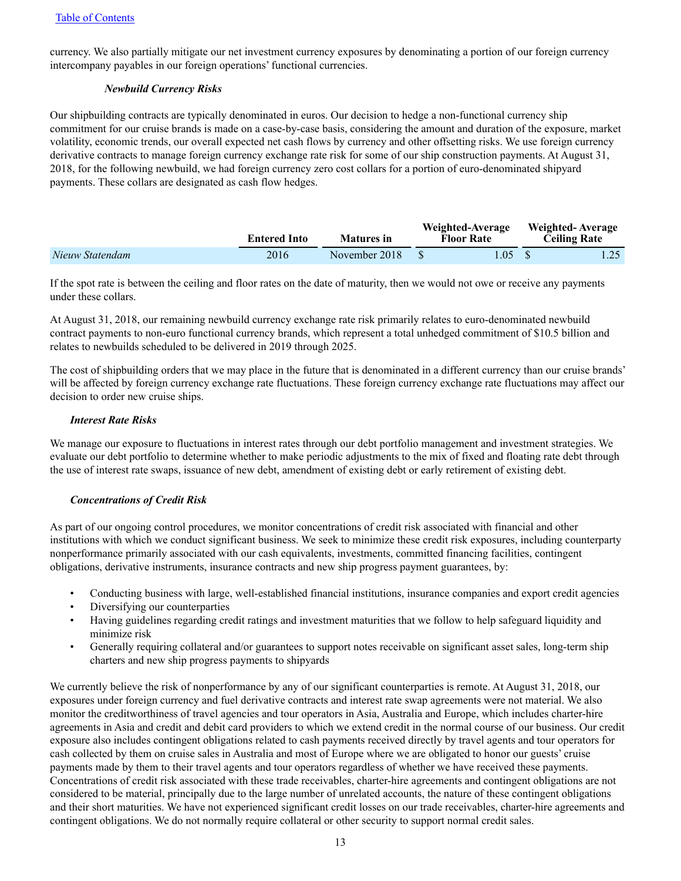currency. We also partially mitigate our net investment currency exposures by denominating a portion of our foreign currency intercompany payables in our foreign operations' functional currencies.

***Newbuild Currency Risks***

Our shipbuilding contracts are typically denominated in euros. Our decision to hedge a non-functional currency ship commitment for our cruise brands is made on a case-by-case basis, considering the amount and duration of the exposure, market volatility, economic trends, our overall expected net cash flows by currency and other offsetting risks. We use foreign currency derivative contracts to manage foreign currency exchange rate risk for some of our ship construction payments. At August 31, 2018, for the following newbuild, we had foreign currency zero cost collars for a portion of euro-denominated shipyard payments. These collars are designated as cash flow hedges.

| | Entered Into | Matures in | Weighted-Average Floor Rate | Weighted- Average Ceiling Rate |
|---|---|---|---|---|
| *Nieuw Statendam* | 2016 | November 2018 | $ 1.05 | $ 1.25 |

If the spot rate is between the ceiling and floor rates on the date of maturity, then we would not owe or receive any payments under these collars.

At August 31, 2018, our remaining newbuild currency exchange rate risk primarily relates to euro-denominated newbuild contract payments to non-euro functional currency brands, which represent a total unhedged commitment of $10.5 billion and relates to newbuilds scheduled to be delivered in 2019 through 2025.

The cost of shipbuilding orders that we may place in the future that is denominated in a different currency than our cruise brands' will be affected by foreign currency exchange rate fluctuations. These foreign currency exchange rate fluctuations may affect our decision to order new cruise ships.

***Interest Rate Risks***

We manage our exposure to fluctuations in interest rates through our debt portfolio management and investment strategies. We evaluate our debt portfolio to determine whether to make periodic adjustments to the mix of fixed and floating rate debt through the use of interest rate swaps, issuance of new debt, amendment of existing debt or early retirement of existing debt.

***Concentrations of Credit Risk***

As part of our ongoing control procedures, we monitor concentrations of credit risk associated with financial and other institutions with which we conduct significant business. We seek to minimize these credit risk exposures, including counterparty nonperformance primarily associated with our cash equivalents, investments, committed financing facilities, contingent obligations, derivative instruments, insurance contracts and new ship progress payment guarantees, by:

- Conducting business with large, well-established financial institutions, insurance companies and export credit agencies
- Diversifying our counterparties
- Having guidelines regarding credit ratings and investment maturities that we follow to help safeguard liquidity and minimize risk
- Generally requiring collateral and/or guarantees to support notes receivable on significant asset sales, long-term ship charters and new ship progress payments to shipyards

We currently believe the risk of nonperformance by any of our significant counterparties is remote. At August 31, 2018, our exposures under foreign currency and fuel derivative contracts and interest rate swap agreements were not material. We also monitor the creditworthiness of travel agencies and tour operators in Asia, Australia and Europe, which includes charter-hire agreements in Asia and credit and debit card providers to which we extend credit in the normal course of our business. Our credit exposure also includes contingent obligations related to cash payments received directly by travel agents and tour operators for cash collected by them on cruise sales in Australia and most of Europe where we are obligated to honor our guests' cruise payments made by them to their travel agents and tour operators regardless of whether we have received these payments. Concentrations of credit risk associated with these trade receivables, charter-hire agreements and contingent obligations are not considered to be material, principally due to the large number of unrelated accounts, the nature of these contingent obligations and their short maturities. We have not experienced significant credit losses on our trade receivables, charter-hire agreements and contingent obligations. We do not normally require collateral or other security to support normal credit sales.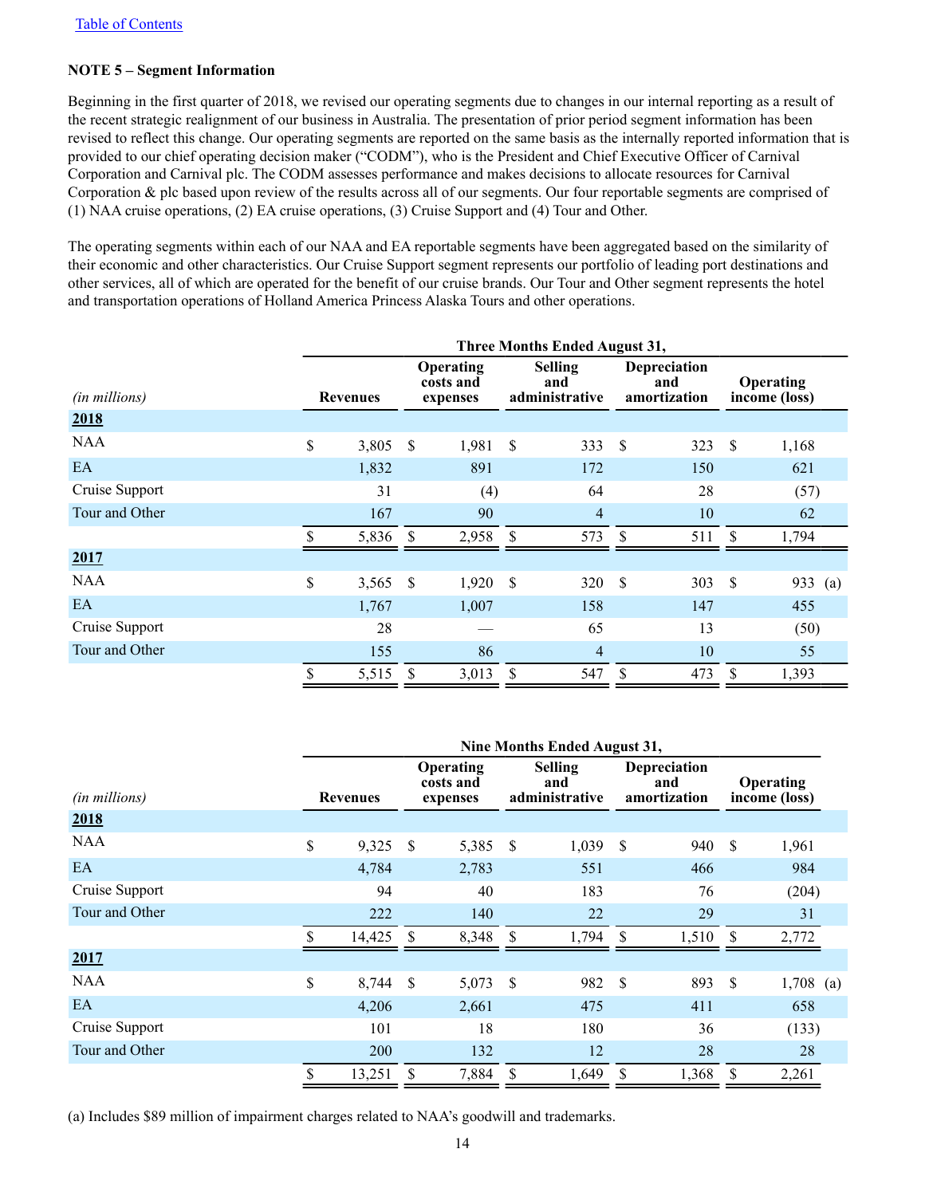[Table of Contents]

### NOTE 5 – Segment Information

Beginning in the first quarter of 2018, we revised our operating segments due to changes in our internal reporting as a result of the recent strategic realignment of our business in Australia. The presentation of prior period segment information has been revised to reflect this change. Our operating segments are reported on the same basis as the internally reported information that is provided to our chief operating decision maker ("CODM"), who is the President and Chief Executive Officer of Carnival Corporation and Carnival plc. The CODM assesses performance and makes decisions to allocate resources for Carnival Corporation & plc based upon review of the results across all of our segments. Our four reportable segments are comprised of (1) NAA cruise operations, (2) EA cruise operations, (3) Cruise Support and (4) Tour and Other.

The operating segments within each of our NAA and EA reportable segments have been aggregated based on the similarity of their economic and other characteristics. Our Cruise Support segment represents our portfolio of leading port destinations and other services, all of which are operated for the benefit of our cruise brands. Our Tour and Other segment represents the hotel and transportation operations of Holland America Princess Alaska Tours and other operations.

| | Three Months Ended August 31, | | | | |
|---|---|---|---|---|---|
| *(in millions)* | Revenues | Operating costs and expenses | Selling and administrative | Depreciation and amortization | Operating income (loss) |
| **2018** | | | | | |
| NAA | $ 3,805 | $ 1,981 | $ 333 | $ 323 | $ 1,168 |
| EA | 1,832 | 891 | 172 | 150 | 621 |
| Cruise Support | 31 | (4) | 64 | 28 | (57) |
| Tour and Other | 167 | 90 | 4 | 10 | 62 |
| | $ 5,836 | $ 2,958 | $ 573 | $ 511 | $ 1,794 |
| **2017** | | | | | |
| NAA | $ 3,565 | $ 1,920 | $ 320 | $ 303 | $ 933 (a) |
| EA | 1,767 | 1,007 | 158 | 147 | 455 |
| Cruise Support | 28 | — | 65 | 13 | (50) |
| Tour and Other | 155 | 86 | 4 | 10 | 55 |
| | $ 5,515 | $ 3,013 | $ 547 | $ 473 | $ 1,393 |

| | Nine Months Ended August 31, | | | | |
|---|---|---|---|---|---|
| *(in millions)* | Revenues | Operating costs and expenses | Selling and administrative | Depreciation and amortization | Operating income (loss) |
| **2018** | | | | | |
| NAA | $ 9,325 | $ 5,385 | $ 1,039 | $ 940 | $ 1,961 |
| EA | 4,784 | 2,783 | 551 | 466 | 984 |
| Cruise Support | 94 | 40 | 183 | 76 | (204) |
| Tour and Other | 222 | 140 | 22 | 29 | 31 |
| | $ 14,425 | $ 8,348 | $ 1,794 | $ 1,510 | $ 2,772 |
| **2017** | | | | | |
| NAA | $ 8,744 | $ 5,073 | $ 982 | $ 893 | $ 1,708 (a) |
| EA | 4,206 | 2,661 | 475 | 411 | 658 |
| Cruise Support | 101 | 18 | 180 | 36 | (133) |
| Tour and Other | 200 | 132 | 12 | 28 | 28 |
| | $ 13,251 | $ 7,884 | $ 1,649 | $ 1,368 | $ 2,261 |

(a) Includes $89 million of impairment charges related to NAA's goodwill and trademarks.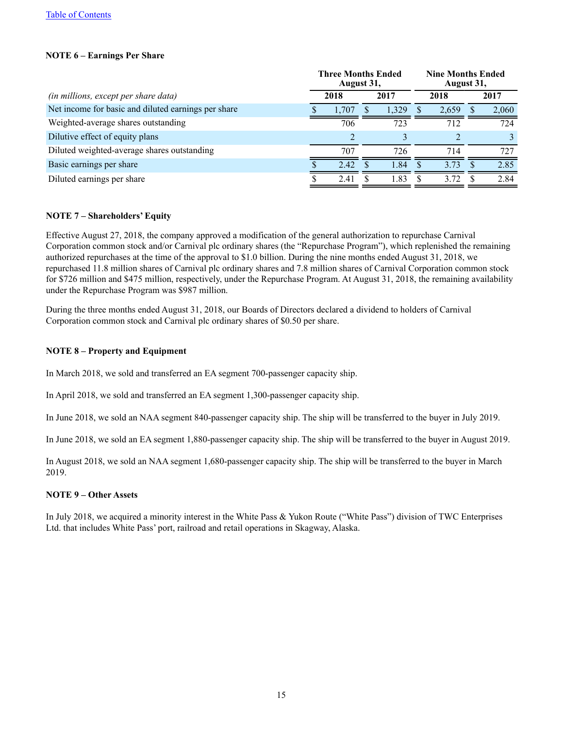[Table of Contents](#)

**NOTE 6 – Earnings Per Share**

| *(in millions, except per share data)* | Three Months Ended August 31, | | Nine Months Ended August 31, | |
|---|---|---|---|---|
| | 2018 | 2017 | 2018 | 2017 |
| Net income for basic and diluted earnings per share | $ 1,707 | $ 1,329 | $ 2,659 | $ 2,060 |
| Weighted-average shares outstanding | 706 | 723 | 712 | 724 |
| Dilutive effect of equity plans | 2 | 3 | 2 | 3 |
| Diluted weighted-average shares outstanding | 707 | 726 | 714 | 727 |
| Basic earnings per share | $ 2.42 | $ 1.84 | $ 3.73 | $ 2.85 |
| Diluted earnings per share | $ 2.41 | $ 1.83 | $ 3.72 | $ 2.84 |

**NOTE 7 – Shareholders' Equity**

Effective August 27, 2018, the company approved a modification of the general authorization to repurchase Carnival Corporation common stock and/or Carnival plc ordinary shares (the "Repurchase Program"), which replenished the remaining authorized repurchases at the time of the approval to $1.0 billion. During the nine months ended August 31, 2018, we repurchased 11.8 million shares of Carnival plc ordinary shares and 7.8 million shares of Carnival Corporation common stock for $726 million and $475 million, respectively, under the Repurchase Program. At August 31, 2018, the remaining availability under the Repurchase Program was $987 million.

During the three months ended August 31, 2018, our Boards of Directors declared a dividend to holders of Carnival Corporation common stock and Carnival plc ordinary shares of $0.50 per share.

**NOTE 8 – Property and Equipment**

In March 2018, we sold and transferred an EA segment 700-passenger capacity ship.

In April 2018, we sold and transferred an EA segment 1,300-passenger capacity ship.

In June 2018, we sold an NAA segment 840-passenger capacity ship. The ship will be transferred to the buyer in July 2019.

In June 2018, we sold an EA segment 1,880-passenger capacity ship. The ship will be transferred to the buyer in August 2019.

In August 2018, we sold an NAA segment 1,680-passenger capacity ship. The ship will be transferred to the buyer in March 2019.

**NOTE 9 – Other Assets**

In July 2018, we acquired a minority interest in the White Pass & Yukon Route ("White Pass") division of TWC Enterprises Ltd. that includes White Pass' port, railroad and retail operations in Skagway, Alaska.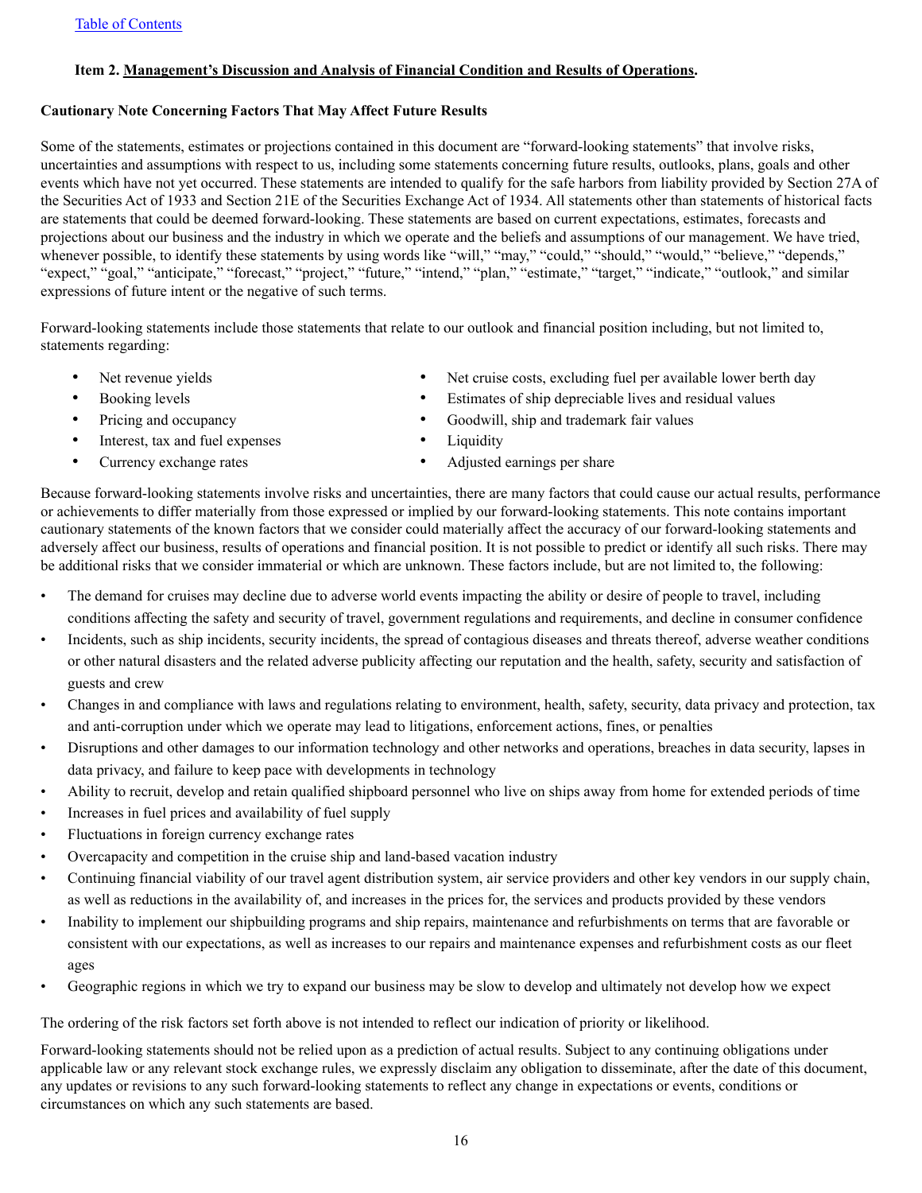## Item 2. Management's Discussion and Analysis of Financial Condition and Results of Operations.

### Cautionary Note Concerning Factors That May Affect Future Results

Some of the statements, estimates or projections contained in this document are "forward-looking statements" that involve risks, uncertainties and assumptions with respect to us, including some statements concerning future results, outlooks, plans, goals and other events which have not yet occurred. These statements are intended to qualify for the safe harbors from liability provided by Section 27A of the Securities Act of 1933 and Section 21E of the Securities Exchange Act of 1934. All statements other than statements of historical facts are statements that could be deemed forward-looking. These statements are based on current expectations, estimates, forecasts and projections about our business and the industry in which we operate and the beliefs and assumptions of our management. We have tried, whenever possible, to identify these statements by using words like "will," "may," "could," "should," "would," "believe," "depends," "expect," "goal," "anticipate," "forecast," "project," "future," "intend," "plan," "estimate," "target," "indicate," "outlook," and similar expressions of future intent or the negative of such terms.

Forward-looking statements include those statements that relate to our outlook and financial position including, but not limited to, statements regarding:

- Net revenue yields
- Booking levels
- Pricing and occupancy
- Interest, tax and fuel expenses
- Currency exchange rates
- Net cruise costs, excluding fuel per available lower berth day
- Estimates of ship depreciable lives and residual values
- Goodwill, ship and trademark fair values
- Liquidity
- Adjusted earnings per share

Because forward-looking statements involve risks and uncertainties, there are many factors that could cause our actual results, performance or achievements to differ materially from those expressed or implied by our forward-looking statements. This note contains important cautionary statements of the known factors that we consider could materially affect the accuracy of our forward-looking statements and adversely affect our business, results of operations and financial position. It is not possible to predict or identify all such risks. There may be additional risks that we consider immaterial or which are unknown. These factors include, but are not limited to, the following:

- The demand for cruises may decline due to adverse world events impacting the ability or desire of people to travel, including conditions affecting the safety and security of travel, government regulations and requirements, and decline in consumer confidence
- Incidents, such as ship incidents, security incidents, the spread of contagious diseases and threats thereof, adverse weather conditions or other natural disasters and the related adverse publicity affecting our reputation and the health, safety, security and satisfaction of guests and crew
- Changes in and compliance with laws and regulations relating to environment, health, safety, security, data privacy and protection, tax and anti-corruption under which we operate may lead to litigations, enforcement actions, fines, or penalties
- Disruptions and other damages to our information technology and other networks and operations, breaches in data security, lapses in data privacy, and failure to keep pace with developments in technology
- Ability to recruit, develop and retain qualified shipboard personnel who live on ships away from home for extended periods of time
- Increases in fuel prices and availability of fuel supply
- Fluctuations in foreign currency exchange rates
- Overcapacity and competition in the cruise ship and land-based vacation industry
- Continuing financial viability of our travel agent distribution system, air service providers and other key vendors in our supply chain, as well as reductions in the availability of, and increases in the prices for, the services and products provided by these vendors
- Inability to implement our shipbuilding programs and ship repairs, maintenance and refurbishments on terms that are favorable or consistent with our expectations, as well as increases to our repairs and maintenance expenses and refurbishment costs as our fleet ages
- Geographic regions in which we try to expand our business may be slow to develop and ultimately not develop how we expect

The ordering of the risk factors set forth above is not intended to reflect our indication of priority or likelihood.

Forward-looking statements should not be relied upon as a prediction of actual results. Subject to any continuing obligations under applicable law or any relevant stock exchange rules, we expressly disclaim any obligation to disseminate, after the date of this document, any updates or revisions to any such forward-looking statements to reflect any change in expectations or events, conditions or circumstances on which any such statements are based.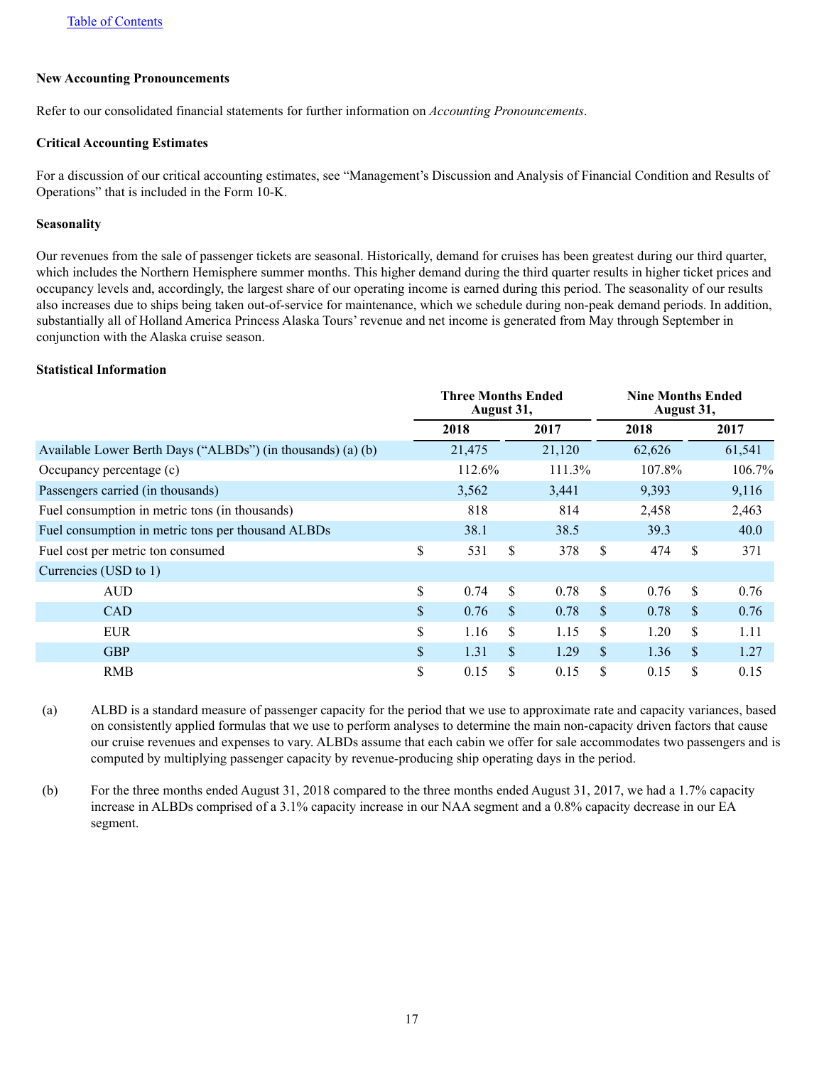Table of Contents

### New Accounting Pronouncements

Refer to our consolidated financial statements for further information on *Accounting Pronouncements*.

### Critical Accounting Estimates

For a discussion of our critical accounting estimates, see "Management's Discussion and Analysis of Financial Condition and Results of Operations" that is included in the Form 10-K.

### Seasonality

Our revenues from the sale of passenger tickets are seasonal. Historically, demand for cruises has been greatest during our third quarter, which includes the Northern Hemisphere summer months. This higher demand during the third quarter results in higher ticket prices and occupancy levels and, accordingly, the largest share of our operating income is earned during this period. The seasonality of our results also increases due to ships being taken out-of-service for maintenance, which we schedule during non-peak demand periods. In addition, substantially all of Holland America Princess Alaska Tours' revenue and net income is generated from May through September in conjunction with the Alaska cruise season.

### Statistical Information

| | Three Months Ended August 31, | | Nine Months Ended August 31, | |
|---|---|---|---|---|
| | 2018 | 2017 | 2018 | 2017 |
| Available Lower Berth Days ("ALBDs") (in thousands) (a) (b) | 21,475 | 21,120 | 62,626 | 61,541 |
| Occupancy percentage (c) | 112.6% | 111.3% | 107.8% | 106.7% |
| Passengers carried (in thousands) | 3,562 | 3,441 | 9,393 | 9,116 |
| Fuel consumption in metric tons (in thousands) | 818 | 814 | 2,458 | 2,463 |
| Fuel consumption in metric tons per thousand ALBDs | 38.1 | 38.5 | 39.3 | 40.0 |
| Fuel cost per metric ton consumed | $ 531 | $ 378 | $ 474 | $ 371 |
| Currencies (USD to 1) | | | | |
| AUD | $ 0.74 | $ 0.78 | $ 0.76 | $ 0.76 |
| CAD | $ 0.76 | $ 0.78 | $ 0.78 | $ 0.76 |
| EUR | $ 1.16 | $ 1.15 | $ 1.20 | $ 1.11 |
| GBP | $ 1.31 | $ 1.29 | $ 1.36 | $ 1.27 |
| RMB | $ 0.15 | $ 0.15 | $ 0.15 | $ 0.15 |

(a) ALBD is a standard measure of passenger capacity for the period that we use to approximate rate and capacity variances, based on consistently applied formulas that we use to perform analyses to determine the main non-capacity driven factors that cause our cruise revenues and expenses to vary. ALBDs assume that each cabin we offer for sale accommodates two passengers and is computed by multiplying passenger capacity by revenue-producing ship operating days in the period.

(b) For the three months ended August 31, 2018 compared to the three months ended August 31, 2017, we had a 1.7% capacity increase in ALBDs comprised of a 3.1% capacity increase in our NAA segment and a 0.8% capacity decrease in our EA segment.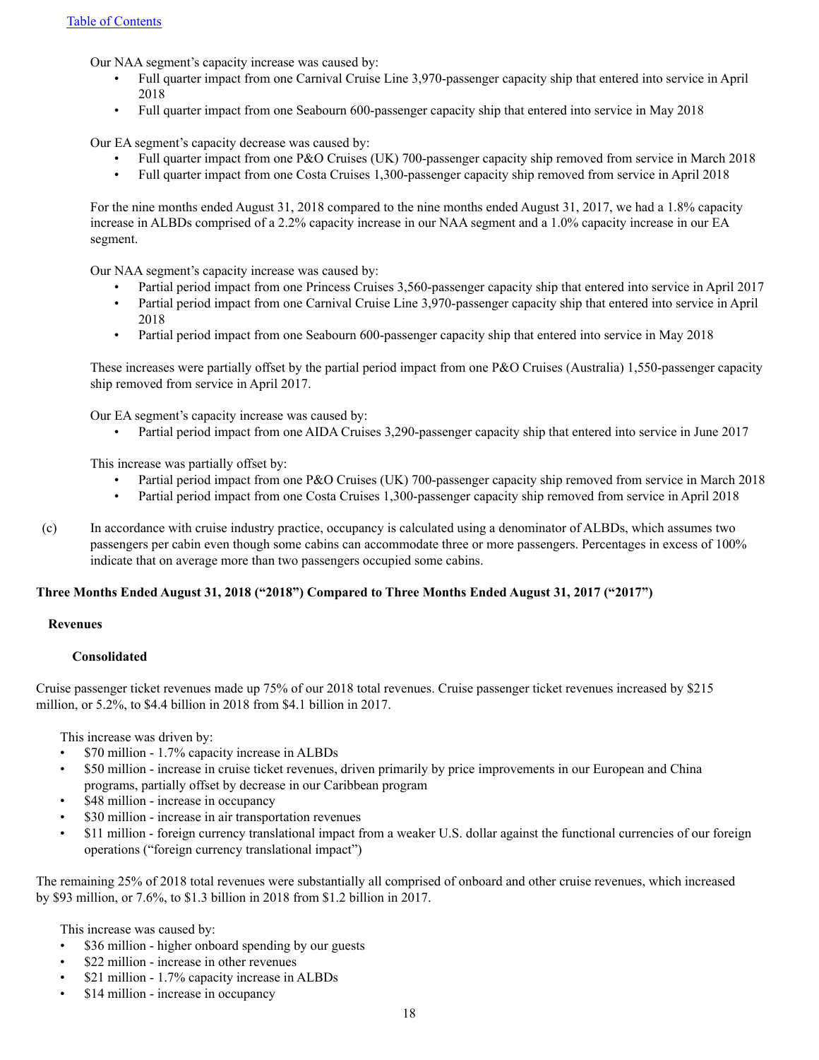Our NAA segment's capacity increase was caused by:

- Full quarter impact from one Carnival Cruise Line 3,970-passenger capacity ship that entered into service in April 2018
- Full quarter impact from one Seabourn 600-passenger capacity ship that entered into service in May 2018

Our EA segment's capacity decrease was caused by:

- Full quarter impact from one P&O Cruises (UK) 700-passenger capacity ship removed from service in March 2018
- Full quarter impact from one Costa Cruises 1,300-passenger capacity ship removed from service in April 2018

For the nine months ended August 31, 2018 compared to the nine months ended August 31, 2017, we had a 1.8% capacity increase in ALBDs comprised of a 2.2% capacity increase in our NAA segment and a 1.0% capacity increase in our EA segment.

Our NAA segment's capacity increase was caused by:

- Partial period impact from one Princess Cruises 3,560-passenger capacity ship that entered into service in April 2017
- Partial period impact from one Carnival Cruise Line 3,970-passenger capacity ship that entered into service in April 2018
- Partial period impact from one Seabourn 600-passenger capacity ship that entered into service in May 2018

These increases were partially offset by the partial period impact from one P&O Cruises (Australia) 1,550-passenger capacity ship removed from service in April 2017.

Our EA segment's capacity increase was caused by:

- Partial period impact from one AIDA Cruises 3,290-passenger capacity ship that entered into service in June 2017

This increase was partially offset by:

- Partial period impact from one P&O Cruises (UK) 700-passenger capacity ship removed from service in March 2018
- Partial period impact from one Costa Cruises 1,300-passenger capacity ship removed from service in April 2018

(c) In accordance with cruise industry practice, occupancy is calculated using a denominator of ALBDs, which assumes two passengers per cabin even though some cabins can accommodate three or more passengers. Percentages in excess of 100% indicate that on average more than two passengers occupied some cabins.

## Three Months Ended August 31, 2018 ("2018") Compared to Three Months Ended August 31, 2017 ("2017")

### Revenues

#### Consolidated

Cruise passenger ticket revenues made up 75% of our 2018 total revenues. Cruise passenger ticket revenues increased by $215 million, or 5.2%, to $4.4 billion in 2018 from $4.1 billion in 2017.

This increase was driven by:

- $70 million - 1.7% capacity increase in ALBDs
- $50 million - increase in cruise ticket revenues, driven primarily by price improvements in our European and China programs, partially offset by decrease in our Caribbean program
- $48 million - increase in occupancy
- $30 million - increase in air transportation revenues
- $11 million - foreign currency translational impact from a weaker U.S. dollar against the functional currencies of our foreign operations ("foreign currency translational impact")

The remaining 25% of 2018 total revenues were substantially all comprised of onboard and other cruise revenues, which increased by $93 million, or 7.6%, to $1.3 billion in 2018 from $1.2 billion in 2017.

This increase was caused by:

- $36 million - higher onboard spending by our guests
- $22 million - increase in other revenues
- $21 million - 1.7% capacity increase in ALBDs
- $14 million - increase in occupancy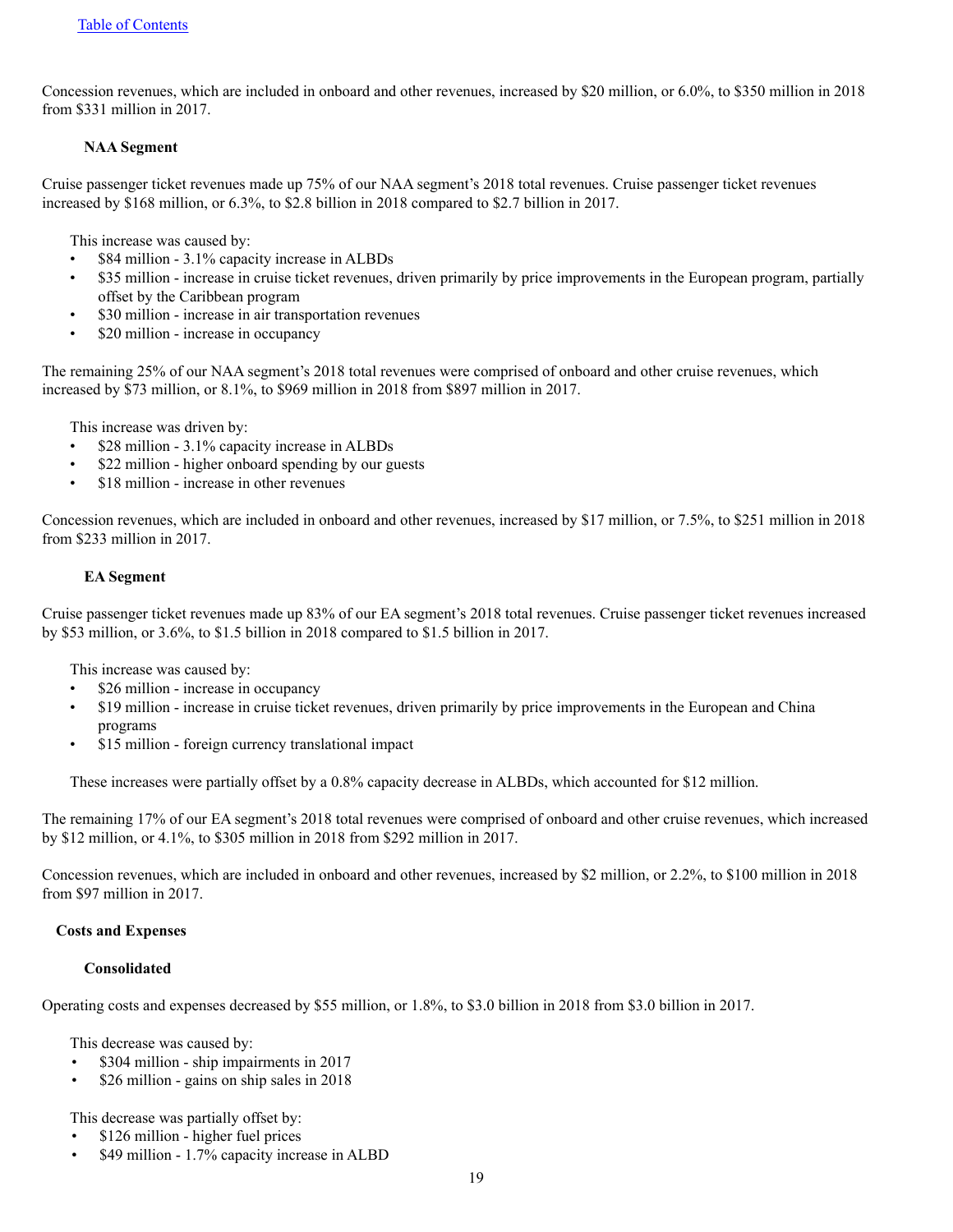Concession revenues, which are included in onboard and other revenues, increased by $20 million, or 6.0%, to $350 million in 2018 from $331 million in 2017.

#### NAA Segment

Cruise passenger ticket revenues made up 75% of our NAA segment's 2018 total revenues. Cruise passenger ticket revenues increased by $168 million, or 6.3%, to $2.8 billion in 2018 compared to $2.7 billion in 2017.

This increase was caused by:

- $84 million - 3.1% capacity increase in ALBDs
- $35 million - increase in cruise ticket revenues, driven primarily by price improvements in the European program, partially offset by the Caribbean program
- $30 million - increase in air transportation revenues
- $20 million - increase in occupancy

The remaining 25% of our NAA segment's 2018 total revenues were comprised of onboard and other cruise revenues, which increased by $73 million, or 8.1%, to $969 million in 2018 from $897 million in 2017.

This increase was driven by:

- $28 million - 3.1% capacity increase in ALBDs
- $22 million - higher onboard spending by our guests
- $18 million - increase in other revenues

Concession revenues, which are included in onboard and other revenues, increased by $17 million, or 7.5%, to $251 million in 2018 from $233 million in 2017.

#### EA Segment

Cruise passenger ticket revenues made up 83% of our EA segment's 2018 total revenues. Cruise passenger ticket revenues increased by $53 million, or 3.6%, to $1.5 billion in 2018 compared to $1.5 billion in 2017.

This increase was caused by:

- $26 million - increase in occupancy
- $19 million - increase in cruise ticket revenues, driven primarily by price improvements in the European and China programs
- $15 million - foreign currency translational impact

These increases were partially offset by a 0.8% capacity decrease in ALBDs, which accounted for $12 million.

The remaining 17% of our EA segment's 2018 total revenues were comprised of onboard and other cruise revenues, which increased by $12 million, or 4.1%, to $305 million in 2018 from $292 million in 2017.

Concession revenues, which are included in onboard and other revenues, increased by $2 million, or 2.2%, to $100 million in 2018 from $97 million in 2017.

### Costs and Expenses

#### Consolidated

Operating costs and expenses decreased by $55 million, or 1.8%, to $3.0 billion in 2018 from $3.0 billion in 2017.

This decrease was caused by:

- $304 million - ship impairments in 2017
- $26 million - gains on ship sales in 2018

This decrease was partially offset by:

- $126 million - higher fuel prices
- $49 million - 1.7% capacity increase in ALBD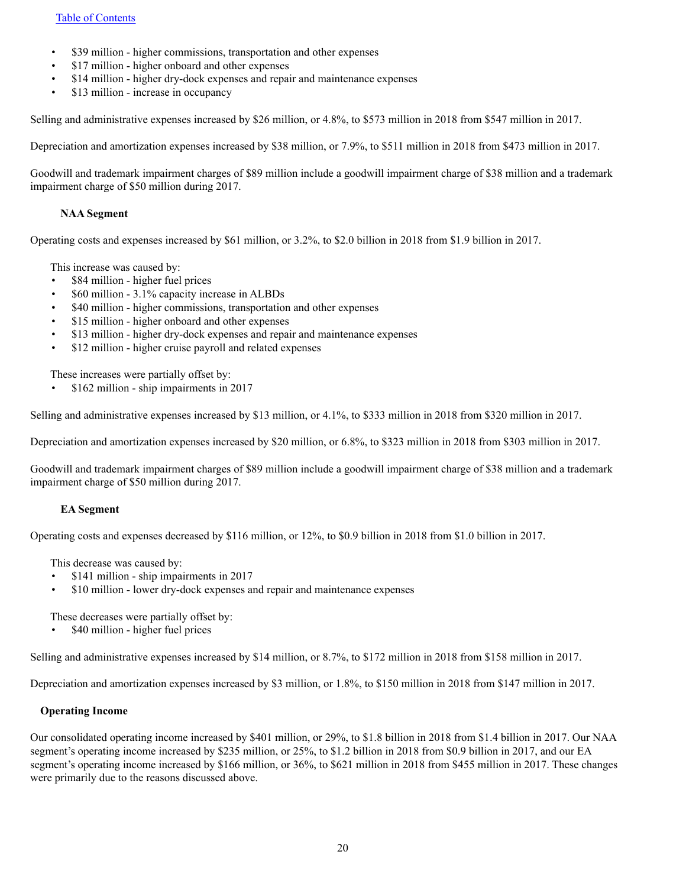- $39 million - higher commissions, transportation and other expenses
- $17 million - higher onboard and other expenses
- $14 million - higher dry-dock expenses and repair and maintenance expenses
- $13 million - increase in occupancy

Selling and administrative expenses increased by $26 million, or 4.8%, to $573 million in 2018 from $547 million in 2017.

Depreciation and amortization expenses increased by $38 million, or 7.9%, to $511 million in 2018 from $473 million in 2017.

Goodwill and trademark impairment charges of $89 million include a goodwill impairment charge of $38 million and a trademark impairment charge of $50 million during 2017.

#### NAA Segment

Operating costs and expenses increased by $61 million, or 3.2%, to $2.0 billion in 2018 from $1.9 billion in 2017.

This increase was caused by:
- $84 million - higher fuel prices
- $60 million - 3.1% capacity increase in ALBDs
- $40 million - higher commissions, transportation and other expenses
- $15 million - higher onboard and other expenses
- $13 million - higher dry-dock expenses and repair and maintenance expenses
- $12 million - higher cruise payroll and related expenses

These increases were partially offset by:
- $162 million - ship impairments in 2017

Selling and administrative expenses increased by $13 million, or 4.1%, to $333 million in 2018 from $320 million in 2017.

Depreciation and amortization expenses increased by $20 million, or 6.8%, to $323 million in 2018 from $303 million in 2017.

Goodwill and trademark impairment charges of $89 million include a goodwill impairment charge of $38 million and a trademark impairment charge of $50 million during 2017.

#### EA Segment

Operating costs and expenses decreased by $116 million, or 12%, to $0.9 billion in 2018 from $1.0 billion in 2017.

This decrease was caused by:
- $141 million - ship impairments in 2017
- $10 million - lower dry-dock expenses and repair and maintenance expenses

These decreases were partially offset by:
- $40 million - higher fuel prices

Selling and administrative expenses increased by $14 million, or 8.7%, to $172 million in 2018 from $158 million in 2017.

Depreciation and amortization expenses increased by $3 million, or 1.8%, to $150 million in 2018 from $147 million in 2017.

### Operating Income

Our consolidated operating income increased by $401 million, or 29%, to $1.8 billion in 2018 from $1.4 billion in 2017. Our NAA segment's operating income increased by $235 million, or 25%, to $1.2 billion in 2018 from $0.9 billion in 2017, and our EA segment's operating income increased by $166 million, or 36%, to $621 million in 2018 from $455 million in 2017. These changes were primarily due to the reasons discussed above.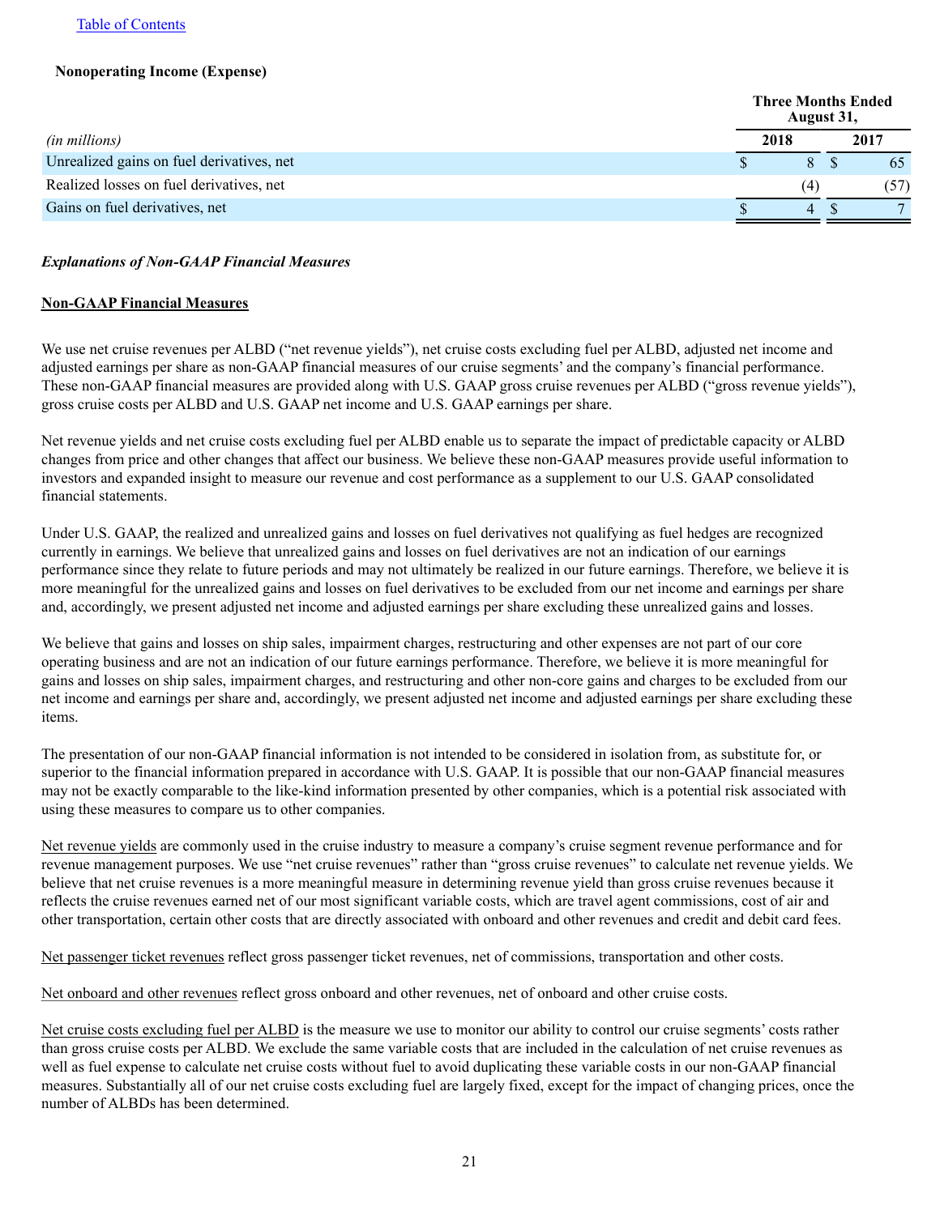Table of Contents

**Nonoperating Income (Expense)**

| (in millions) | Three Months Ended August 31, | |
|---|---|---|
| | 2018 | 2017 |
| Unrealized gains on fuel derivatives, net | $ 8 | $ 65 |
| Realized losses on fuel derivatives, net | (4) | (57) |
| Gains on fuel derivatives, net | $ 4 | $ 7 |

***Explanations of Non-GAAP Financial Measures***

**Non-GAAP Financial Measures**

We use net cruise revenues per ALBD ("net revenue yields"), net cruise costs excluding fuel per ALBD, adjusted net income and adjusted earnings per share as non-GAAP financial measures of our cruise segments' and the company's financial performance. These non-GAAP financial measures are provided along with U.S. GAAP gross cruise revenues per ALBD ("gross revenue yields"), gross cruise costs per ALBD and U.S. GAAP net income and U.S. GAAP earnings per share.

Net revenue yields and net cruise costs excluding fuel per ALBD enable us to separate the impact of predictable capacity or ALBD changes from price and other changes that affect our business. We believe these non-GAAP measures provide useful information to investors and expanded insight to measure our revenue and cost performance as a supplement to our U.S. GAAP consolidated financial statements.

Under U.S. GAAP, the realized and unrealized gains and losses on fuel derivatives not qualifying as fuel hedges are recognized currently in earnings. We believe that unrealized gains and losses on fuel derivatives are not an indication of our earnings performance since they relate to future periods and may not ultimately be realized in our future earnings. Therefore, we believe it is more meaningful for the unrealized gains and losses on fuel derivatives to be excluded from our net income and earnings per share and, accordingly, we present adjusted net income and adjusted earnings per share excluding these unrealized gains and losses.

We believe that gains and losses on ship sales, impairment charges, restructuring and other expenses are not part of our core operating business and are not an indication of our future earnings performance. Therefore, we believe it is more meaningful for gains and losses on ship sales, impairment charges, and restructuring and other non-core gains and charges to be excluded from our net income and earnings per share and, accordingly, we present adjusted net income and adjusted earnings per share excluding these items.

The presentation of our non-GAAP financial information is not intended to be considered in isolation from, as substitute for, or superior to the financial information prepared in accordance with U.S. GAAP. It is possible that our non-GAAP financial measures may not be exactly comparable to the like-kind information presented by other companies, which is a potential risk associated with using these measures to compare us to other companies.

Net revenue yields are commonly used in the cruise industry to measure a company's cruise segment revenue performance and for revenue management purposes. We use "net cruise revenues" rather than "gross cruise revenues" to calculate net revenue yields. We believe that net cruise revenues is a more meaningful measure in determining revenue yield than gross cruise revenues because it reflects the cruise revenues earned net of our most significant variable costs, which are travel agent commissions, cost of air and other transportation, certain other costs that are directly associated with onboard and other revenues and credit and debit card fees.

Net passenger ticket revenues reflect gross passenger ticket revenues, net of commissions, transportation and other costs.

Net onboard and other revenues reflect gross onboard and other revenues, net of onboard and other cruise costs.

Net cruise costs excluding fuel per ALBD is the measure we use to monitor our ability to control our cruise segments' costs rather than gross cruise costs per ALBD. We exclude the same variable costs that are included in the calculation of net cruise revenues as well as fuel expense to calculate net cruise costs without fuel to avoid duplicating these variable costs in our non-GAAP financial measures. Substantially all of our net cruise costs excluding fuel are largely fixed, except for the impact of changing prices, once the number of ALBDs has been determined.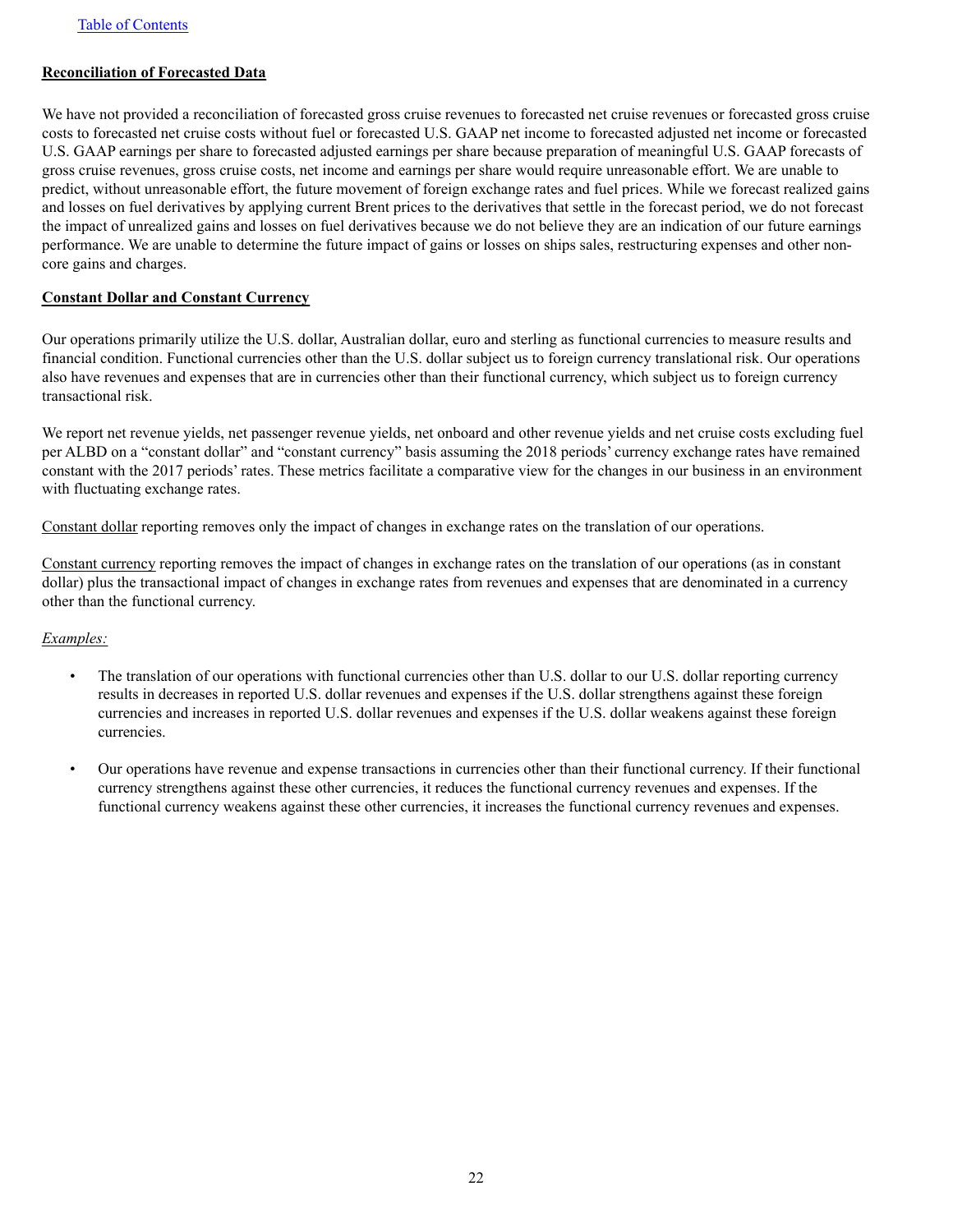**Reconciliation of Forecasted Data**

We have not provided a reconciliation of forecasted gross cruise revenues to forecasted net cruise revenues or forecasted gross cruise costs to forecasted net cruise costs without fuel or forecasted U.S. GAAP net income to forecasted adjusted net income or forecasted U.S. GAAP earnings per share to forecasted adjusted earnings per share because preparation of meaningful U.S. GAAP forecasts of gross cruise revenues, gross cruise costs, net income and earnings per share would require unreasonable effort. We are unable to predict, without unreasonable effort, the future movement of foreign exchange rates and fuel prices. While we forecast realized gains and losses on fuel derivatives by applying current Brent prices to the derivatives that settle in the forecast period, we do not forecast the impact of unrealized gains and losses on fuel derivatives because we do not believe they are an indication of our future earnings performance. We are unable to determine the future impact of gains or losses on ships sales, restructuring expenses and other non-core gains and charges.

**Constant Dollar and Constant Currency**

Our operations primarily utilize the U.S. dollar, Australian dollar, euro and sterling as functional currencies to measure results and financial condition. Functional currencies other than the U.S. dollar subject us to foreign currency translational risk. Our operations also have revenues and expenses that are in currencies other than their functional currency, which subject us to foreign currency transactional risk.

We report net revenue yields, net passenger revenue yields, net onboard and other revenue yields and net cruise costs excluding fuel per ALBD on a "constant dollar" and "constant currency" basis assuming the 2018 periods' currency exchange rates have remained constant with the 2017 periods' rates. These metrics facilitate a comparative view for the changes in our business in an environment with fluctuating exchange rates.

Constant dollar reporting removes only the impact of changes in exchange rates on the translation of our operations.

Constant currency reporting removes the impact of changes in exchange rates on the translation of our operations (as in constant dollar) plus the transactional impact of changes in exchange rates from revenues and expenses that are denominated in a currency other than the functional currency.

*Examples:*

- The translation of our operations with functional currencies other than U.S. dollar to our U.S. dollar reporting currency results in decreases in reported U.S. dollar revenues and expenses if the U.S. dollar strengthens against these foreign currencies and increases in reported U.S. dollar revenues and expenses if the U.S. dollar weakens against these foreign currencies.

- Our operations have revenue and expense transactions in currencies other than their functional currency. If their functional currency strengthens against these other currencies, it reduces the functional currency revenues and expenses. If the functional currency weakens against these other currencies, it increases the functional currency revenues and expenses.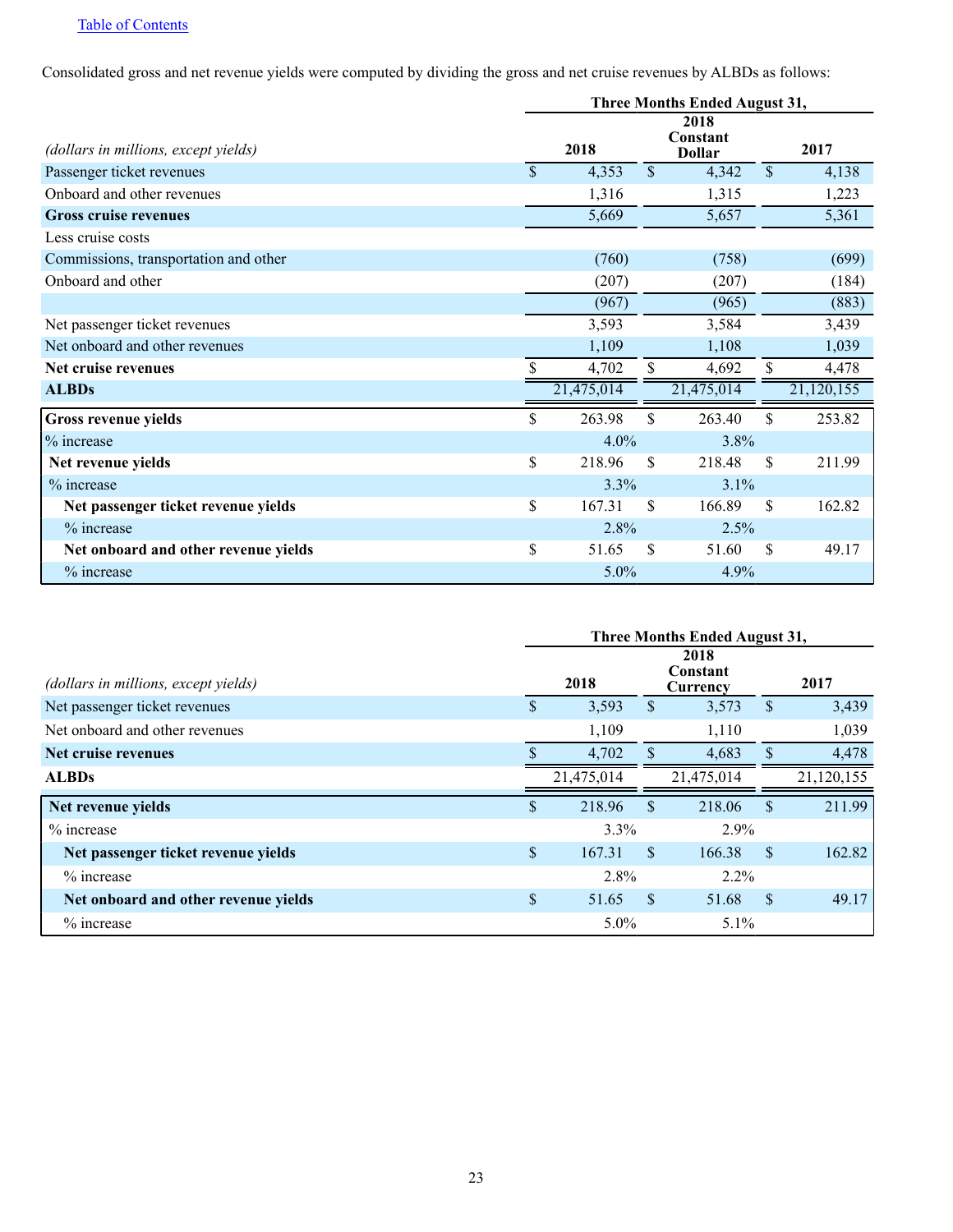Table of Contents

Consolidated gross and net revenue yields were computed by dividing the gross and net cruise revenues by ALBDs as follows:

| *(dollars in millions, except yields)* | Three Months Ended August 31, 2018 | 2018 Constant Dollar | 2017 |
|---|---|---|---|
| Passenger ticket revenues | $ 4,353 | $ 4,342 | $ 4,138 |
| Onboard and other revenues | 1,316 | 1,315 | 1,223 |
| **Gross cruise revenues** | 5,669 | 5,657 | 5,361 |
| Less cruise costs | | | |
| Commissions, transportation and other | (760) | (758) | (699) |
| Onboard and other | (207) | (207) | (184) |
| | (967) | (965) | (883) |
| Net passenger ticket revenues | 3,593 | 3,584 | 3,439 |
| Net onboard and other revenues | 1,109 | 1,108 | 1,039 |
| **Net cruise revenues** | $ 4,702 | $ 4,692 | $ 4,478 |
| **ALBDs** | 21,475,014 | 21,475,014 | 21,120,155 |
| **Gross revenue yields** | $ 263.98 | $ 263.40 | $ 253.82 |
| % increase | 4.0% | 3.8% | |
| **Net revenue yields** | $ 218.96 | $ 218.48 | $ 211.99 |
| % increase | 3.3% | 3.1% | |
| **Net passenger ticket revenue yields** | $ 167.31 | $ 166.89 | $ 162.82 |
| % increase | 2.8% | 2.5% | |
| **Net onboard and other revenue yields** | $ 51.65 | $ 51.60 | $ 49.17 |
| % increase | 5.0% | 4.9% | |

| *(dollars in millions, except yields)* | Three Months Ended August 31, 2018 | 2018 Constant Currency | 2017 |
|---|---|---|---|
| Net passenger ticket revenues | $ 3,593 | $ 3,573 | $ 3,439 |
| Net onboard and other revenues | 1,109 | 1,110 | 1,039 |
| **Net cruise revenues** | $ 4,702 | $ 4,683 | $ 4,478 |
| **ALBDs** | 21,475,014 | 21,475,014 | 21,120,155 |
| **Net revenue yields** | $ 218.96 | $ 218.06 | $ 211.99 |
| % increase | 3.3% | 2.9% | |
| **Net passenger ticket revenue yields** | $ 167.31 | $ 166.38 | $ 162.82 |
| % increase | 2.8% | 2.2% | |
| **Net onboard and other revenue yields** | $ 51.65 | $ 51.68 | $ 49.17 |
| % increase | 5.0% | 5.1% | |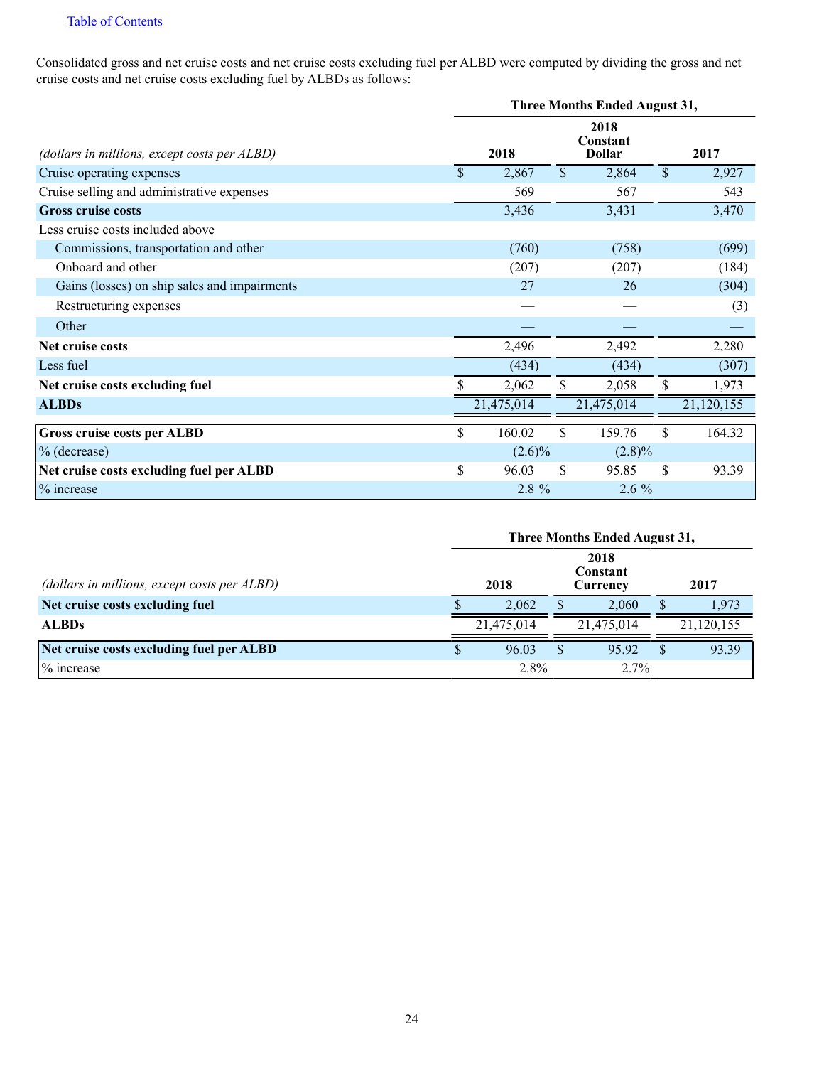Consolidated gross and net cruise costs and net cruise costs excluding fuel per ALBD were computed by dividing the gross and net cruise costs and net cruise costs excluding fuel by ALBDs as follows:

| | Three Months Ended August 31, | | |
|---|---|---|---|
| *(dollars in millions, except costs per ALBD)* | **2018** | **2018 Constant Dollar** | **2017** |
| Cruise operating expenses | $ 2,867 | $ 2,864 | $ 2,927 |
| Cruise selling and administrative expenses | 569 | 567 | 543 |
| **Gross cruise costs** | 3,436 | 3,431 | 3,470 |
| Less cruise costs included above | | | |
| Commissions, transportation and other | (760) | (758) | (699) |
| Onboard and other | (207) | (207) | (184) |
| Gains (losses) on ship sales and impairments | 27 | 26 | (304) |
| Restructuring expenses | — | — | (3) |
| Other | — | — | — |
| **Net cruise costs** | 2,496 | 2,492 | 2,280 |
| Less fuel | (434) | (434) | (307) |
| **Net cruise costs excluding fuel** | $ 2,062 | $ 2,058 | $ 1,973 |
| **ALBDs** | 21,475,014 | 21,475,014 | 21,120,155 |
| **Gross cruise costs per ALBD** | $ 160.02 | $ 159.76 | $ 164.32 |
| % (decrease) | (2.6)% | (2.8)% | |
| **Net cruise costs excluding fuel per ALBD** | $ 96.03 | $ 95.85 | $ 93.39 |
| % increase | 2.8 % | 2.6 % | |

| | Three Months Ended August 31, | | |
|---|---|---|---|
| *(dollars in millions, except costs per ALBD)* | **2018** | **2018 Constant Currency** | **2017** |
| **Net cruise costs excluding fuel** | $ 2,062 | $ 2,060 | $ 1,973 |
| **ALBDs** | 21,475,014 | 21,475,014 | 21,120,155 |
| **Net cruise costs excluding fuel per ALBD** | $ 96.03 | $ 95.92 | $ 93.39 |
| % increase | 2.8% | 2.7% | |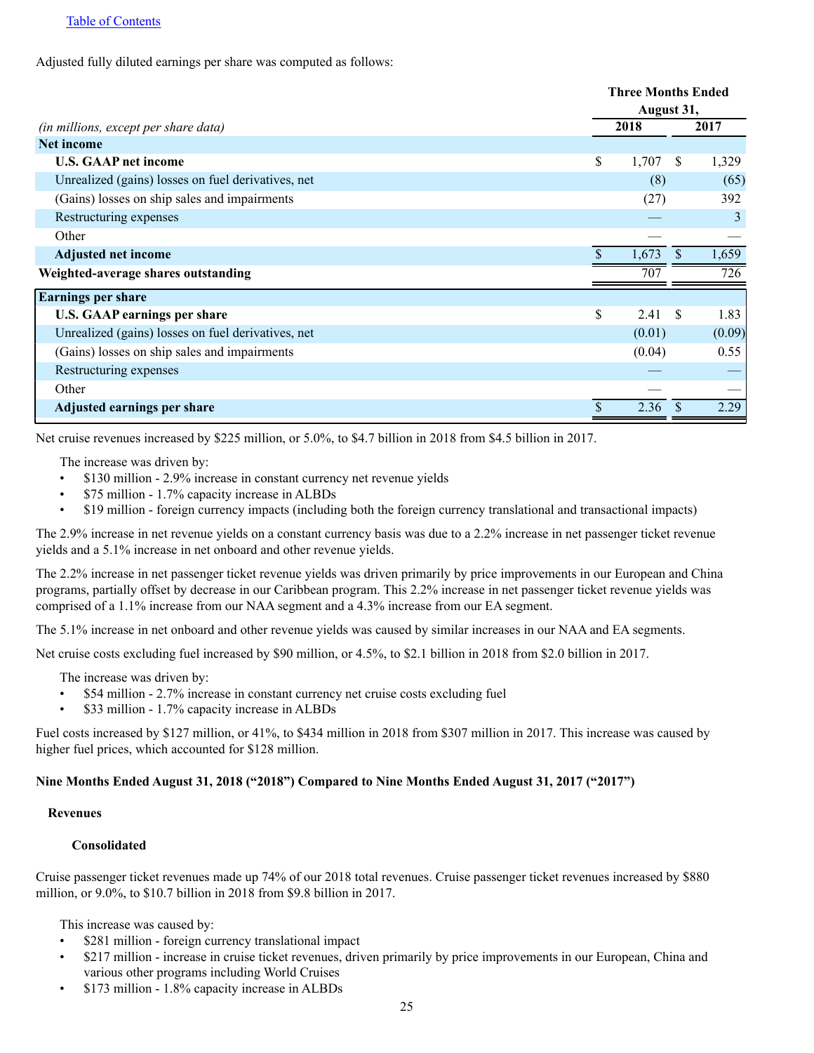Adjusted fully diluted earnings per share was computed as follows:

| *(in millions, except per share data)* | Three Months Ended August 31, 2018 | Three Months Ended August 31, 2017 |
|---|---|---|
| **Net income** | | |
| **U.S. GAAP net income** | $ 1,707 | $ 1,329 |
| Unrealized (gains) losses on fuel derivatives, net | (8) | (65) |
| (Gains) losses on ship sales and impairments | (27) | 392 |
| Restructuring expenses | — | 3 |
| Other | — | — |
| **Adjusted net income** | $ 1,673 | $ 1,659 |
| **Weighted-average shares outstanding** | 707 | 726 |
| **Earnings per share** | | |
| **U.S. GAAP earnings per share** | $ 2.41 | $ 1.83 |
| Unrealized (gains) losses on fuel derivatives, net | (0.01) | (0.09) |
| (Gains) losses on ship sales and impairments | (0.04) | 0.55 |
| Restructuring expenses | — | — |
| Other | — | — |
| **Adjusted earnings per share** | $ 2.36 | $ 2.29 |

Net cruise revenues increased by $225 million, or 5.0%, to $4.7 billion in 2018 from $4.5 billion in 2017.

The increase was driven by:

- $130 million - 2.9% increase in constant currency net revenue yields
- $75 million - 1.7% capacity increase in ALBDs
- $19 million - foreign currency impacts (including both the foreign currency translational and transactional impacts)

The 2.9% increase in net revenue yields on a constant currency basis was due to a 2.2% increase in net passenger ticket revenue yields and a 5.1% increase in net onboard and other revenue yields.

The 2.2% increase in net passenger ticket revenue yields was driven primarily by price improvements in our European and China programs, partially offset by decrease in our Caribbean program. This 2.2% increase in net passenger ticket revenue yields was comprised of a 1.1% increase from our NAA segment and a 4.3% increase from our EA segment.

The 5.1% increase in net onboard and other revenue yields was caused by similar increases in our NAA and EA segments.

Net cruise costs excluding fuel increased by $90 million, or 4.5%, to $2.1 billion in 2018 from $2.0 billion in 2017.

The increase was driven by:

- $54 million - 2.7% increase in constant currency net cruise costs excluding fuel
- $33 million - 1.7% capacity increase in ALBDs

Fuel costs increased by $127 million, or 41%, to $434 million in 2018 from $307 million in 2017. This increase was caused by higher fuel prices, which accounted for $128 million.

### Nine Months Ended August 31, 2018 ("2018") Compared to Nine Months Ended August 31, 2017 ("2017")

#### Revenues

##### Consolidated

Cruise passenger ticket revenues made up 74% of our 2018 total revenues. Cruise passenger ticket revenues increased by $880 million, or 9.0%, to $10.7 billion in 2018 from $9.8 billion in 2017.

This increase was caused by:

- $281 million - foreign currency translational impact
- $217 million - increase in cruise ticket revenues, driven primarily by price improvements in our European, China and various other programs including World Cruises
- $173 million - 1.8% capacity increase in ALBDs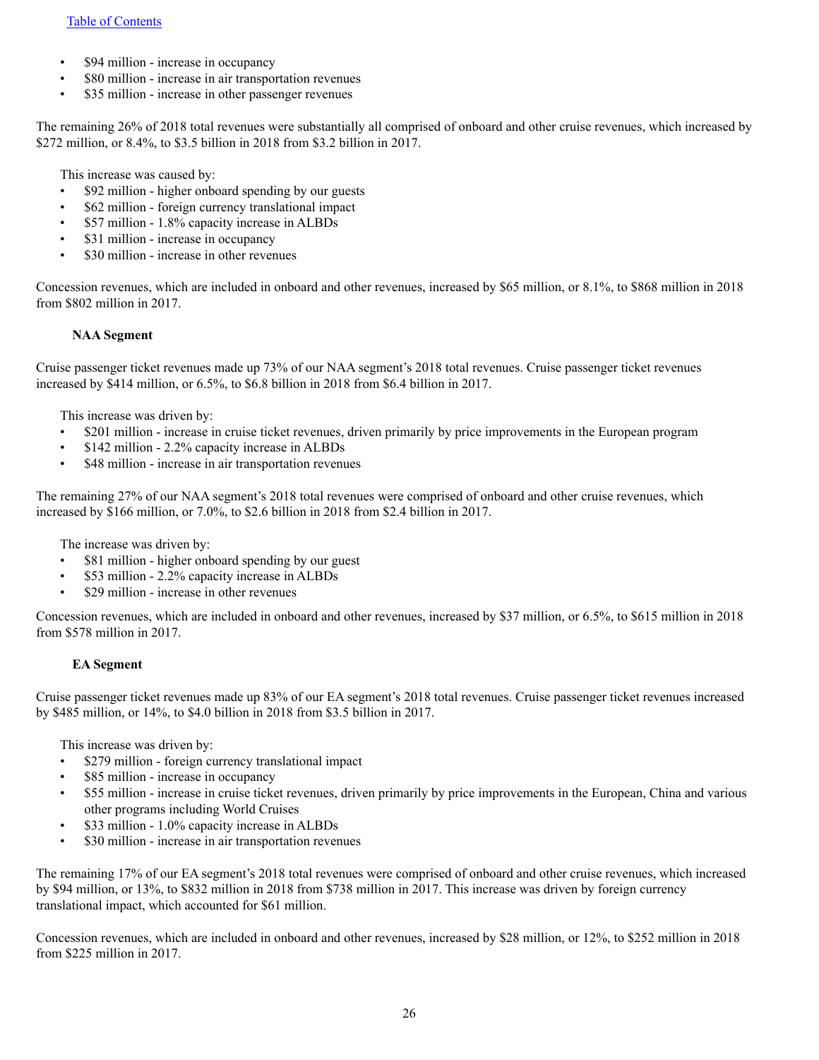- $94 million - increase in occupancy
- $80 million - increase in air transportation revenues
- $35 million - increase in other passenger revenues

The remaining 26% of 2018 total revenues were substantially all comprised of onboard and other cruise revenues, which increased by $272 million, or 8.4%, to $3.5 billion in 2018 from $3.2 billion in 2017.

This increase was caused by:

- $92 million - higher onboard spending by our guests
- $62 million - foreign currency translational impact
- $57 million - 1.8% capacity increase in ALBDs
- $31 million - increase in occupancy
- $30 million - increase in other revenues

Concession revenues, which are included in onboard and other revenues, increased by $65 million, or 8.1%, to $868 million in 2018 from $802 million in 2017.

**NAA Segment**

Cruise passenger ticket revenues made up 73% of our NAA segment's 2018 total revenues. Cruise passenger ticket revenues increased by $414 million, or 6.5%, to $6.8 billion in 2018 from $6.4 billion in 2017.

This increase was driven by:

- $201 million - increase in cruise ticket revenues, driven primarily by price improvements in the European program
- $142 million - 2.2% capacity increase in ALBDs
- $48 million - increase in air transportation revenues

The remaining 27% of our NAA segment's 2018 total revenues were comprised of onboard and other cruise revenues, which increased by $166 million, or 7.0%, to $2.6 billion in 2018 from $2.4 billion in 2017.

The increase was driven by:

- $81 million - higher onboard spending by our guest
- $53 million - 2.2% capacity increase in ALBDs
- $29 million - increase in other revenues

Concession revenues, which are included in onboard and other revenues, increased by $37 million, or 6.5%, to $615 million in 2018 from $578 million in 2017.

**EA Segment**

Cruise passenger ticket revenues made up 83% of our EA segment's 2018 total revenues. Cruise passenger ticket revenues increased by $485 million, or 14%, to $4.0 billion in 2018 from $3.5 billion in 2017.

This increase was driven by:

- $279 million - foreign currency translational impact
- $85 million - increase in occupancy
- $55 million - increase in cruise ticket revenues, driven primarily by price improvements in the European, China and various other programs including World Cruises
- $33 million - 1.0% capacity increase in ALBDs
- $30 million - increase in air transportation revenues

The remaining 17% of our EA segment's 2018 total revenues were comprised of onboard and other cruise revenues, which increased by $94 million, or 13%, to $832 million in 2018 from $738 million in 2017. This increase was driven by foreign currency translational impact, which accounted for $61 million.

Concession revenues, which are included in onboard and other revenues, increased by $28 million, or 12%, to $252 million in 2018 from $225 million in 2017.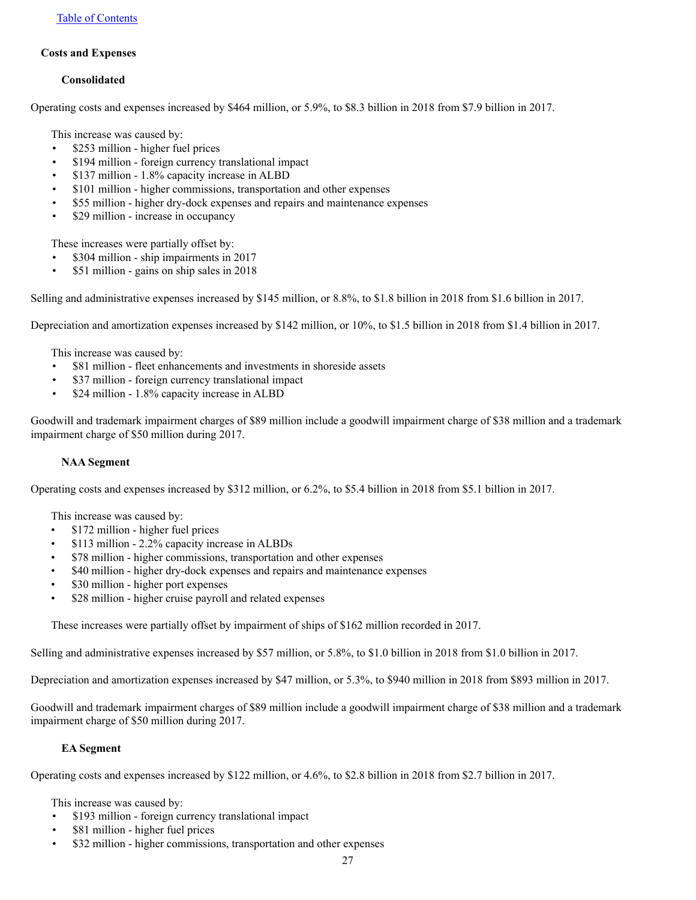[Table of Contents](#)

### Costs and Expenses

#### Consolidated

Operating costs and expenses increased by $464 million, or 5.9%, to $8.3 billion in 2018 from $7.9 billion in 2017.

This increase was caused by:

- $253 million - higher fuel prices
- $194 million - foreign currency translational impact
- $137 million - 1.8% capacity increase in ALBD
- $101 million - higher commissions, transportation and other expenses
- $55 million - higher dry-dock expenses and repairs and maintenance expenses
- $29 million - increase in occupancy

These increases were partially offset by:

- $304 million - ship impairments in 2017
- $51 million - gains on ship sales in 2018

Selling and administrative expenses increased by $145 million, or 8.8%, to $1.8 billion in 2018 from $1.6 billion in 2017.

Depreciation and amortization expenses increased by $142 million, or 10%, to $1.5 billion in 2018 from $1.4 billion in 2017.

This increase was caused by:

- $81 million - fleet enhancements and investments in shoreside assets
- $37 million - foreign currency translational impact
- $24 million - 1.8% capacity increase in ALBD

Goodwill and trademark impairment charges of $89 million include a goodwill impairment charge of $38 million and a trademark impairment charge of $50 million during 2017.

#### NAA Segment

Operating costs and expenses increased by $312 million, or 6.2%, to $5.4 billion in 2018 from $5.1 billion in 2017.

This increase was caused by:

- $172 million - higher fuel prices
- $113 million - 2.2% capacity increase in ALBDs
- $78 million - higher commissions, transportation and other expenses
- $40 million - higher dry-dock expenses and repairs and maintenance expenses
- $30 million - higher port expenses
- $28 million - higher cruise payroll and related expenses

These increases were partially offset by impairment of ships of $162 million recorded in 2017.

Selling and administrative expenses increased by $57 million, or 5.8%, to $1.0 billion in 2018 from $1.0 billion in 2017.

Depreciation and amortization expenses increased by $47 million, or 5.3%, to $940 million in 2018 from $893 million in 2017.

Goodwill and trademark impairment charges of $89 million include a goodwill impairment charge of $38 million and a trademark impairment charge of $50 million during 2017.

#### EA Segment

Operating costs and expenses increased by $122 million, or 4.6%, to $2.8 billion in 2018 from $2.7 billion in 2017.

This increase was caused by:

- $193 million - foreign currency translational impact
- $81 million - higher fuel prices
- $32 million - higher commissions, transportation and other expenses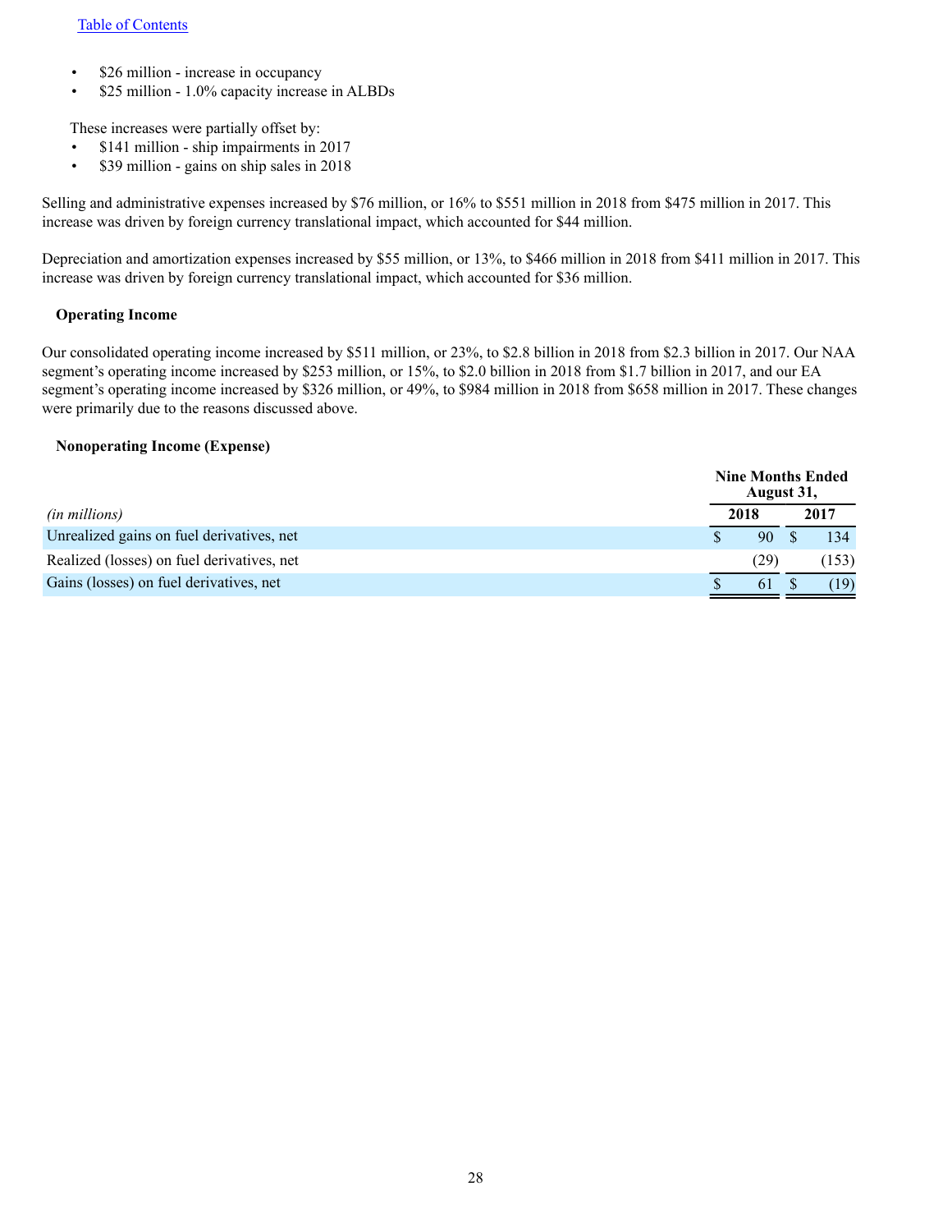- $26 million - increase in occupancy
- $25 million - 1.0% capacity increase in ALBDs

These increases were partially offset by:

- $141 million - ship impairments in 2017
- $39 million - gains on ship sales in 2018

Selling and administrative expenses increased by $76 million, or 16% to $551 million in 2018 from $475 million in 2017. This increase was driven by foreign currency translational impact, which accounted for $44 million.

Depreciation and amortization expenses increased by $55 million, or 13%, to $466 million in 2018 from $411 million in 2017. This increase was driven by foreign currency translational impact, which accounted for $36 million.

**Operating Income**

Our consolidated operating income increased by $511 million, or 23%, to $2.8 billion in 2018 from $2.3 billion in 2017. Our NAA segment's operating income increased by $253 million, or 15%, to $2.0 billion in 2018 from $1.7 billion in 2017, and our EA segment's operating income increased by $326 million, or 49%, to $984 million in 2018 from $658 million in 2017. These changes were primarily due to the reasons discussed above.

**Nonoperating Income (Expense)**

| | Nine Months Ended August 31, | |
|---|---|---|
| *(in millions)* | 2018 | 2017 |
| Unrealized gains on fuel derivatives, net | $ 90 | $ 134 |
| Realized (losses) on fuel derivatives, net | (29) | (153) |
| Gains (losses) on fuel derivatives, net | $ 61 | $ (19) |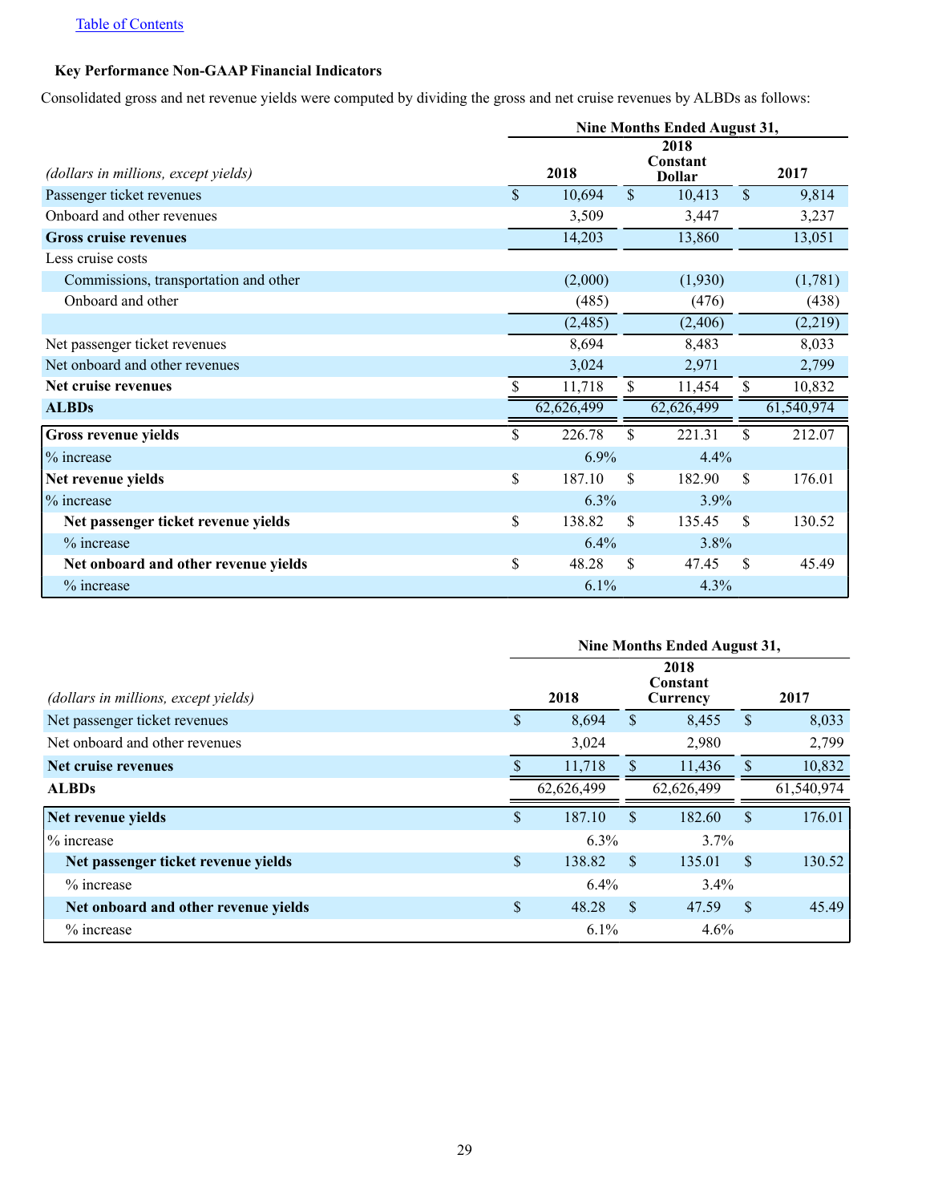Table of Contents

### Key Performance Non-GAAP Financial Indicators

Consolidated gross and net revenue yields were computed by dividing the gross and net cruise revenues by ALBDs as follows:

| *(dollars in millions, except yields)* | Nine Months Ended August 31, 2018 | 2018 Constant Dollar | 2017 |
|---|---|---|---|
| Passenger ticket revenues | $ 10,694 | $ 10,413 | $ 9,814 |
| Onboard and other revenues | 3,509 | 3,447 | 3,237 |
| **Gross cruise revenues** | 14,203 | 13,860 | 13,051 |
| Less cruise costs | | | |
| Commissions, transportation and other | (2,000) | (1,930) | (1,781) |
| Onboard and other | (485) | (476) | (438) |
| | (2,485) | (2,406) | (2,219) |
| Net passenger ticket revenues | 8,694 | 8,483 | 8,033 |
| Net onboard and other revenues | 3,024 | 2,971 | 2,799 |
| **Net cruise revenues** | $ 11,718 | $ 11,454 | $ 10,832 |
| **ALBDs** | 62,626,499 | 62,626,499 | 61,540,974 |
| **Gross revenue yields** | $ 226.78 | $ 221.31 | $ 212.07 |
| % increase | 6.9% | 4.4% | |
| **Net revenue yields** | $ 187.10 | $ 182.90 | $ 176.01 |
| % increase | 6.3% | 3.9% | |
| **Net passenger ticket revenue yields** | $ 138.82 | $ 135.45 | $ 130.52 |
| % increase | 6.4% | 3.8% | |
| **Net onboard and other revenue yields** | $ 48.28 | $ 47.45 | $ 45.49 |
| % increase | 6.1% | 4.3% | |

| *(dollars in millions, except yields)* | Nine Months Ended August 31, 2018 | 2018 Constant Currency | 2017 |
|---|---|---|---|
| Net passenger ticket revenues | $ 8,694 | $ 8,455 | $ 8,033 |
| Net onboard and other revenues | 3,024 | 2,980 | 2,799 |
| **Net cruise revenues** | $ 11,718 | $ 11,436 | $ 10,832 |
| **ALBDs** | 62,626,499 | 62,626,499 | 61,540,974 |
| **Net revenue yields** | $ 187.10 | $ 182.60 | $ 176.01 |
| % increase | 6.3% | 3.7% | |
| **Net passenger ticket revenue yields** | $ 138.82 | $ 135.01 | $ 130.52 |
| % increase | 6.4% | 3.4% | |
| **Net onboard and other revenue yields** | $ 48.28 | $ 47.59 | $ 45.49 |
| % increase | 6.1% | 4.6% | |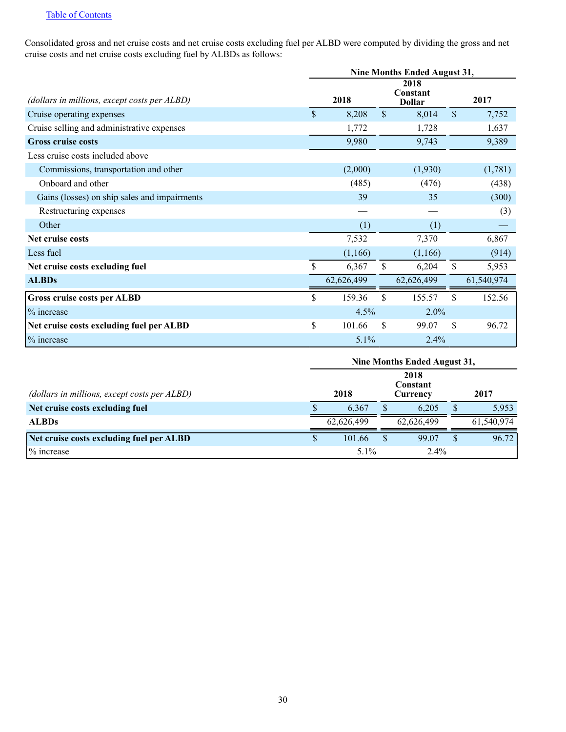[Table of Contents](#)

Consolidated gross and net cruise costs and net cruise costs excluding fuel per ALBD were computed by dividing the gross and net cruise costs and net cruise costs excluding fuel by ALBDs as follows:

| | Nine Months Ended August 31, | | |
|---|---|---|---|
| *(dollars in millions, except costs per ALBD)* | 2018 | 2018 Constant Dollar | 2017 |
| Cruise operating expenses | $ 8,208 | $ 8,014 | $ 7,752 |
| Cruise selling and administrative expenses | 1,772 | 1,728 | 1,637 |
| **Gross cruise costs** | 9,980 | 9,743 | 9,389 |
| Less cruise costs included above | | | |
| Commissions, transportation and other | (2,000) | (1,930) | (1,781) |
| Onboard and other | (485) | (476) | (438) |
| Gains (losses) on ship sales and impairments | 39 | 35 | (300) |
| Restructuring expenses | — | — | (3) |
| Other | (1) | (1) | — |
| **Net cruise costs** | 7,532 | 7,370 | 6,867 |
| Less fuel | (1,166) | (1,166) | (914) |
| **Net cruise costs excluding fuel** | $ 6,367 | $ 6,204 | $ 5,953 |
| **ALBDs** | 62,626,499 | 62,626,499 | 61,540,974 |
| **Gross cruise costs per ALBD** | $ 159.36 | $ 155.57 | $ 152.56 |
| % increase | 4.5% | 2.0% | |
| **Net cruise costs excluding fuel per ALBD** | $ 101.66 | $ 99.07 | $ 96.72 |
| % increase | 5.1% | 2.4% | |

| | Nine Months Ended August 31, | | |
|---|---|---|---|
| *(dollars in millions, except costs per ALBD)* | 2018 | 2018 Constant Currency | 2017 |
| **Net cruise costs excluding fuel** | $ 6,367 | $ 6,205 | $ 5,953 |
| **ALBDs** | 62,626,499 | 62,626,499 | 61,540,974 |
| **Net cruise costs excluding fuel per ALBD** | $ 101.66 | $ 99.07 | $ 96.72 |
| % increase | 5.1% | 2.4% | |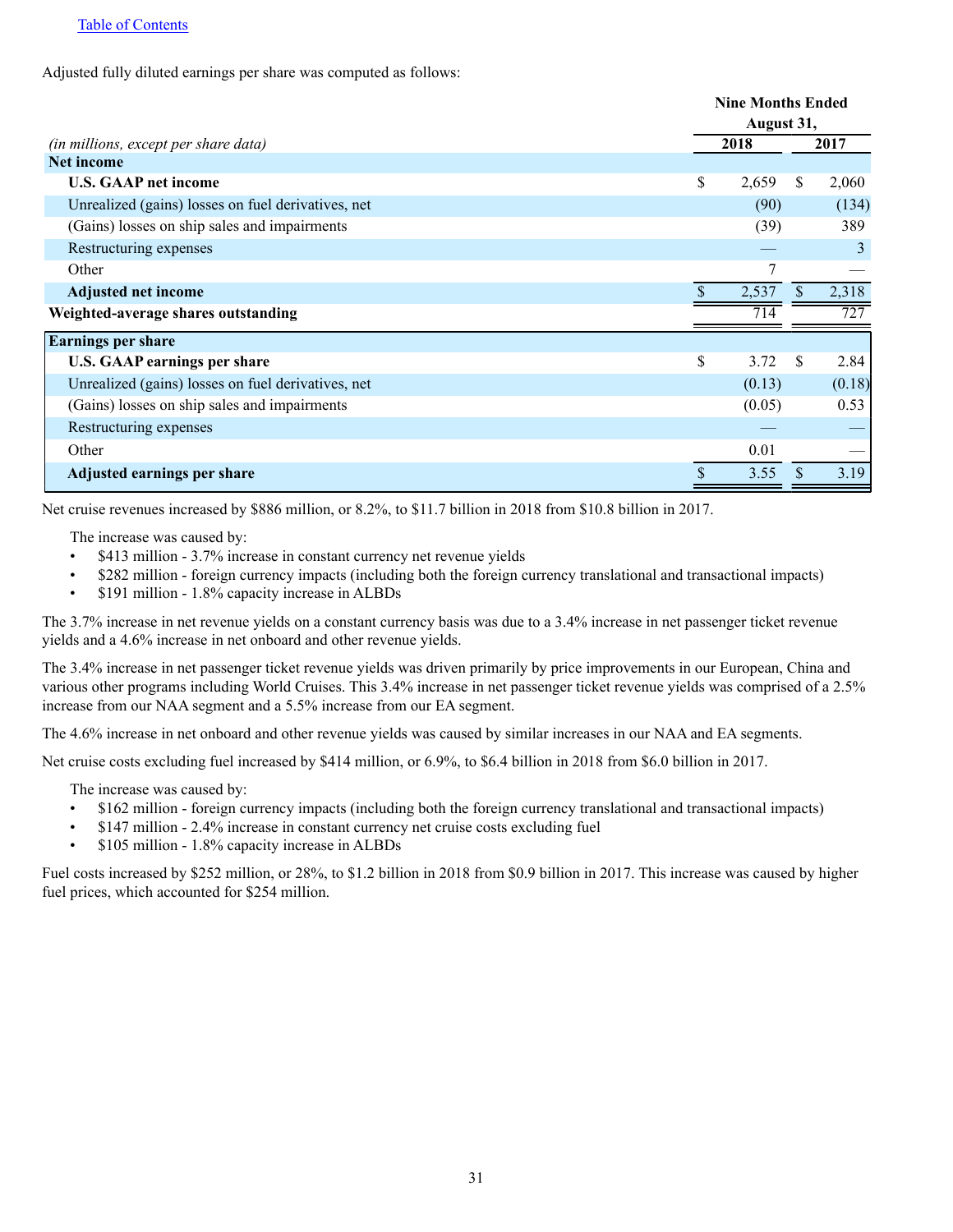Adjusted fully diluted earnings per share was computed as follows:

| *(in millions, except per share data)* | Nine Months Ended August 31, 2018 | Nine Months Ended August 31, 2017 |
|---|---|---|
| **Net income** | | |
| **U.S. GAAP net income** | $ 2,659 | $ 2,060 |
| Unrealized (gains) losses on fuel derivatives, net | (90) | (134) |
| (Gains) losses on ship sales and impairments | (39) | 389 |
| Restructuring expenses | — | 3 |
| Other | 7 | — |
| **Adjusted net income** | $ 2,537 | $ 2,318 |
| **Weighted-average shares outstanding** | 714 | 727 |
| **Earnings per share** | | |
| **U.S. GAAP earnings per share** | $ 3.72 | $ 2.84 |
| Unrealized (gains) losses on fuel derivatives, net | (0.13) | (0.18) |
| (Gains) losses on ship sales and impairments | (0.05) | 0.53 |
| Restructuring expenses | — | — |
| Other | 0.01 | — |
| **Adjusted earnings per share** | $ 3.55 | $ 3.19 |

Net cruise revenues increased by $886 million, or 8.2%, to $11.7 billion in 2018 from $10.8 billion in 2017.

The increase was caused by:

- $413 million - 3.7% increase in constant currency net revenue yields
- $282 million - foreign currency impacts (including both the foreign currency translational and transactional impacts)
- $191 million - 1.8% capacity increase in ALBDs

The 3.7% increase in net revenue yields on a constant currency basis was due to a 3.4% increase in net passenger ticket revenue yields and a 4.6% increase in net onboard and other revenue yields.

The 3.4% increase in net passenger ticket revenue yields was driven primarily by price improvements in our European, China and various other programs including World Cruises. This 3.4% increase in net passenger ticket revenue yields was comprised of a 2.5% increase from our NAA segment and a 5.5% increase from our EA segment.

The 4.6% increase in net onboard and other revenue yields was caused by similar increases in our NAA and EA segments.

Net cruise costs excluding fuel increased by $414 million, or 6.9%, to $6.4 billion in 2018 from $6.0 billion in 2017.

The increase was caused by:

- $162 million - foreign currency impacts (including both the foreign currency translational and transactional impacts)
- $147 million - 2.4% increase in constant currency net cruise costs excluding fuel
- $105 million - 1.8% capacity increase in ALBDs

Fuel costs increased by $252 million, or 28%, to $1.2 billion in 2018 from $0.9 billion in 2017. This increase was caused by higher fuel prices, which accounted for $254 million.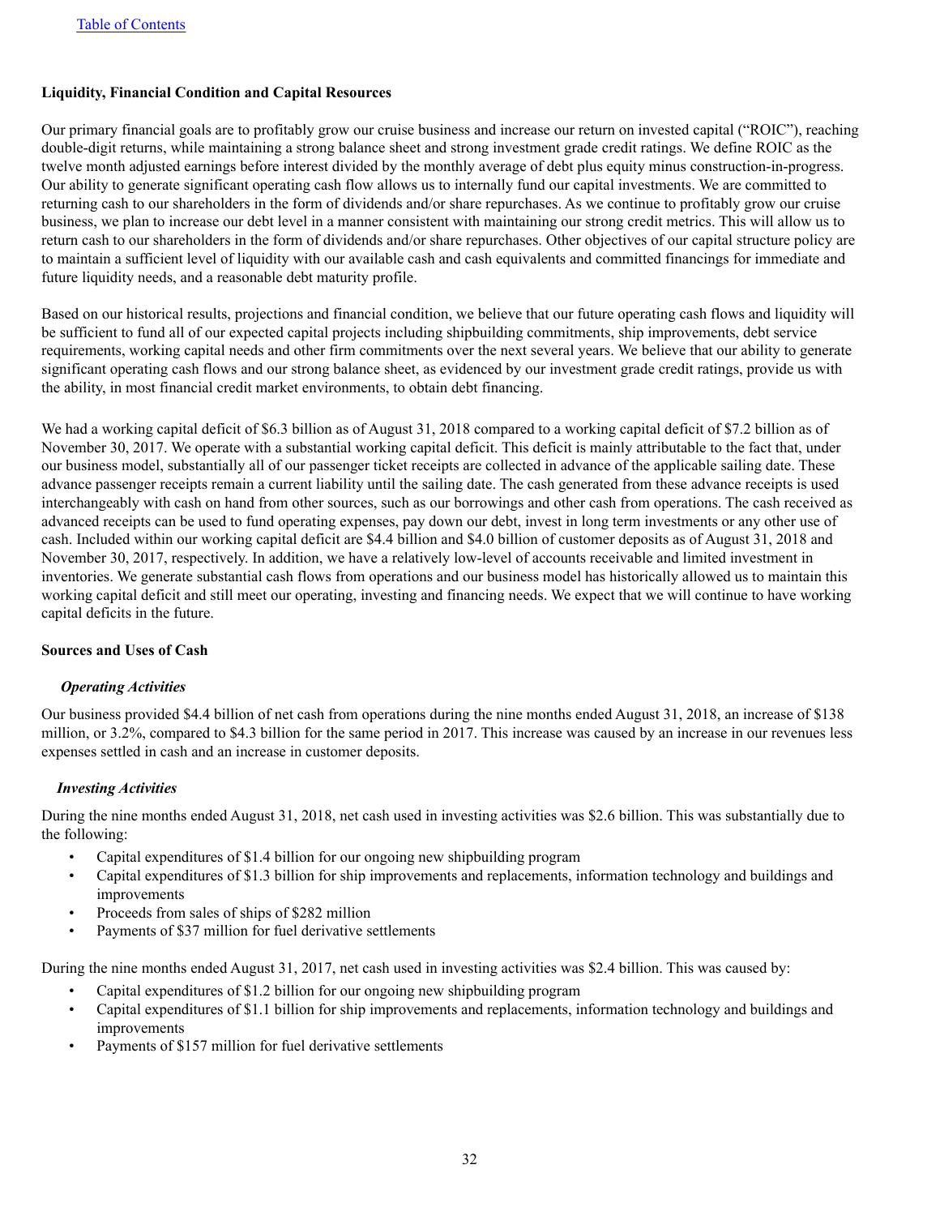[Table of Contents]

**Liquidity, Financial Condition and Capital Resources**

Our primary financial goals are to profitably grow our cruise business and increase our return on invested capital ("ROIC"), reaching double-digit returns, while maintaining a strong balance sheet and strong investment grade credit ratings. We define ROIC as the twelve month adjusted earnings before interest divided by the monthly average of debt plus equity minus construction-in-progress. Our ability to generate significant operating cash flow allows us to internally fund our capital investments. We are committed to returning cash to our shareholders in the form of dividends and/or share repurchases. As we continue to profitably grow our cruise business, we plan to increase our debt level in a manner consistent with maintaining our strong credit metrics. This will allow us to return cash to our shareholders in the form of dividends and/or share repurchases. Other objectives of our capital structure policy are to maintain a sufficient level of liquidity with our available cash and cash equivalents and committed financings for immediate and future liquidity needs, and a reasonable debt maturity profile.

Based on our historical results, projections and financial condition, we believe that our future operating cash flows and liquidity will be sufficient to fund all of our expected capital projects including shipbuilding commitments, ship improvements, debt service requirements, working capital needs and other firm commitments over the next several years. We believe that our ability to generate significant operating cash flows and our strong balance sheet, as evidenced by our investment grade credit ratings, provide us with the ability, in most financial credit market environments, to obtain debt financing.

We had a working capital deficit of $6.3 billion as of August 31, 2018 compared to a working capital deficit of $7.2 billion as of November 30, 2017. We operate with a substantial working capital deficit. This deficit is mainly attributable to the fact that, under our business model, substantially all of our passenger ticket receipts are collected in advance of the applicable sailing date. These advance passenger receipts remain a current liability until the sailing date. The cash generated from these advance receipts is used interchangeably with cash on hand from other sources, such as our borrowings and other cash from operations. The cash received as advanced receipts can be used to fund operating expenses, pay down our debt, invest in long term investments or any other use of cash. Included within our working capital deficit are $4.4 billion and $4.0 billion of customer deposits as of August 31, 2018 and November 30, 2017, respectively. In addition, we have a relatively low-level of accounts receivable and limited investment in inventories. We generate substantial cash flows from operations and our business model has historically allowed us to maintain this working capital deficit and still meet our operating, investing and financing needs. We expect that we will continue to have working capital deficits in the future.

**Sources and Uses of Cash**

***Operating Activities***

Our business provided $4.4 billion of net cash from operations during the nine months ended August 31, 2018, an increase of $138 million, or 3.2%, compared to $4.3 billion for the same period in 2017. This increase was caused by an increase in our revenues less expenses settled in cash and an increase in customer deposits.

***Investing Activities***

During the nine months ended August 31, 2018, net cash used in investing activities was $2.6 billion. This was substantially due to the following:

- Capital expenditures of $1.4 billion for our ongoing new shipbuilding program
- Capital expenditures of $1.3 billion for ship improvements and replacements, information technology and buildings and improvements
- Proceeds from sales of ships of $282 million
- Payments of $37 million for fuel derivative settlements

During the nine months ended August 31, 2017, net cash used in investing activities was $2.4 billion. This was caused by:

- Capital expenditures of $1.2 billion for our ongoing new shipbuilding program
- Capital expenditures of $1.1 billion for ship improvements and replacements, information technology and buildings and improvements
- Payments of $157 million for fuel derivative settlements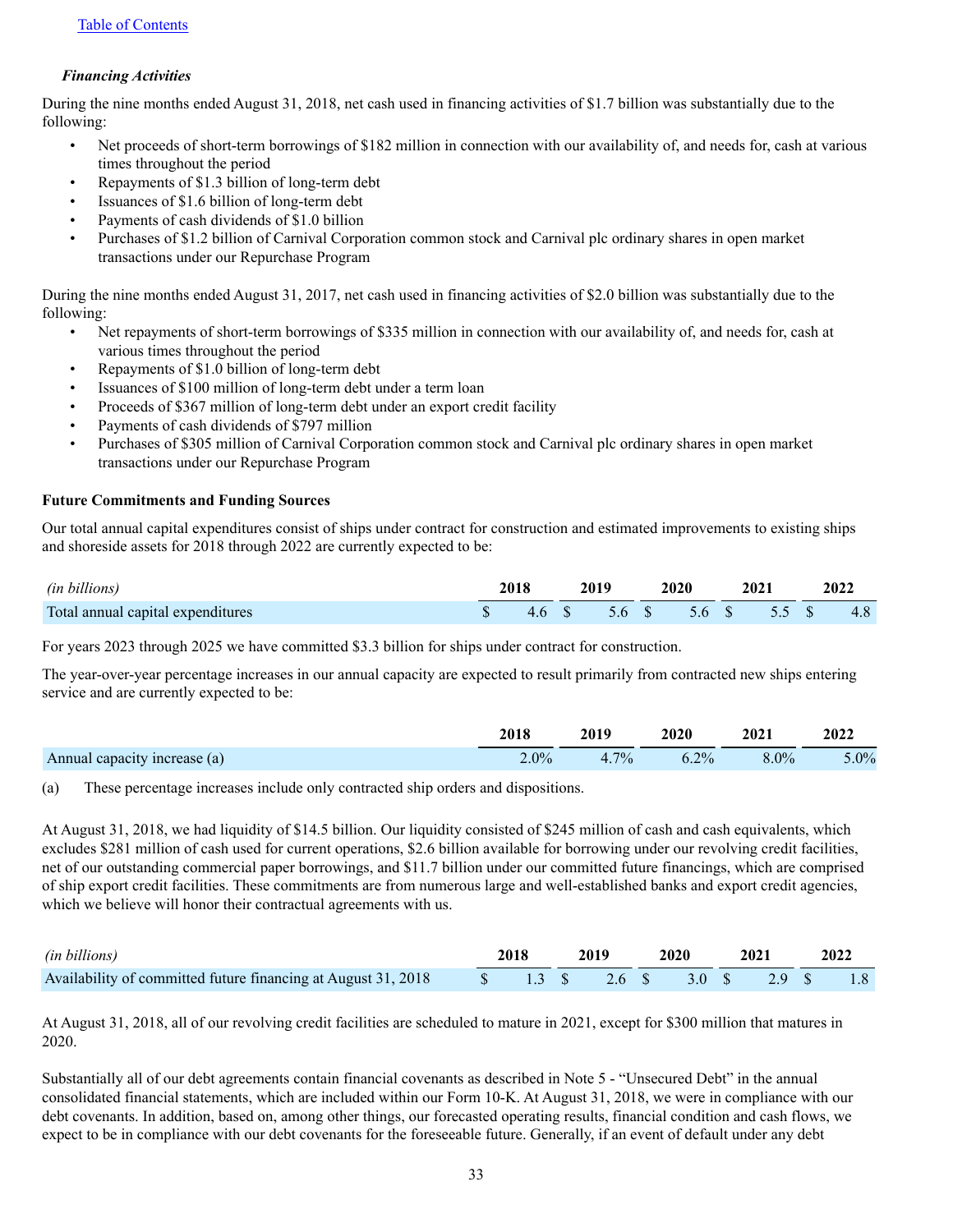***Financing Activities***

During the nine months ended August 31, 2018, net cash used in financing activities of $1.7 billion was substantially due to the following:

- Net proceeds of short-term borrowings of $182 million in connection with our availability of, and needs for, cash at various times throughout the period
- Repayments of $1.3 billion of long-term debt
- Issuances of $1.6 billion of long-term debt
- Payments of cash dividends of $1.0 billion
- Purchases of $1.2 billion of Carnival Corporation common stock and Carnival plc ordinary shares in open market transactions under our Repurchase Program

During the nine months ended August 31, 2017, net cash used in financing activities of $2.0 billion was substantially due to the following:

- Net repayments of short-term borrowings of $335 million in connection with our availability of, and needs for, cash at various times throughout the period
- Repayments of $1.0 billion of long-term debt
- Issuances of $100 million of long-term debt under a term loan
- Proceeds of $367 million of long-term debt under an export credit facility
- Payments of cash dividends of $797 million
- Purchases of $305 million of Carnival Corporation common stock and Carnival plc ordinary shares in open market transactions under our Repurchase Program

**Future Commitments and Funding Sources**

Our total annual capital expenditures consist of ships under contract for construction and estimated improvements to existing ships and shoreside assets for 2018 through 2022 are currently expected to be:

| *(in billions)* | 2018 | 2019 | 2020 | 2021 | 2022 |
|---|---|---|---|---|---|
| Total annual capital expenditures | $ 4.6 | $ 5.6 | $ 5.6 | $ 5.5 | $ 4.8 |

For years 2023 through 2025 we have committed $3.3 billion for ships under contract for construction.

The year-over-year percentage increases in our annual capacity are expected to result primarily from contracted new ships entering service and are currently expected to be:

| | 2018 | 2019 | 2020 | 2021 | 2022 |
|---|---|---|---|---|---|
| Annual capacity increase (a) | 2.0% | 4.7% | 6.2% | 8.0% | 5.0% |

(a) These percentage increases include only contracted ship orders and dispositions.

At August 31, 2018, we had liquidity of $14.5 billion. Our liquidity consisted of $245 million of cash and cash equivalents, which excludes $281 million of cash used for current operations, $2.6 billion available for borrowing under our revolving credit facilities, net of our outstanding commercial paper borrowings, and $11.7 billion under our committed future financings, which are comprised of ship export credit facilities. These commitments are from numerous large and well-established banks and export credit agencies, which we believe will honor their contractual agreements with us.

| *(in billions)* | 2018 | 2019 | 2020 | 2021 | 2022 |
|---|---|---|---|---|---|
| Availability of committed future financing at August 31, 2018 | $ 1.3 | $ 2.6 | $ 3.0 | $ 2.9 | $ 1.8 |

At August 31, 2018, all of our revolving credit facilities are scheduled to mature in 2021, except for $300 million that matures in 2020.

Substantially all of our debt agreements contain financial covenants as described in Note 5 - "Unsecured Debt" in the annual consolidated financial statements, which are included within our Form 10-K. At August 31, 2018, we were in compliance with our debt covenants. In addition, based on, among other things, our forecasted operating results, financial condition and cash flows, we expect to be in compliance with our debt covenants for the foreseeable future. Generally, if an event of default under any debt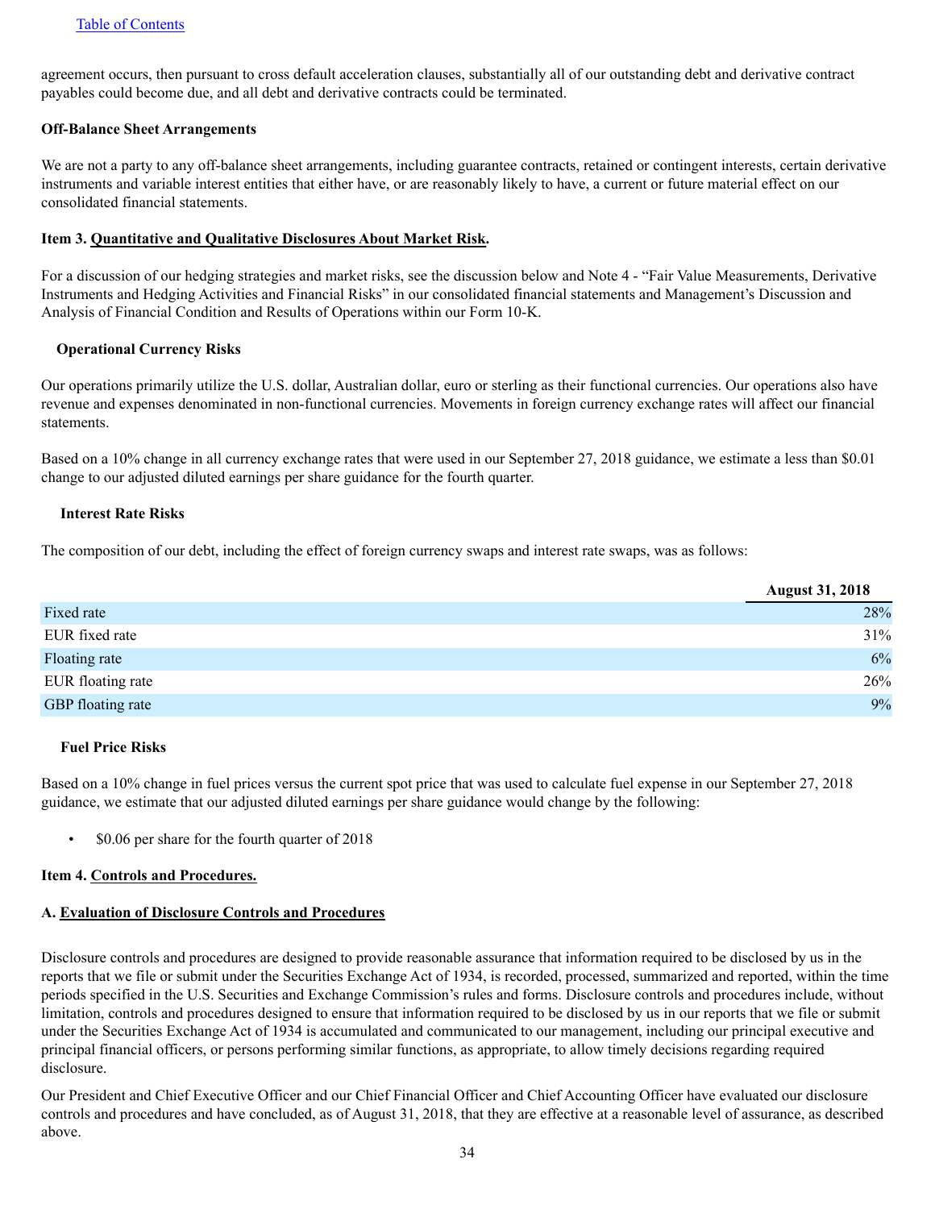agreement occurs, then pursuant to cross default acceleration clauses, substantially all of our outstanding debt and derivative contract payables could become due, and all debt and derivative contracts could be terminated.

**Off-Balance Sheet Arrangements**

We are not a party to any off-balance sheet arrangements, including guarantee contracts, retained or contingent interests, certain derivative instruments and variable interest entities that either have, or are reasonably likely to have, a current or future material effect on our consolidated financial statements.

**Item 3. Quantitative and Qualitative Disclosures About Market Risk.**

For a discussion of our hedging strategies and market risks, see the discussion below and Note 4 - "Fair Value Measurements, Derivative Instruments and Hedging Activities and Financial Risks" in our consolidated financial statements and Management's Discussion and Analysis of Financial Condition and Results of Operations within our Form 10-K.

**Operational Currency Risks**

Our operations primarily utilize the U.S. dollar, Australian dollar, euro or sterling as their functional currencies. Our operations also have revenue and expenses denominated in non-functional currencies. Movements in foreign currency exchange rates will affect our financial statements.

Based on a 10% change in all currency exchange rates that were used in our September 27, 2018 guidance, we estimate a less than $0.01 change to our adjusted diluted earnings per share guidance for the fourth quarter.

**Interest Rate Risks**

The composition of our debt, including the effect of foreign currency swaps and interest rate swaps, was as follows:

| | August 31, 2018 |
|---|---|
| Fixed rate | 28% |
| EUR fixed rate | 31% |
| Floating rate | 6% |
| EUR floating rate | 26% |
| GBP floating rate | 9% |

**Fuel Price Risks**

Based on a 10% change in fuel prices versus the current spot price that was used to calculate fuel expense in our September 27, 2018 guidance, we estimate that our adjusted diluted earnings per share guidance would change by the following:

- $0.06 per share for the fourth quarter of 2018

**Item 4. Controls and Procedures.**

**A. Evaluation of Disclosure Controls and Procedures**

Disclosure controls and procedures are designed to provide reasonable assurance that information required to be disclosed by us in the reports that we file or submit under the Securities Exchange Act of 1934, is recorded, processed, summarized and reported, within the time periods specified in the U.S. Securities and Exchange Commission's rules and forms. Disclosure controls and procedures include, without limitation, controls and procedures designed to ensure that information required to be disclosed by us in our reports that we file or submit under the Securities Exchange Act of 1934 is accumulated and communicated to our management, including our principal executive and principal financial officers, or persons performing similar functions, as appropriate, to allow timely decisions regarding required disclosure.

Our President and Chief Executive Officer and our Chief Financial Officer and Chief Accounting Officer have evaluated our disclosure controls and procedures and have concluded, as of August 31, 2018, that they are effective at a reasonable level of assurance, as described above.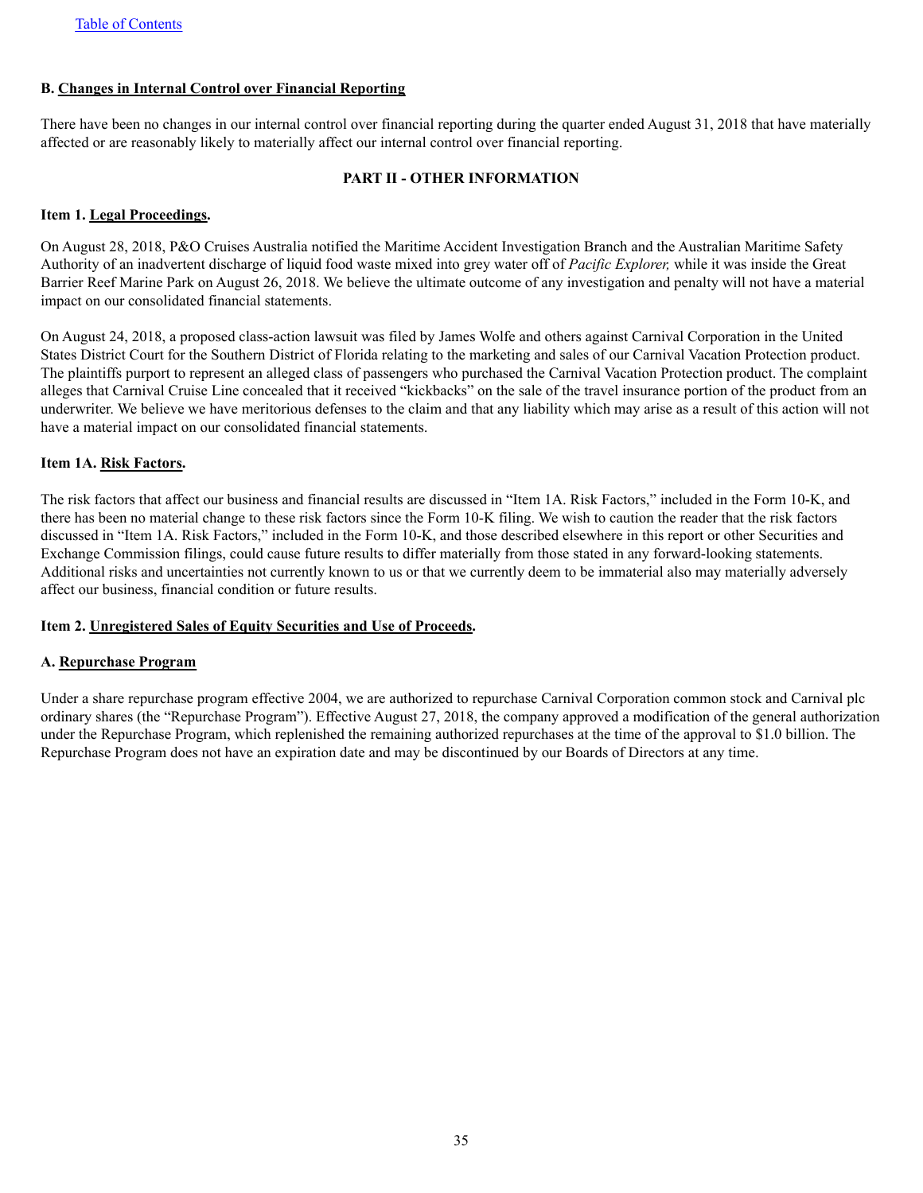**B. Changes in Internal Control over Financial Reporting**

There have been no changes in our internal control over financial reporting during the quarter ended August 31, 2018 that have materially affected or are reasonably likely to materially affect our internal control over financial reporting.

## PART II - OTHER INFORMATION

**Item 1. Legal Proceedings.**

On August 28, 2018, P&O Cruises Australia notified the Maritime Accident Investigation Branch and the Australian Maritime Safety Authority of an inadvertent discharge of liquid food waste mixed into grey water off of *Pacific Explorer,* while it was inside the Great Barrier Reef Marine Park on August 26, 2018. We believe the ultimate outcome of any investigation and penalty will not have a material impact on our consolidated financial statements.

On August 24, 2018, a proposed class-action lawsuit was filed by James Wolfe and others against Carnival Corporation in the United States District Court for the Southern District of Florida relating to the marketing and sales of our Carnival Vacation Protection product. The plaintiffs purport to represent an alleged class of passengers who purchased the Carnival Vacation Protection product. The complaint alleges that Carnival Cruise Line concealed that it received "kickbacks" on the sale of the travel insurance portion of the product from an underwriter. We believe we have meritorious defenses to the claim and that any liability which may arise as a result of this action will not have a material impact on our consolidated financial statements.

**Item 1A. Risk Factors.**

The risk factors that affect our business and financial results are discussed in "Item 1A. Risk Factors," included in the Form 10-K, and there has been no material change to these risk factors since the Form 10-K filing. We wish to caution the reader that the risk factors discussed in "Item 1A. Risk Factors," included in the Form 10-K, and those described elsewhere in this report or other Securities and Exchange Commission filings, could cause future results to differ materially from those stated in any forward-looking statements. Additional risks and uncertainties not currently known to us or that we currently deem to be immaterial also may materially adversely affect our business, financial condition or future results.

**Item 2. Unregistered Sales of Equity Securities and Use of Proceeds.**

**A. Repurchase Program**

Under a share repurchase program effective 2004, we are authorized to repurchase Carnival Corporation common stock and Carnival plc ordinary shares (the "Repurchase Program"). Effective August 27, 2018, the company approved a modification of the general authorization under the Repurchase Program, which replenished the remaining authorized repurchases at the time of the approval to $1.0 billion. The Repurchase Program does not have an expiration date and may be discontinued by our Boards of Directors at any time.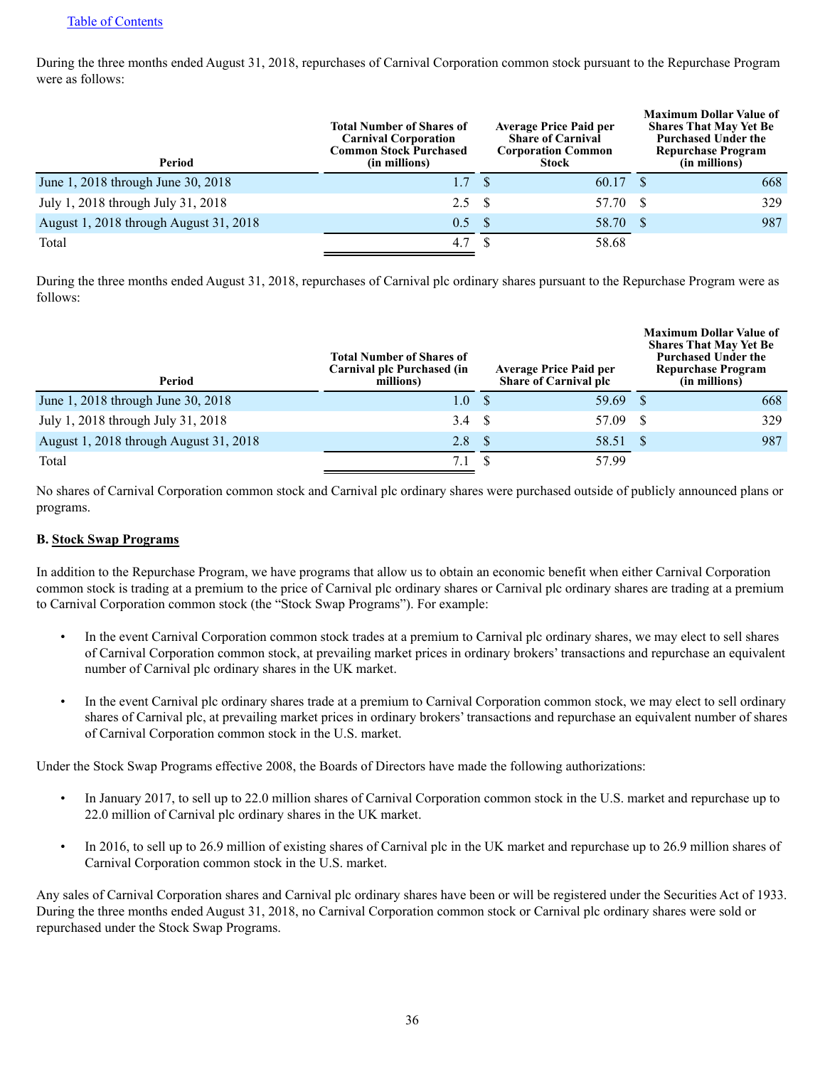[Table of Contents](#)

During the three months ended August 31, 2018, repurchases of Carnival Corporation common stock pursuant to the Repurchase Program were as follows:

| Period | Total Number of Shares of Carnival Corporation Common Stock Purchased (in millions) | Average Price Paid per Share of Carnival Corporation Common Stock | Maximum Dollar Value of Shares That May Yet Be Purchased Under the Repurchase Program (in millions) |
|---|---|---|---|
| June 1, 2018 through June 30, 2018 | 1.7 | $ 60.17 | $ 668 |
| July 1, 2018 through July 31, 2018 | 2.5 | $ 57.70 | $ 329 |
| August 1, 2018 through August 31, 2018 | 0.5 | $ 58.70 | $ 987 |
| Total | 4.7 | $ 58.68 | |

During the three months ended August 31, 2018, repurchases of Carnival plc ordinary shares pursuant to the Repurchase Program were as follows:

| Period | Total Number of Shares of Carnival plc Purchased (in millions) | Average Price Paid per Share of Carnival plc | Maximum Dollar Value of Shares That May Yet Be Purchased Under the Repurchase Program (in millions) |
|---|---|---|---|
| June 1, 2018 through June 30, 2018 | 1.0 | $ 59.69 | $ 668 |
| July 1, 2018 through July 31, 2018 | 3.4 | $ 57.09 | $ 329 |
| August 1, 2018 through August 31, 2018 | 2.8 | $ 58.51 | $ 987 |
| Total | 7.1 | $ 57.99 | |

No shares of Carnival Corporation common stock and Carnival plc ordinary shares were purchased outside of publicly announced plans or programs.

**B. Stock Swap Programs**

In addition to the Repurchase Program, we have programs that allow us to obtain an economic benefit when either Carnival Corporation common stock is trading at a premium to the price of Carnival plc ordinary shares or Carnival plc ordinary shares are trading at a premium to Carnival Corporation common stock (the "Stock Swap Programs"). For example:

- In the event Carnival Corporation common stock trades at a premium to Carnival plc ordinary shares, we may elect to sell shares of Carnival Corporation common stock, at prevailing market prices in ordinary brokers' transactions and repurchase an equivalent number of Carnival plc ordinary shares in the UK market.
- In the event Carnival plc ordinary shares trade at a premium to Carnival Corporation common stock, we may elect to sell ordinary shares of Carnival plc, at prevailing market prices in ordinary brokers' transactions and repurchase an equivalent number of shares of Carnival Corporation common stock in the U.S. market.

Under the Stock Swap Programs effective 2008, the Boards of Directors have made the following authorizations:

- In January 2017, to sell up to 22.0 million shares of Carnival Corporation common stock in the U.S. market and repurchase up to 22.0 million of Carnival plc ordinary shares in the UK market.
- In 2016, to sell up to 26.9 million of existing shares of Carnival plc in the UK market and repurchase up to 26.9 million shares of Carnival Corporation common stock in the U.S. market.

Any sales of Carnival Corporation shares and Carnival plc ordinary shares have been or will be registered under the Securities Act of 1933. During the three months ended August 31, 2018, no Carnival Corporation common stock or Carnival plc ordinary shares were sold or repurchased under the Stock Swap Programs.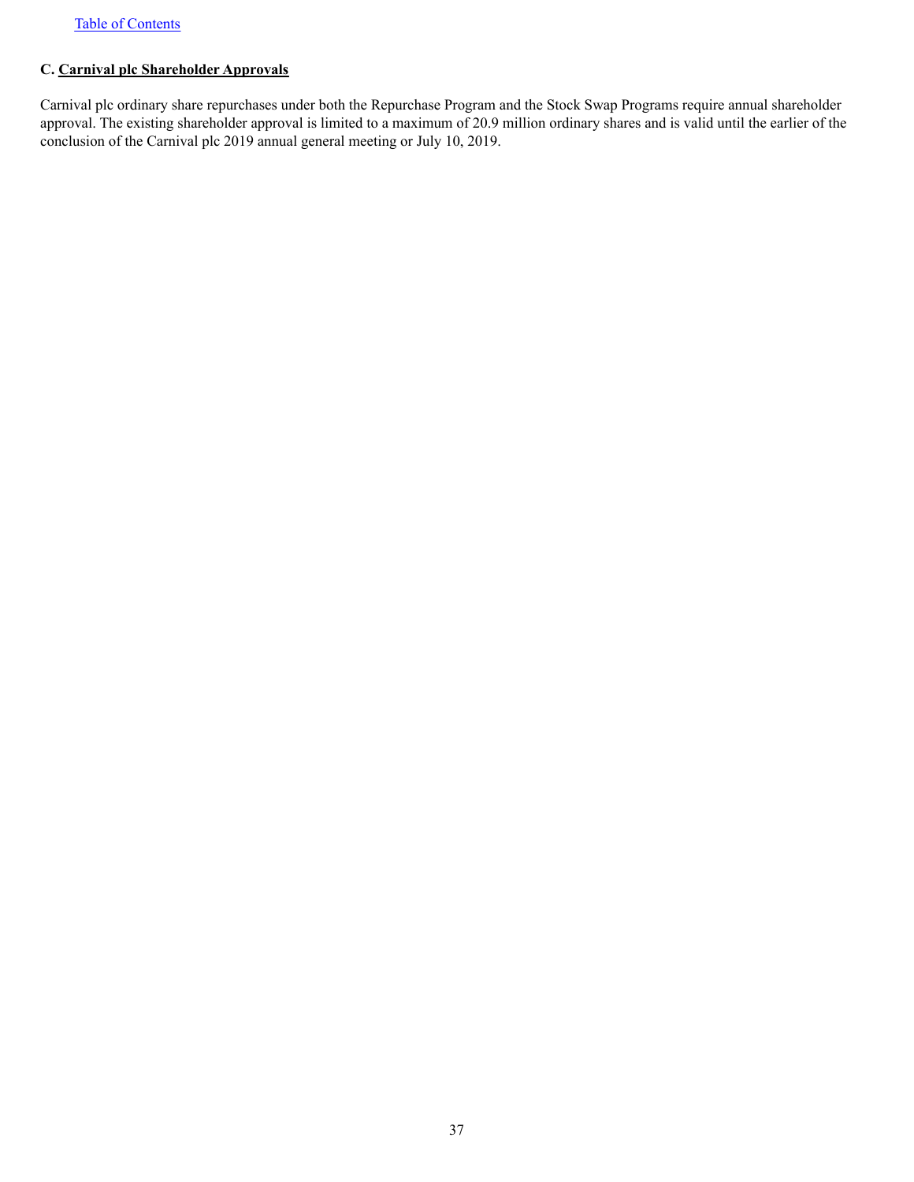C. **Carnival plc Shareholder Approvals**

Carnival plc ordinary share repurchases under both the Repurchase Program and the Stock Swap Programs require annual shareholder approval. The existing shareholder approval is limited to a maximum of 20.9 million ordinary shares and is valid until the earlier of the conclusion of the Carnival plc 2019 annual general meeting or July 10, 2019.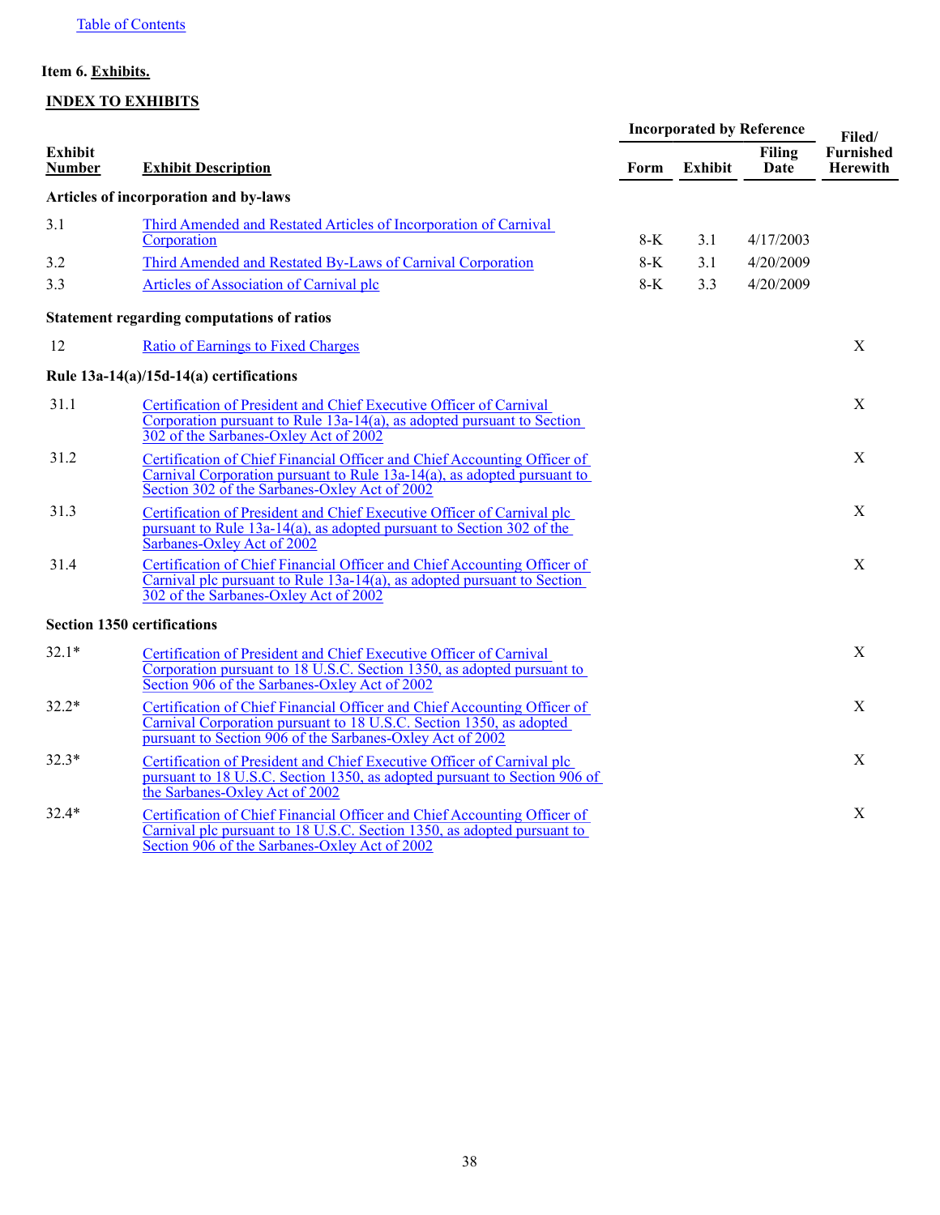Table of Contents

**Item 6. Exhibits.**

**INDEX TO EXHIBITS**

| Exhibit Number | Exhibit Description | Incorporated by Reference | | | Filed/ Furnished Herewith |
|---|---|---|---|---|---|
| | | Form | Exhibit | Filing Date | |
| **Articles of incorporation and by-laws** | | | | | |
| 3.1 | Third Amended and Restated Articles of Incorporation of Carnival Corporation | 8-K | 3.1 | 4/17/2003 | |
| 3.2 | Third Amended and Restated By-Laws of Carnival Corporation | 8-K | 3.1 | 4/20/2009 | |
| 3.3 | Articles of Association of Carnival plc | 8-K | 3.3 | 4/20/2009 | |
| **Statement regarding computations of ratios** | | | | | |
| 12 | Ratio of Earnings to Fixed Charges | | | | X |
| **Rule 13a-14(a)/15d-14(a) certifications** | | | | | |
| 31.1 | Certification of President and Chief Executive Officer of Carnival Corporation pursuant to Rule 13a-14(a), as adopted pursuant to Section 302 of the Sarbanes-Oxley Act of 2002 | | | | X |
| 31.2 | Certification of Chief Financial Officer and Chief Accounting Officer of Carnival Corporation pursuant to Rule 13a-14(a), as adopted pursuant to Section 302 of the Sarbanes-Oxley Act of 2002 | | | | X |
| 31.3 | Certification of President and Chief Executive Officer of Carnival plc pursuant to Rule 13a-14(a), as adopted pursuant to Section 302 of the Sarbanes-Oxley Act of 2002 | | | | X |
| 31.4 | Certification of Chief Financial Officer and Chief Accounting Officer of Carnival plc pursuant to Rule 13a-14(a), as adopted pursuant to Section 302 of the Sarbanes-Oxley Act of 2002 | | | | X |
| **Section 1350 certifications** | | | | | |
| 32.1* | Certification of President and Chief Executive Officer of Carnival Corporation pursuant to 18 U.S.C. Section 1350, as adopted pursuant to Section 906 of the Sarbanes-Oxley Act of 2002 | | | | X |
| 32.2* | Certification of Chief Financial Officer and Chief Accounting Officer of Carnival Corporation pursuant to 18 U.S.C. Section 1350, as adopted pursuant to Section 906 of the Sarbanes-Oxley Act of 2002 | | | | X |
| 32.3* | Certification of President and Chief Executive Officer of Carnival plc pursuant to 18 U.S.C. Section 1350, as adopted pursuant to Section 906 of the Sarbanes-Oxley Act of 2002 | | | | X |
| 32.4* | Certification of Chief Financial Officer and Chief Accounting Officer of Carnival plc pursuant to 18 U.S.C. Section 1350, as adopted pursuant to Section 906 of the Sarbanes-Oxley Act of 2002 | | | | X |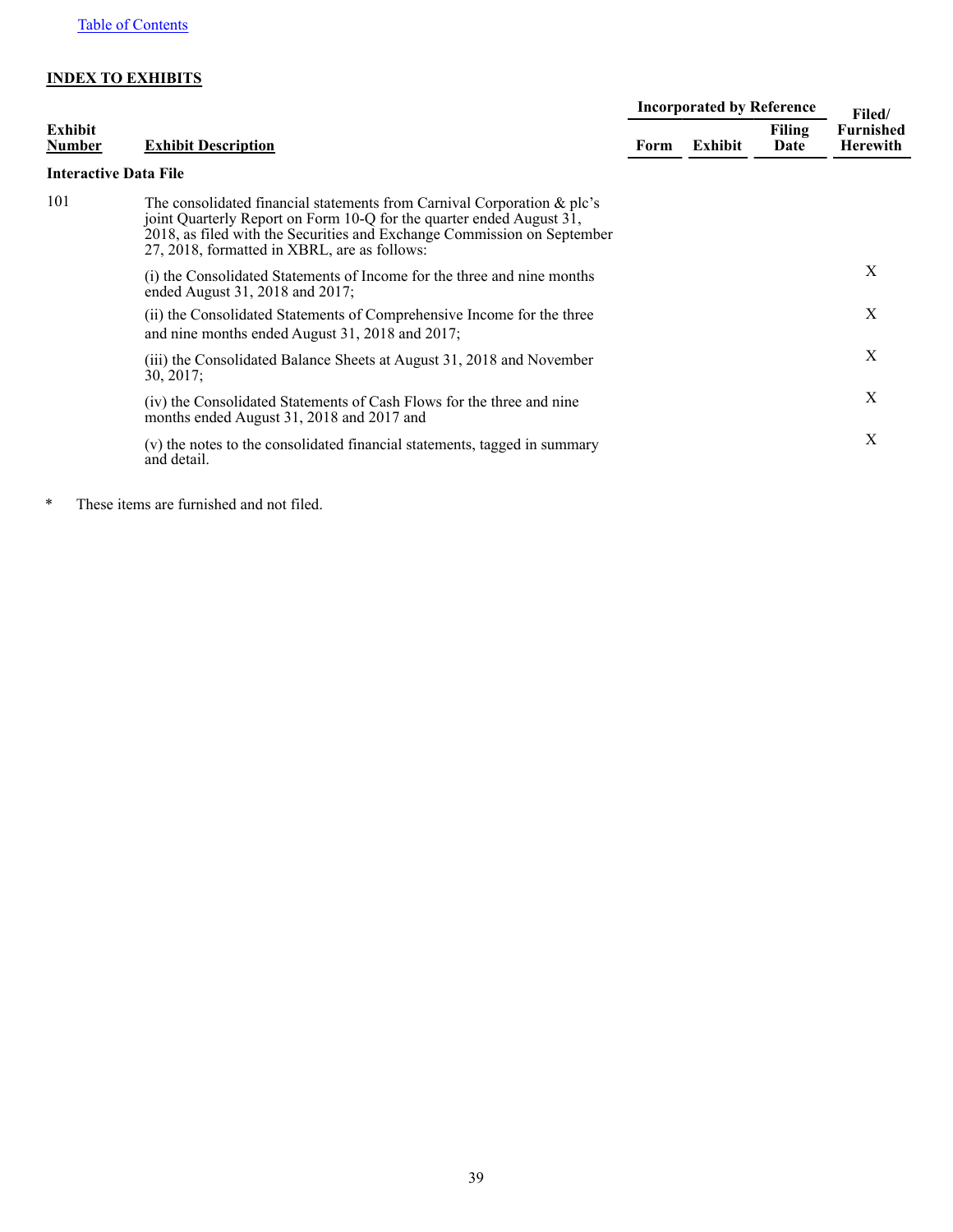## INDEX TO EXHIBITS

| Exhibit Number | Exhibit Description | Incorporated by Reference | | | Filed/ Furnished Herewith |
|---|---|---|---|---|---|
| | | Form | Exhibit | Filing Date | |
| **Interactive Data File** | | | | | |
| 101 | The consolidated financial statements from Carnival Corporation & plc's joint Quarterly Report on Form 10-Q for the quarter ended August 31, 2018, as filed with the Securities and Exchange Commission on September 27, 2018, formatted in XBRL, are as follows: | | | | |
| | (i) the Consolidated Statements of Income for the three and nine months ended August 31, 2018 and 2017; | | | | X |
| | (ii) the Consolidated Statements of Comprehensive Income for the three and nine months ended August 31, 2018 and 2017; | | | | X |
| | (iii) the Consolidated Balance Sheets at August 31, 2018 and November 30, 2017; | | | | X |
| | (iv) the Consolidated Statements of Cash Flows for the three and nine months ended August 31, 2018 and 2017 and | | | | X |
| | (v) the notes to the consolidated financial statements, tagged in summary and detail. | | | | X |

\* These items are furnished and not filed.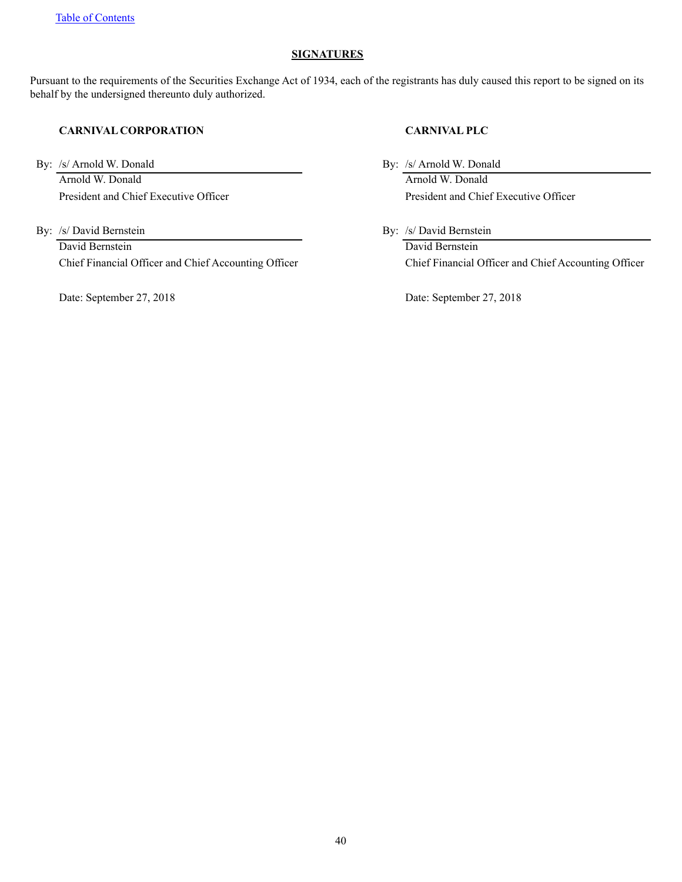## SIGNATURES

Pursuant to the requirements of the Securities Exchange Act of 1934, each of the registrants has duly caused this report to be signed on its behalf by the undersigned thereunto duly authorized.

**CARNIVAL CORPORATION**

By: /s/ Arnold W. Donald
Arnold W. Donald
President and Chief Executive Officer

By: /s/ David Bernstein
David Bernstein
Chief Financial Officer and Chief Accounting Officer

Date: September 27, 2018

**CARNIVAL PLC**

By: /s/ Arnold W. Donald
Arnold W. Donald
President and Chief Executive Officer

By: /s/ David Bernstein
David Bernstein
Chief Financial Officer and Chief Accounting Officer

Date: September 27, 2018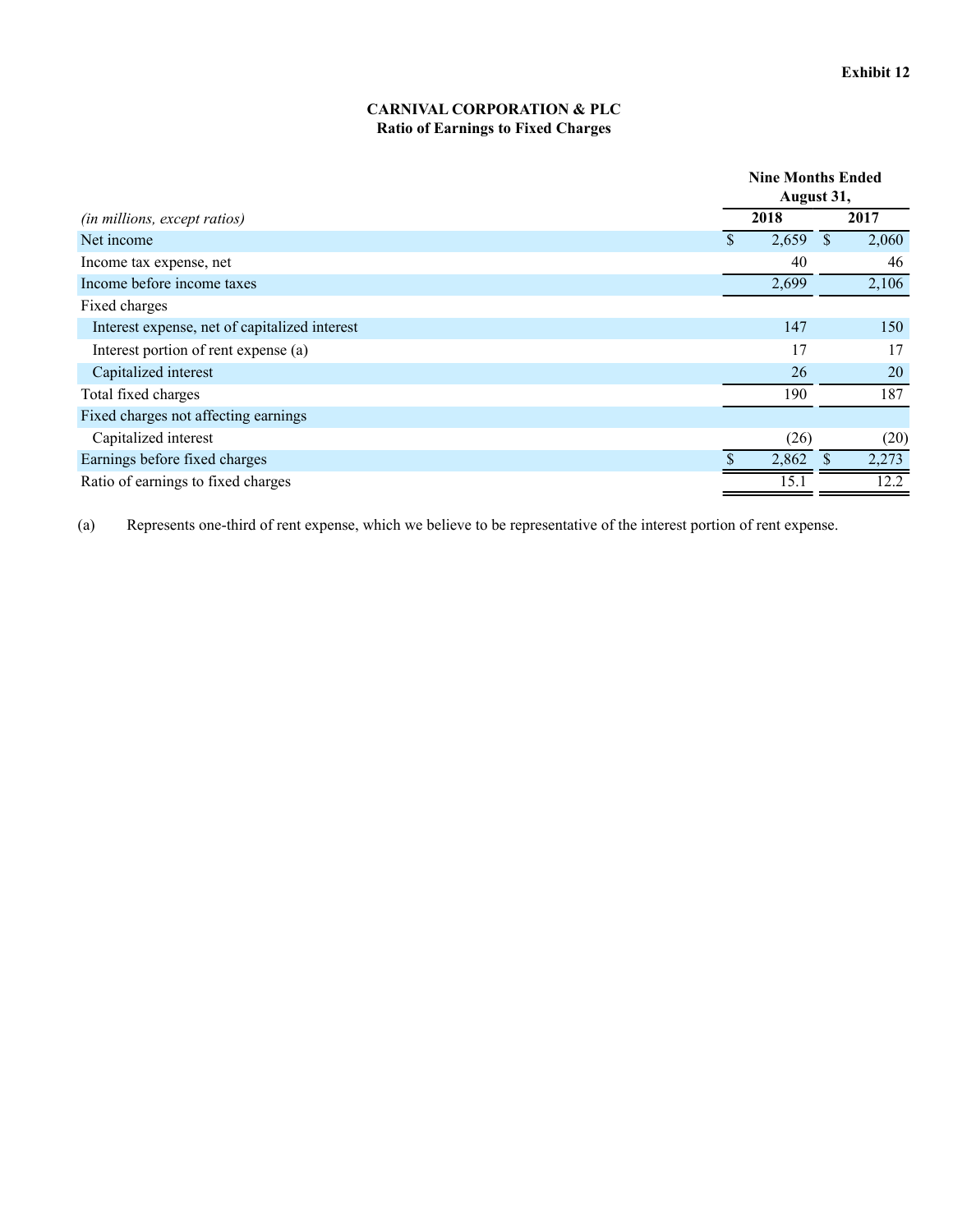Exhibit 12

**CARNIVAL CORPORATION & PLC**
**Ratio of Earnings to Fixed Charges**

| *(in millions, except ratios)* | Nine Months Ended August 31, | |
|---|---|---|
| | **2018** | **2017** |
| Net income | $ 2,659 | $ 2,060 |
| Income tax expense, net | 40 | 46 |
| Income before income taxes | 2,699 | 2,106 |
| Fixed charges | | |
| Interest expense, net of capitalized interest | 147 | 150 |
| Interest portion of rent expense (a) | 17 | 17 |
| Capitalized interest | 26 | 20 |
| Total fixed charges | 190 | 187 |
| Fixed charges not affecting earnings | | |
| Capitalized interest | (26) | (20) |
| Earnings before fixed charges | $ 2,862 | $ 2,273 |
| Ratio of earnings to fixed charges | 15.1 | 12.2 |

(a) Represents one-third of rent expense, which we believe to be representative of the interest portion of rent expense.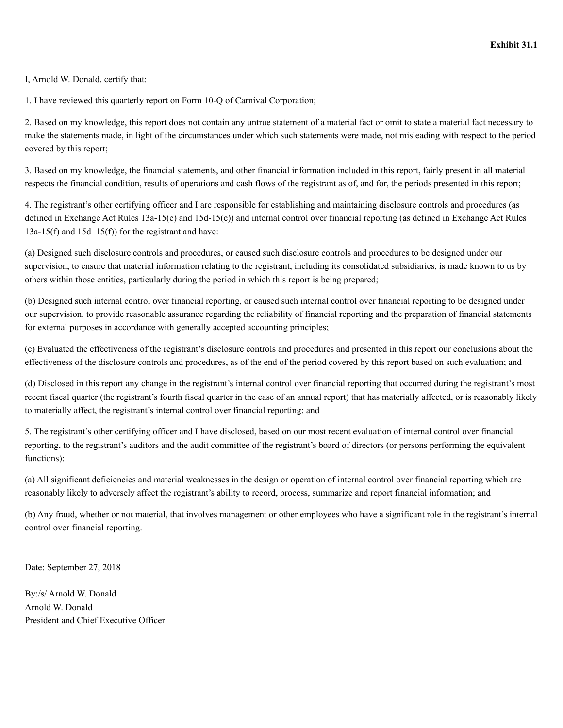**Exhibit 31.1**

I, Arnold W. Donald, certify that:

1. I have reviewed this quarterly report on Form 10-Q of Carnival Corporation;

2. Based on my knowledge, this report does not contain any untrue statement of a material fact or omit to state a material fact necessary to make the statements made, in light of the circumstances under which such statements were made, not misleading with respect to the period covered by this report;

3. Based on my knowledge, the financial statements, and other financial information included in this report, fairly present in all material respects the financial condition, results of operations and cash flows of the registrant as of, and for, the periods presented in this report;

4. The registrant's other certifying officer and I are responsible for establishing and maintaining disclosure controls and procedures (as defined in Exchange Act Rules 13a-15(e) and 15d-15(e)) and internal control over financial reporting (as defined in Exchange Act Rules 13a-15(f) and 15d–15(f)) for the registrant and have:

(a) Designed such disclosure controls and procedures, or caused such disclosure controls and procedures to be designed under our supervision, to ensure that material information relating to the registrant, including its consolidated subsidiaries, is made known to us by others within those entities, particularly during the period in which this report is being prepared;

(b) Designed such internal control over financial reporting, or caused such internal control over financial reporting to be designed under our supervision, to provide reasonable assurance regarding the reliability of financial reporting and the preparation of financial statements for external purposes in accordance with generally accepted accounting principles;

(c) Evaluated the effectiveness of the registrant's disclosure controls and procedures and presented in this report our conclusions about the effectiveness of the disclosure controls and procedures, as of the end of the period covered by this report based on such evaluation; and

(d) Disclosed in this report any change in the registrant's internal control over financial reporting that occurred during the registrant's most recent fiscal quarter (the registrant's fourth fiscal quarter in the case of an annual report) that has materially affected, or is reasonably likely to materially affect, the registrant's internal control over financial reporting; and

5. The registrant's other certifying officer and I have disclosed, based on our most recent evaluation of internal control over financial reporting, to the registrant's auditors and the audit committee of the registrant's board of directors (or persons performing the equivalent functions):

(a) All significant deficiencies and material weaknesses in the design or operation of internal control over financial reporting which are reasonably likely to adversely affect the registrant's ability to record, process, summarize and report financial information; and

(b) Any fraud, whether or not material, that involves management or other employees who have a significant role in the registrant's internal control over financial reporting.

Date: September 27, 2018

By:/s/ Arnold W. Donald
Arnold W. Donald
President and Chief Executive Officer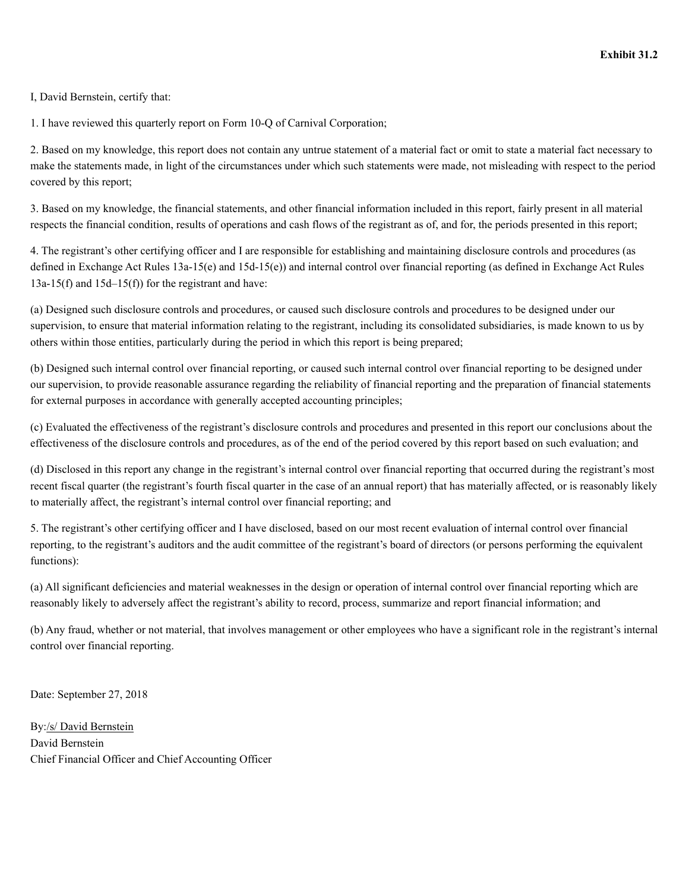**Exhibit 31.2**

I, David Bernstein, certify that:

1. I have reviewed this quarterly report on Form 10-Q of Carnival Corporation;

2. Based on my knowledge, this report does not contain any untrue statement of a material fact or omit to state a material fact necessary to make the statements made, in light of the circumstances under which such statements were made, not misleading with respect to the period covered by this report;

3. Based on my knowledge, the financial statements, and other financial information included in this report, fairly present in all material respects the financial condition, results of operations and cash flows of the registrant as of, and for, the periods presented in this report;

4. The registrant's other certifying officer and I are responsible for establishing and maintaining disclosure controls and procedures (as defined in Exchange Act Rules 13a-15(e) and 15d-15(e)) and internal control over financial reporting (as defined in Exchange Act Rules 13a-15(f) and 15d–15(f)) for the registrant and have:

(a) Designed such disclosure controls and procedures, or caused such disclosure controls and procedures to be designed under our supervision, to ensure that material information relating to the registrant, including its consolidated subsidiaries, is made known to us by others within those entities, particularly during the period in which this report is being prepared;

(b) Designed such internal control over financial reporting, or caused such internal control over financial reporting to be designed under our supervision, to provide reasonable assurance regarding the reliability of financial reporting and the preparation of financial statements for external purposes in accordance with generally accepted accounting principles;

(c) Evaluated the effectiveness of the registrant's disclosure controls and procedures and presented in this report our conclusions about the effectiveness of the disclosure controls and procedures, as of the end of the period covered by this report based on such evaluation; and

(d) Disclosed in this report any change in the registrant's internal control over financial reporting that occurred during the registrant's most recent fiscal quarter (the registrant's fourth fiscal quarter in the case of an annual report) that has materially affected, or is reasonably likely to materially affect, the registrant's internal control over financial reporting; and

5. The registrant's other certifying officer and I have disclosed, based on our most recent evaluation of internal control over financial reporting, to the registrant's auditors and the audit committee of the registrant's board of directors (or persons performing the equivalent functions):

(a) All significant deficiencies and material weaknesses in the design or operation of internal control over financial reporting which are reasonably likely to adversely affect the registrant's ability to record, process, summarize and report financial information; and

(b) Any fraud, whether or not material, that involves management or other employees who have a significant role in the registrant's internal control over financial reporting.

Date: September 27, 2018

By:/s/ David Bernstein
David Bernstein
Chief Financial Officer and Chief Accounting Officer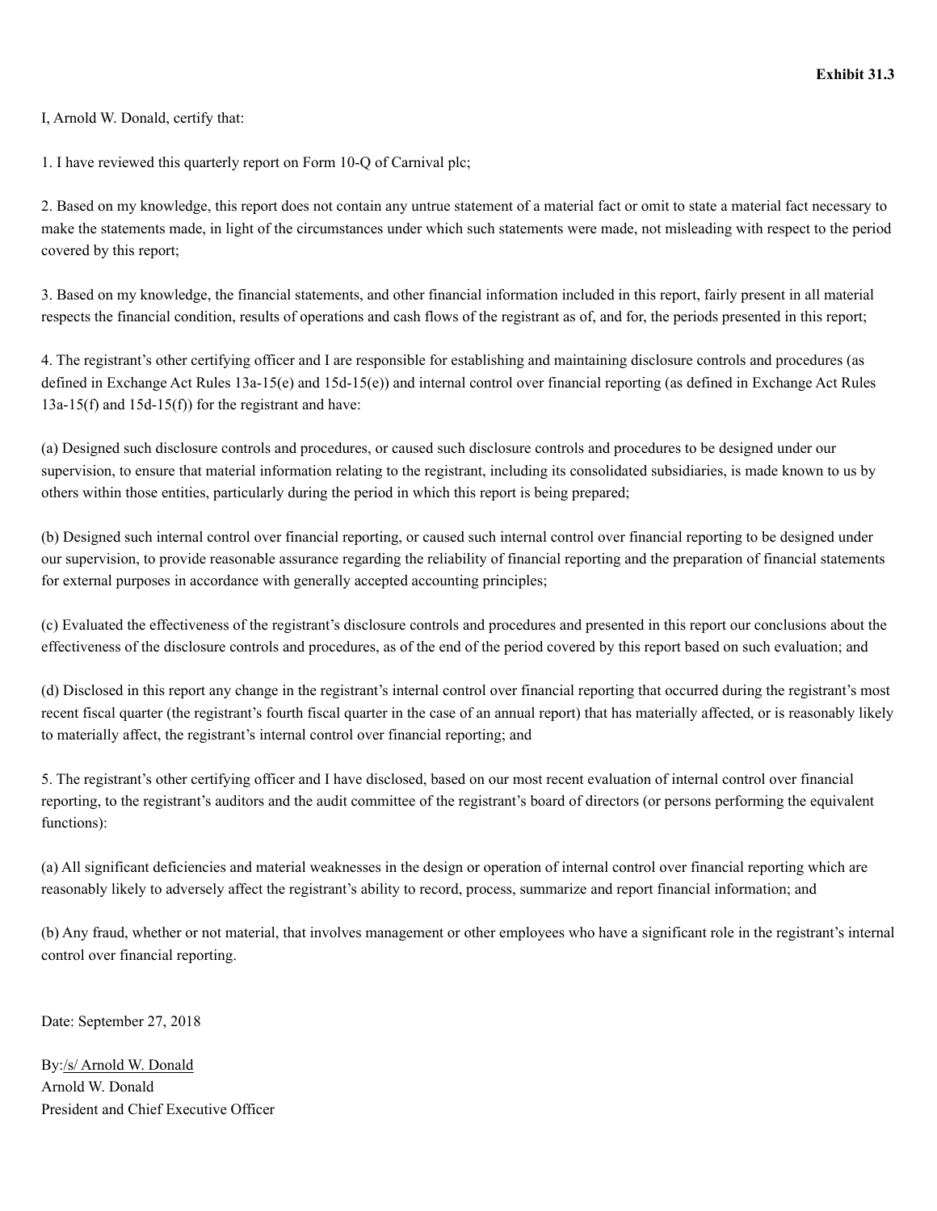**Exhibit 31.3**

I, Arnold W. Donald, certify that:

1. I have reviewed this quarterly report on Form 10-Q of Carnival plc;

2. Based on my knowledge, this report does not contain any untrue statement of a material fact or omit to state a material fact necessary to make the statements made, in light of the circumstances under which such statements were made, not misleading with respect to the period covered by this report;

3. Based on my knowledge, the financial statements, and other financial information included in this report, fairly present in all material respects the financial condition, results of operations and cash flows of the registrant as of, and for, the periods presented in this report;

4. The registrant's other certifying officer and I are responsible for establishing and maintaining disclosure controls and procedures (as defined in Exchange Act Rules 13a-15(e) and 15d-15(e)) and internal control over financial reporting (as defined in Exchange Act Rules 13a-15(f) and 15d-15(f)) for the registrant and have:

(a) Designed such disclosure controls and procedures, or caused such disclosure controls and procedures to be designed under our supervision, to ensure that material information relating to the registrant, including its consolidated subsidiaries, is made known to us by others within those entities, particularly during the period in which this report is being prepared;

(b) Designed such internal control over financial reporting, or caused such internal control over financial reporting to be designed under our supervision, to provide reasonable assurance regarding the reliability of financial reporting and the preparation of financial statements for external purposes in accordance with generally accepted accounting principles;

(c) Evaluated the effectiveness of the registrant's disclosure controls and procedures and presented in this report our conclusions about the effectiveness of the disclosure controls and procedures, as of the end of the period covered by this report based on such evaluation; and

(d) Disclosed in this report any change in the registrant's internal control over financial reporting that occurred during the registrant's most recent fiscal quarter (the registrant's fourth fiscal quarter in the case of an annual report) that has materially affected, or is reasonably likely to materially affect, the registrant's internal control over financial reporting; and

5. The registrant's other certifying officer and I have disclosed, based on our most recent evaluation of internal control over financial reporting, to the registrant's auditors and the audit committee of the registrant's board of directors (or persons performing the equivalent functions):

(a) All significant deficiencies and material weaknesses in the design or operation of internal control over financial reporting which are reasonably likely to adversely affect the registrant's ability to record, process, summarize and report financial information; and

(b) Any fraud, whether or not material, that involves management or other employees who have a significant role in the registrant's internal control over financial reporting.

Date: September 27, 2018

By:/s/ Arnold W. Donald
Arnold W. Donald
President and Chief Executive Officer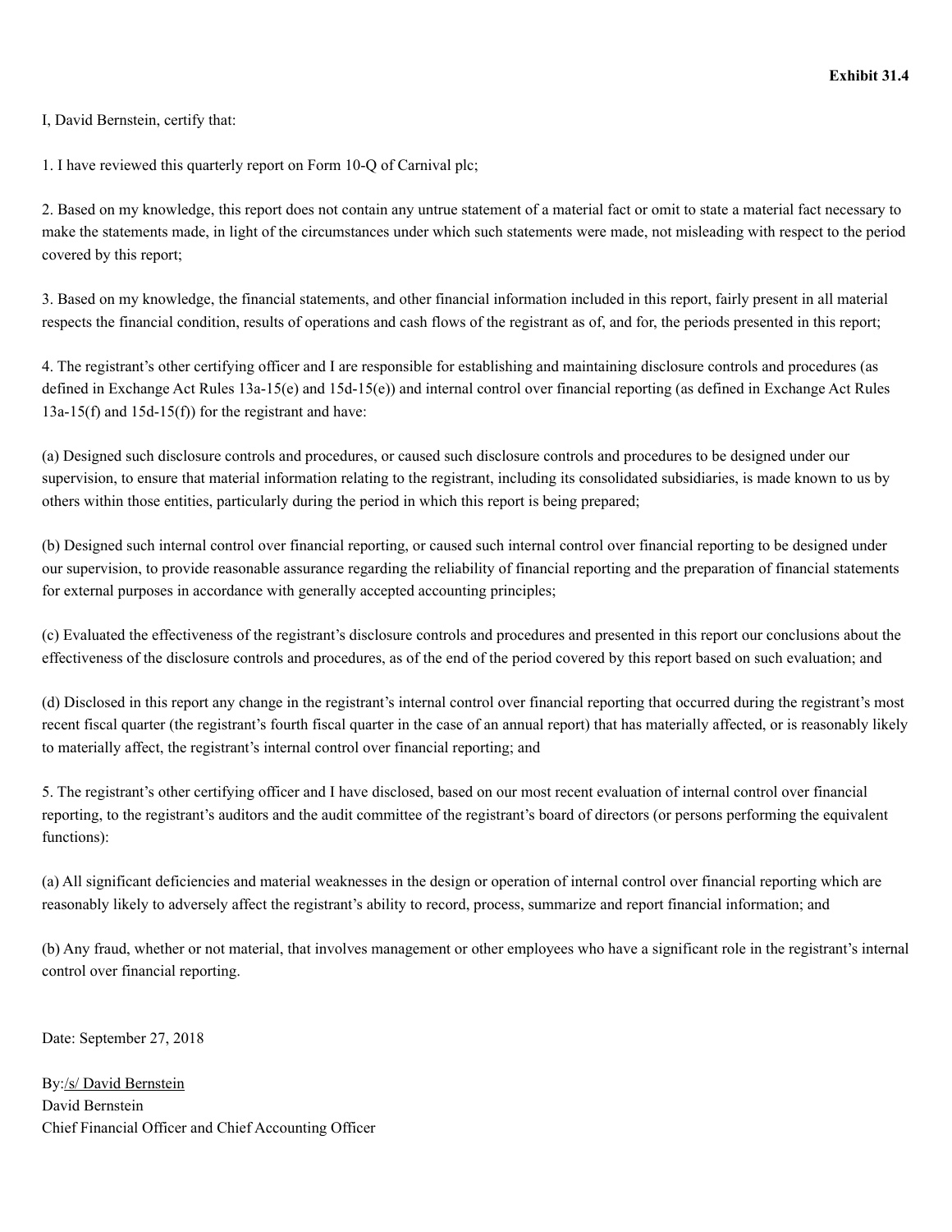**Exhibit 31.4**

I, David Bernstein, certify that:

1. I have reviewed this quarterly report on Form 10-Q of Carnival plc;

2. Based on my knowledge, this report does not contain any untrue statement of a material fact or omit to state a material fact necessary to make the statements made, in light of the circumstances under which such statements were made, not misleading with respect to the period covered by this report;

3. Based on my knowledge, the financial statements, and other financial information included in this report, fairly present in all material respects the financial condition, results of operations and cash flows of the registrant as of, and for, the periods presented in this report;

4. The registrant's other certifying officer and I are responsible for establishing and maintaining disclosure controls and procedures (as defined in Exchange Act Rules 13a-15(e) and 15d-15(e)) and internal control over financial reporting (as defined in Exchange Act Rules 13a-15(f) and 15d-15(f)) for the registrant and have:

(a) Designed such disclosure controls and procedures, or caused such disclosure controls and procedures to be designed under our supervision, to ensure that material information relating to the registrant, including its consolidated subsidiaries, is made known to us by others within those entities, particularly during the period in which this report is being prepared;

(b) Designed such internal control over financial reporting, or caused such internal control over financial reporting to be designed under our supervision, to provide reasonable assurance regarding the reliability of financial reporting and the preparation of financial statements for external purposes in accordance with generally accepted accounting principles;

(c) Evaluated the effectiveness of the registrant's disclosure controls and procedures and presented in this report our conclusions about the effectiveness of the disclosure controls and procedures, as of the end of the period covered by this report based on such evaluation; and

(d) Disclosed in this report any change in the registrant's internal control over financial reporting that occurred during the registrant's most recent fiscal quarter (the registrant's fourth fiscal quarter in the case of an annual report) that has materially affected, or is reasonably likely to materially affect, the registrant's internal control over financial reporting; and

5. The registrant's other certifying officer and I have disclosed, based on our most recent evaluation of internal control over financial reporting, to the registrant's auditors and the audit committee of the registrant's board of directors (or persons performing the equivalent functions):

(a) All significant deficiencies and material weaknesses in the design or operation of internal control over financial reporting which are reasonably likely to adversely affect the registrant's ability to record, process, summarize and report financial information; and

(b) Any fraud, whether or not material, that involves management or other employees who have a significant role in the registrant's internal control over financial reporting.

Date: September 27, 2018

By:/s/ David Bernstein
David Bernstein
Chief Financial Officer and Chief Accounting Officer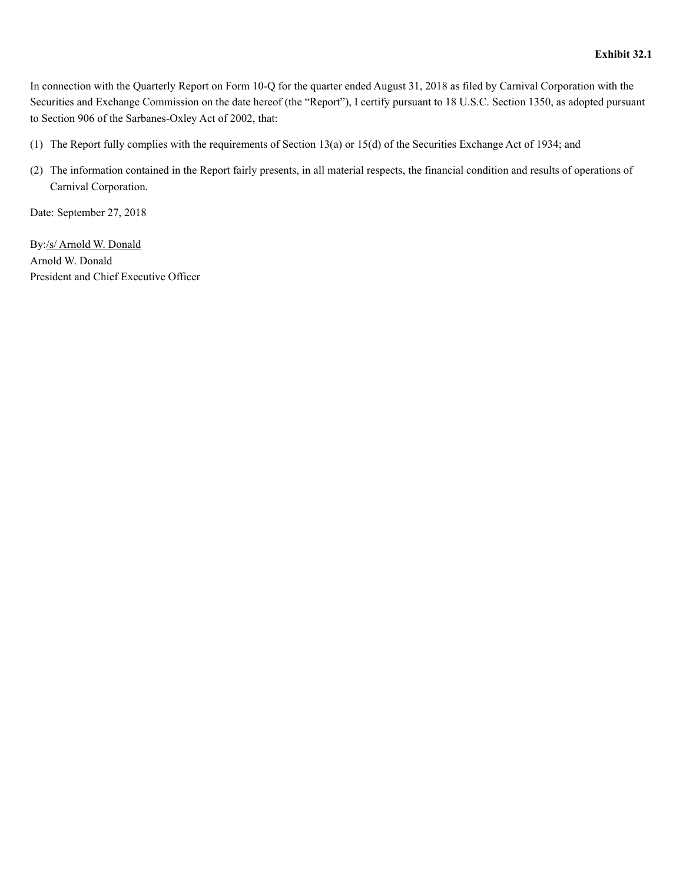**Exhibit 32.1**

In connection with the Quarterly Report on Form 10-Q for the quarter ended August 31, 2018 as filed by Carnival Corporation with the Securities and Exchange Commission on the date hereof (the "Report"), I certify pursuant to 18 U.S.C. Section 1350, as adopted pursuant to Section 906 of the Sarbanes-Oxley Act of 2002, that:

(1) The Report fully complies with the requirements of Section 13(a) or 15(d) of the Securities Exchange Act of 1934; and

(2) The information contained in the Report fairly presents, in all material respects, the financial condition and results of operations of Carnival Corporation.

Date: September 27, 2018

By:/s/ Arnold W. Donald
Arnold W. Donald
President and Chief Executive Officer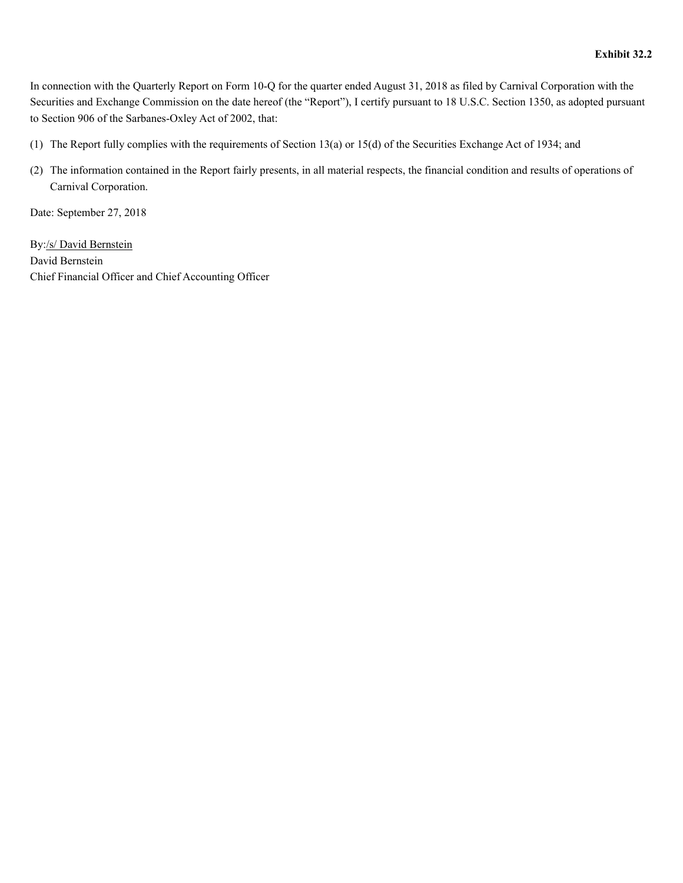**Exhibit 32.2**

In connection with the Quarterly Report on Form 10-Q for the quarter ended August 31, 2018 as filed by Carnival Corporation with the Securities and Exchange Commission on the date hereof (the "Report"), I certify pursuant to 18 U.S.C. Section 1350, as adopted pursuant to Section 906 of the Sarbanes-Oxley Act of 2002, that:

(1) The Report fully complies with the requirements of Section 13(a) or 15(d) of the Securities Exchange Act of 1934; and

(2) The information contained in the Report fairly presents, in all material respects, the financial condition and results of operations of Carnival Corporation.

Date: September 27, 2018

By:/s/ David Bernstein
David Bernstein
Chief Financial Officer and Chief Accounting Officer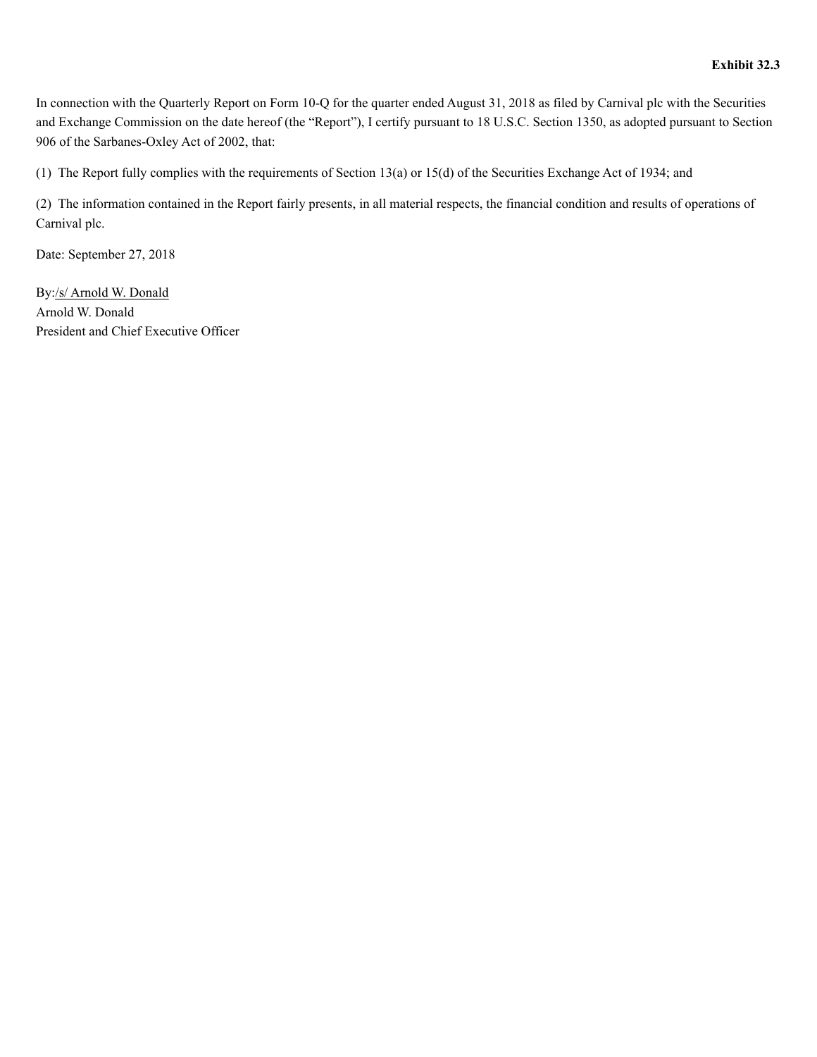**Exhibit 32.3**

In connection with the Quarterly Report on Form 10-Q for the quarter ended August 31, 2018 as filed by Carnival plc with the Securities and Exchange Commission on the date hereof (the "Report"), I certify pursuant to 18 U.S.C. Section 1350, as adopted pursuant to Section 906 of the Sarbanes-Oxley Act of 2002, that:

(1) The Report fully complies with the requirements of Section 13(a) or 15(d) of the Securities Exchange Act of 1934; and

(2) The information contained in the Report fairly presents, in all material respects, the financial condition and results of operations of Carnival plc.

Date: September 27, 2018

By:/s/ Arnold W. Donald
Arnold W. Donald
President and Chief Executive Officer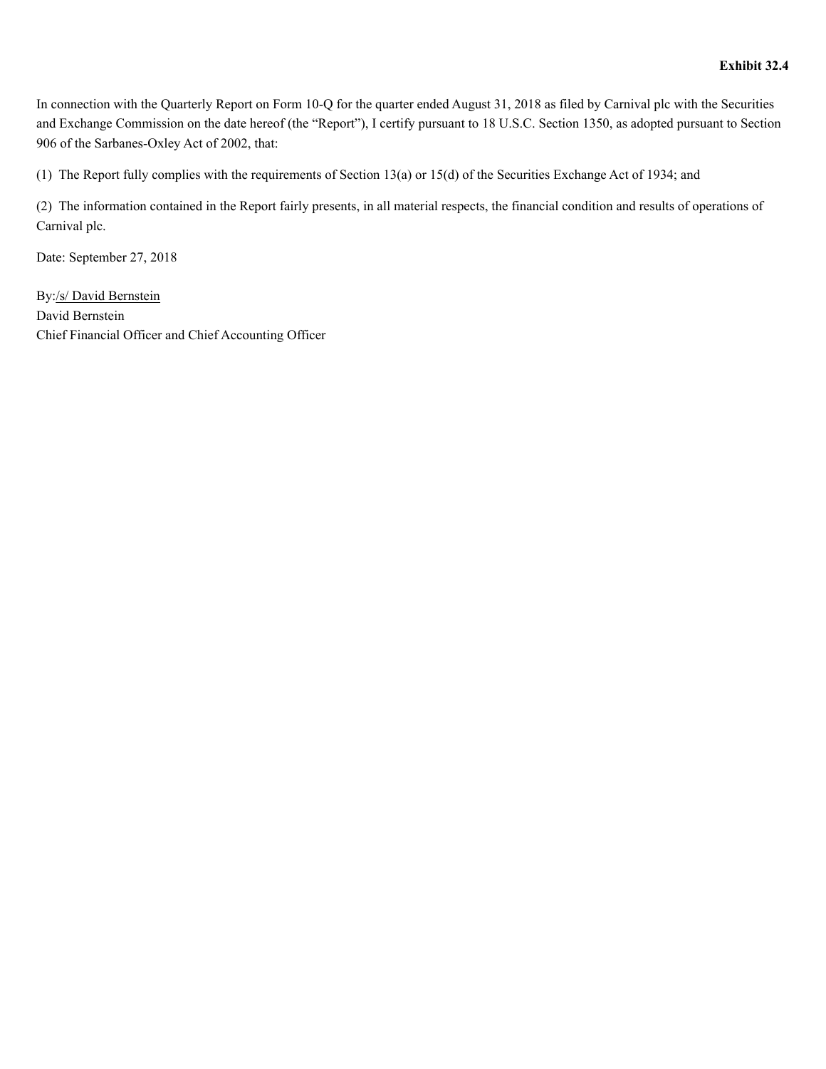**Exhibit 32.4**

In connection with the Quarterly Report on Form 10-Q for the quarter ended August 31, 2018 as filed by Carnival plc with the Securities and Exchange Commission on the date hereof (the "Report"), I certify pursuant to 18 U.S.C. Section 1350, as adopted pursuant to Section 906 of the Sarbanes-Oxley Act of 2002, that:

(1) The Report fully complies with the requirements of Section 13(a) or 15(d) of the Securities Exchange Act of 1934; and

(2) The information contained in the Report fairly presents, in all material respects, the financial condition and results of operations of Carnival plc.

Date: September 27, 2018

By:/s/ David Bernstein
David Bernstein
Chief Financial Officer and Chief Accounting Officer